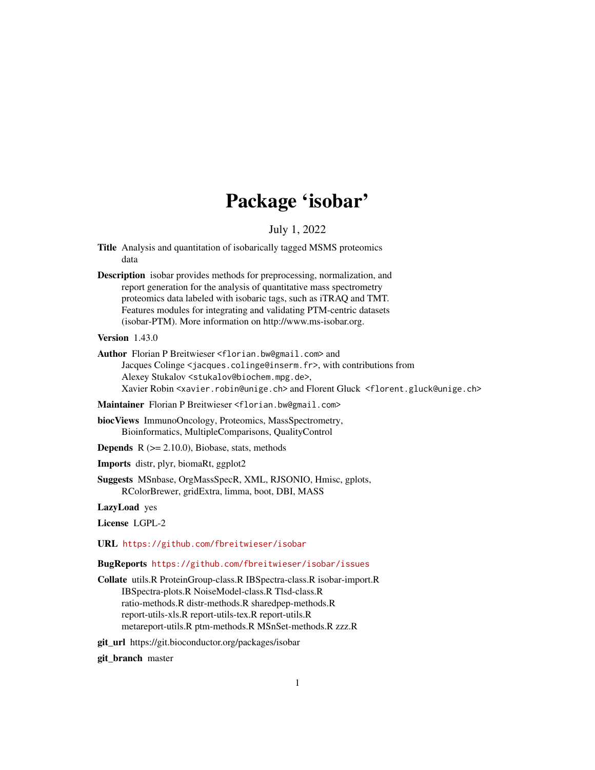# Package 'isobar'

July 1, 2022

**Title** Analysis and quantitation of isobarically tagged MSMS proteomics data

**Description** isobar provides methods for preprocessing, normalization, and report generation for the analysis of quantitative mass spectrometry proteomics data labeled with isobaric tags, such as iTRAQ and TMT. Features modules for integrating and validating PTM-centric datasets (isobar-PTM). More information on http://www.ms-isobar.org.

**Version** 1.43.0

**Author** Florian P Breitwieser <florian.bw@gmail.com> and Jacques Colinge <jacques.colinge@inserm.fr>, with contributions from Alexey Stukalov <stukalov@biochem.mpg.de>, Xavier Robin <xavier.robin@unige.ch> and Florent Gluck <florent.gluck@unige.ch>

**Maintainer** Florian P Breitwieser <florian.bw@gmail.com>

**biocViews** ImmunoOncology, Proteomics, MassSpectrometry, Bioinformatics, MultipleComparisons, QualityControl

**Depends** R (>= 2.10.0), Biobase, stats, methods

**Imports** distr, plyr, biomaRt, ggplot2

**Suggests** MSnbase, OrgMassSpecR, XML, RJSONIO, Hmisc, gplots, RColorBrewer, gridExtra, limma, boot, DBI, MASS

**LazyLoad** yes

**License** LGPL-2

**URL** https://github.com/fbreitwieser/isobar

**BugReports** https://github.com/fbreitwieser/isobar/issues

**Collate** utils.R ProteinGroup-class.R IBSpectra-class.R isobar-import.R IBSpectra-plots.R NoiseModel-class.R Tlsd-class.R ratio-methods.R distr-methods.R sharedpep-methods.R report-utils-xls.R report-utils-tex.R report-utils.R metareport-utils.R ptm-methods.R MSnSet-methods.R zzz.R

**git_url** https://git.bioconductor.org/packages/isobar

**git_branch** master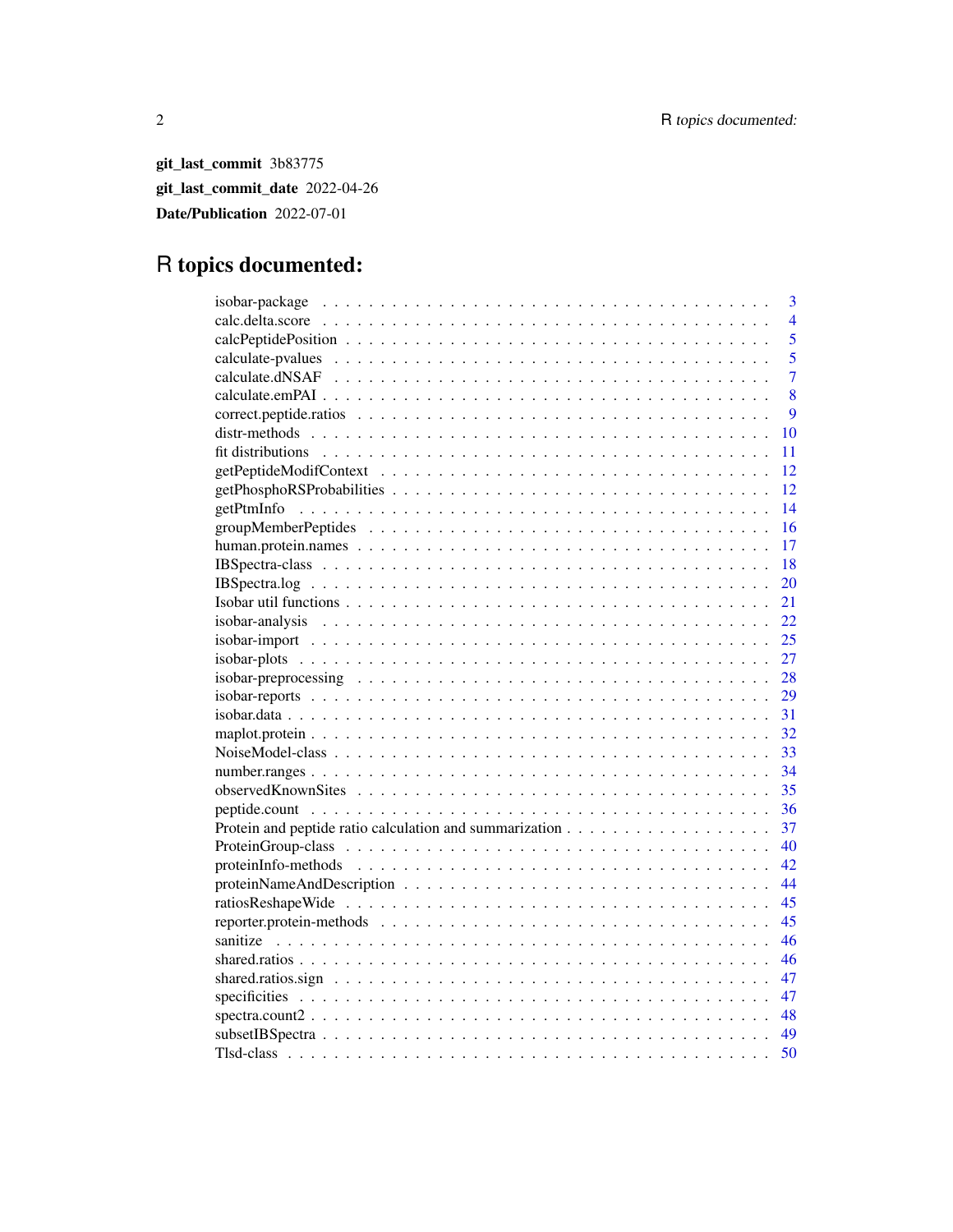**git_last_commit** 3b83775

**git_last_commit_date** 2022-04-26

**Date/Publication** 2022-07-01

# R topics documented:

| | |
|---|---|
| isobar-package | 3 |
| calc.delta.score | 4 |
| calcPeptidePosition | 5 |
| calculate-pvalues | 5 |
| calculate.dNSAF | 7 |
| calculate.emPAI | 8 |
| correct.peptide.ratios | 9 |
| distr-methods | 10 |
| fit distributions | 11 |
| getPeptideModifContext | 12 |
| getPhosphoRSProbabilities | 12 |
| getPtmInfo | 14 |
| groupMemberPeptides | 16 |
| human.protein.names | 17 |
| IBSpectra-class | 18 |
| IBSpectra.log | 20 |
| Isobar util functions | 21 |
| isobar-analysis | 22 |
| isobar-import | 25 |
| isobar-plots | 27 |
| isobar-preprocessing | 28 |
| isobar-reports | 29 |
| isobar.data | 31 |
| maplot.protein | 32 |
| NoiseModel-class | 33 |
| number.ranges | 34 |
| observedKnownSites | 35 |
| peptide.count | 36 |
| Protein and peptide ratio calculation and summarization | 37 |
| ProteinGroup-class | 40 |
| proteinInfo-methods | 42 |
| proteinNameAndDescription | 44 |
| ratiosReshapeWide | 45 |
| reporter.protein-methods | 45 |
| sanitize | 46 |
| shared.ratios | 46 |
| shared.ratios.sign | 47 |
| specificities | 47 |
| spectra.count2 | 48 |
| subsetIBSpectra | 49 |
| Tlsd-class | 50 |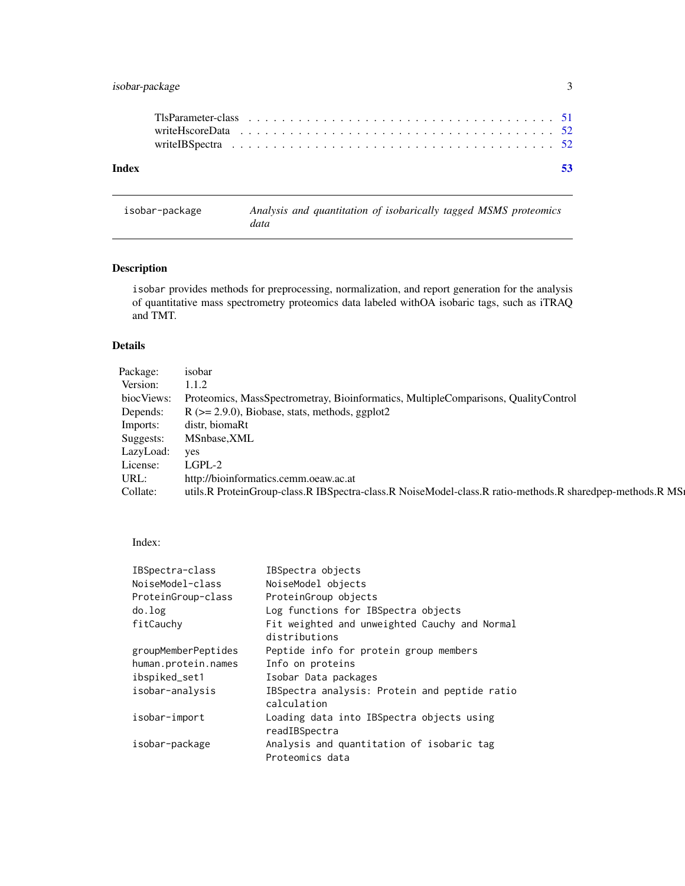TlsParameter-class . . . . . . . . . . . . . . . . . . . . . . . . . . . . . . . . . . . . 51
writeHscoreData . . . . . . . . . . . . . . . . . . . . . . . . . . . . . . . . . . . . 52
writeIBSpectra . . . . . . . . . . . . . . . . . . . . . . . . . . . . . . . . . . . . 52

**Index** **53**

---

`isobar-package` *Analysis and quantitation of isobarically tagged MSMS proteomics data*

---

## Description

`isobar` provides methods for preprocessing, normalization, and report generation for the analysis of quantitative mass spectrometry proteomics data labeled withOA isobaric tags, such as iTRAQ and TMT.

## Details

| | |
|---|---|
| Package: | isobar |
| Version: | 1.1.2 |
| biocViews: | Proteomics, MassSpectrometray, Bioinformatics, MultipleComparisons, QualityControl |
| Depends: | R (>= 2.9.0), Biobase, stats, methods, ggplot2 |
| Imports: | distr, biomaRt |
| Suggests: | MSnbase,XML |
| LazyLoad: | yes |
| License: | LGPL-2 |
| URL: | http://bioinformatics.cemm.oeaw.ac.at |
| Collate: | utils.R ProteinGroup-class.R IBSpectra-class.R NoiseModel-class.R ratio-methods.R sharedpep-methods.R MSı |

Index:

```
IBSpectra-class         IBSpectra objects
NoiseModel-class        NoiseModel objects
ProteinGroup-class      ProteinGroup objects
do.log                  Log functions for IBSpectra objects
fitCauchy               Fit weighted and unweighted Cauchy and Normal
                        distributions
groupMemberPeptides     Peptide info for protein group members
human.protein.names     Info on proteins
ibspiked_set1           Isobar Data packages
isobar-analysis         IBSpectra analysis: Protein and peptide ratio
                        calculation
isobar-import           Loading data into IBSpectra objects using
                        readIBSpectra
isobar-package          Analysis and quantitation of isobaric tag
                        Proteomics data
```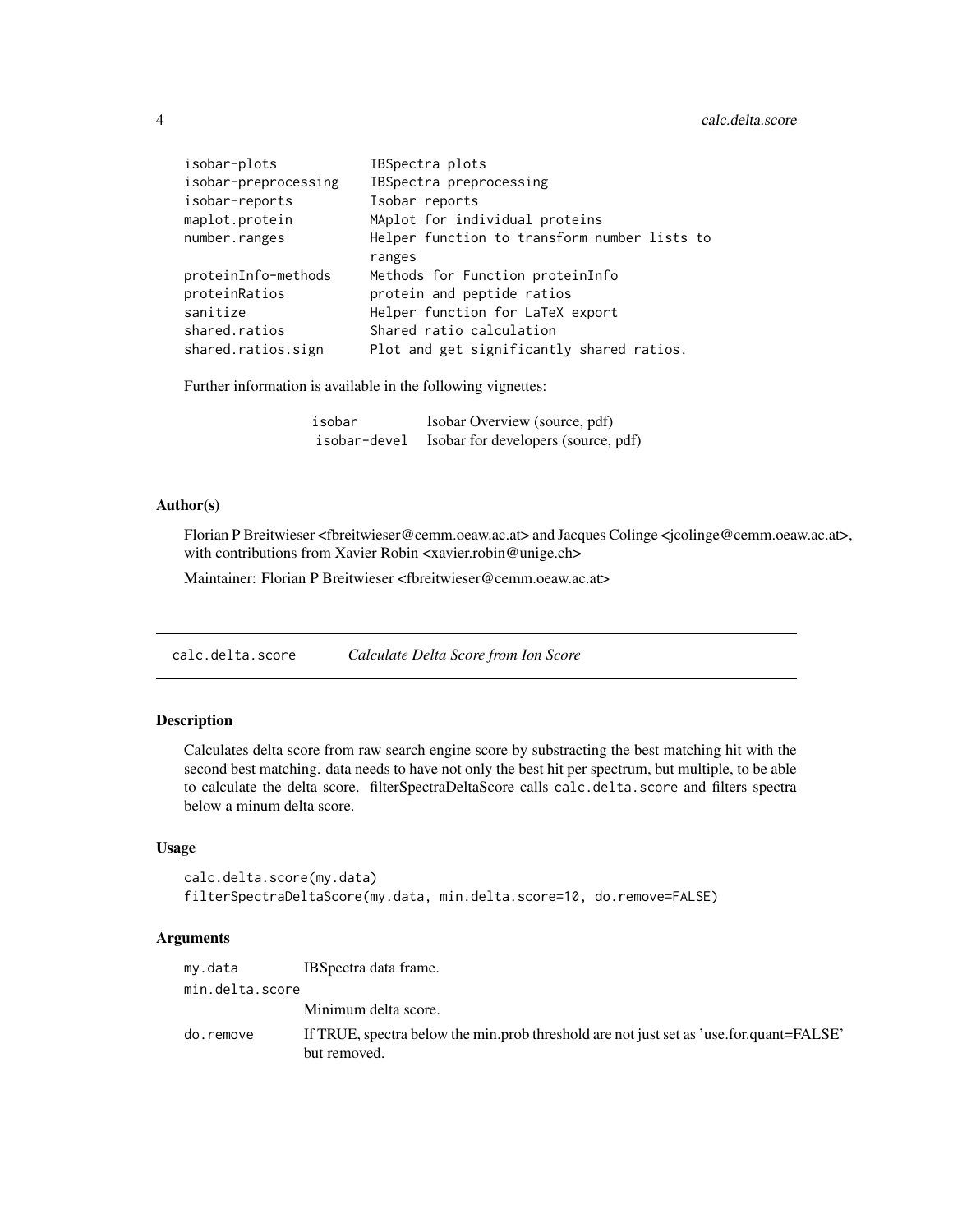| | |
|---|---|
| isobar-plots | IBSpectra plots |
| isobar-preprocessing | IBSpectra preprocessing |
| isobar-reports | Isobar reports |
| maplot.protein | MAplot for individual proteins |
| number.ranges | Helper function to transform number lists to ranges |
| proteinInfo-methods | Methods for Function proteinInfo |
| proteinRatios | protein and peptide ratios |
| sanitize | Helper function for LaTeX export |
| shared.ratios | Shared ratio calculation |
| shared.ratios.sign | Plot and get significantly shared ratios. |

Further information is available in the following vignettes:

| | |
|---|---|
| isobar | Isobar Overview (source, pdf) |
| isobar-devel | Isobar for developers (source, pdf) |

### Author(s)

Florian P Breitwieser <fbreitwieser@cemm.oeaw.ac.at> and Jacques Colinge <jcolinge@cemm.oeaw.ac.at>, with contributions from Xavier Robin <xavier.robin@unige.ch>

Maintainer: Florian P Breitwieser <fbreitwieser@cemm.oeaw.ac.at>

---

## calc.delta.score *Calculate Delta Score from Ion Score*

### Description

Calculates delta score from raw search engine score by substracting the best matching hit with the second best matching. data needs to have not only the best hit per spectrum, but multiple, to be able to calculate the delta score. filterSpectraDeltaScore calls `calc.delta.score` and filters spectra below a minum delta score.

### Usage

```
calc.delta.score(my.data)
filterSpectraDeltaScore(my.data, min.delta.score=10, do.remove=FALSE)
```

### Arguments

| | |
|---|---|
| my.data | IBSpectra data frame. |
| min.delta.score | Minimum delta score. |
| do.remove | If TRUE, spectra below the min.prob threshold are not just set as 'use.for.quant=FALSE' but removed. |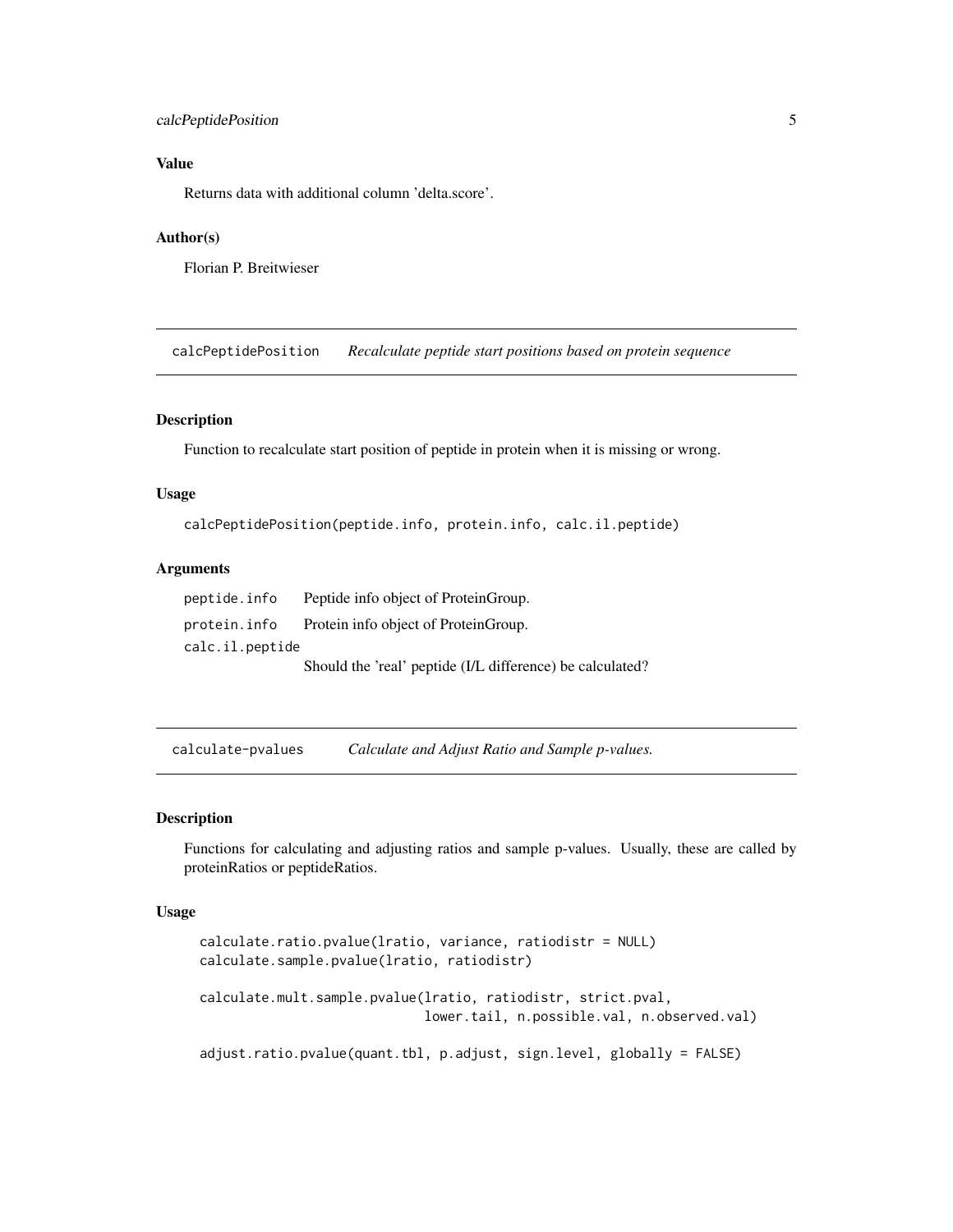## Value

Returns data with additional column 'delta.score'.

## Author(s)

Florian P. Breitwieser

---

# calcPeptidePosition *Recalculate peptide start positions based on protein sequence*

## Description

Function to recalculate start position of peptide in protein when it is missing or wrong.

## Usage

```
calcPeptidePosition(peptide.info, protein.info, calc.il.peptide)
```

## Arguments

| | |
|---|---|
| peptide.info | Peptide info object of ProteinGroup. |
| protein.info | Protein info object of ProteinGroup. |
| calc.il.peptide | Should the 'real' peptide (I/L difference) be calculated? |

---

# calculate-pvalues *Calculate and Adjust Ratio and Sample p-values.*

## Description

Functions for calculating and adjusting ratios and sample p-values. Usually, these are called by proteinRatios or peptideRatios.

## Usage

```
calculate.ratio.pvalue(lratio, variance, ratiodistr = NULL)
calculate.sample.pvalue(lratio, ratiodistr)

calculate.mult.sample.pvalue(lratio, ratiodistr, strict.pval,
                             lower.tail, n.possible.val, n.observed.val)

adjust.ratio.pvalue(quant.tbl, p.adjust, sign.level, globally = FALSE)
```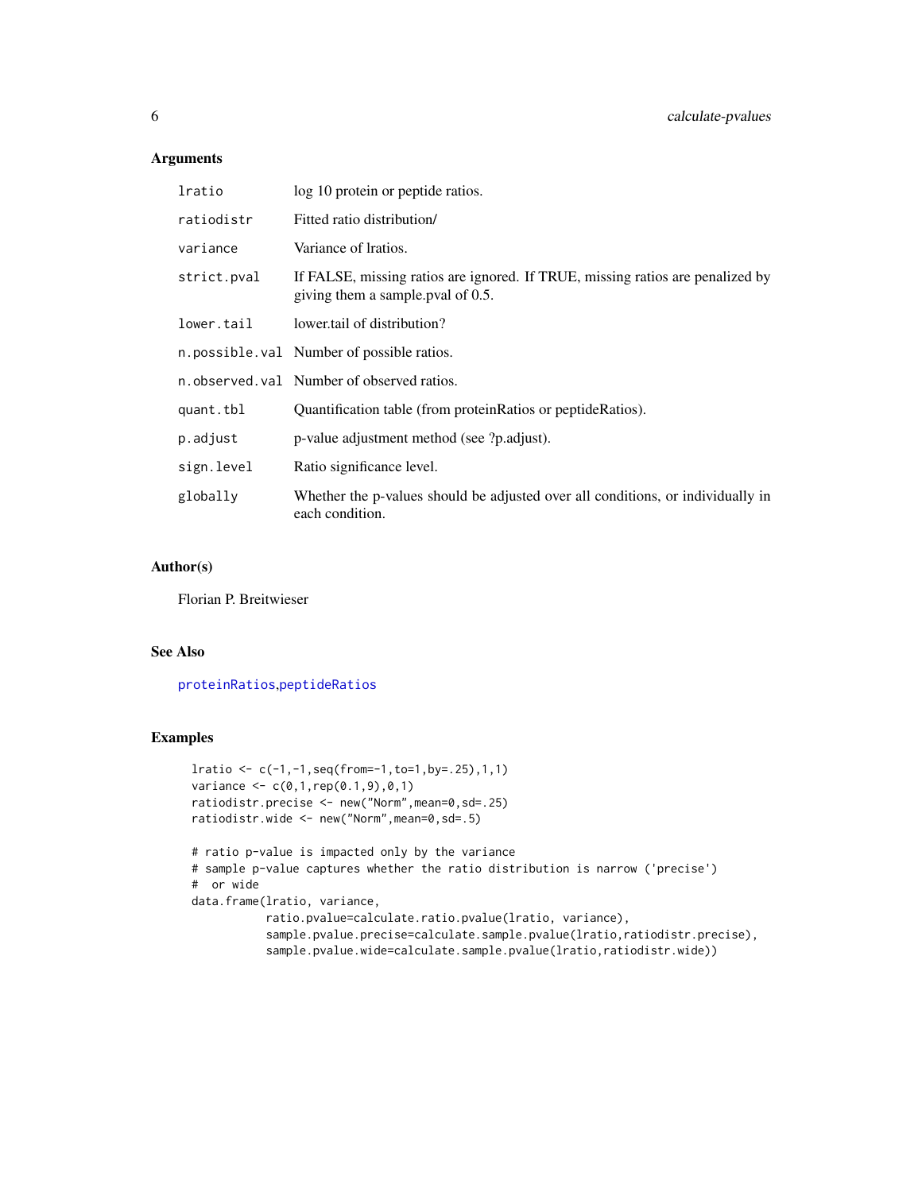## Arguments

| | |
|---|---|
| lratio | log 10 protein or peptide ratios. |
| ratiodistr | Fitted ratio distribution/ |
| variance | Variance of lratios. |
| strict.pval | If FALSE, missing ratios are ignored. If TRUE, missing ratios are penalized by giving them a sample.pval of 0.5. |
| lower.tail | lower.tail of distribution? |
| n.possible.val | Number of possible ratios. |
| n.observed.val | Number of observed ratios. |
| quant.tbl | Quantification table (from proteinRatios or peptideRatios). |
| p.adjust | p-value adjustment method (see ?p.adjust). |
| sign.level | Ratio significance level. |
| globally | Whether the p-values should be adjusted over all conditions, or individually in each condition. |

## Author(s)

Florian P. Breitwieser

## See Also

proteinRatios, peptideRatios

## Examples

```
lratio <- c(-1,-1,seq(from=-1,to=1,by=.25),1,1)
variance <- c(0,1,rep(0.1,9),0,1)
ratiodistr.precise <- new("Norm",mean=0,sd=.25)
ratiodistr.wide <- new("Norm",mean=0,sd=.5)

# ratio p-value is impacted only by the variance
# sample p-value captures whether the ratio distribution is narrow ('precise')
#  or wide
data.frame(lratio, variance,
           ratio.pvalue=calculate.ratio.pvalue(lratio, variance),
           sample.pvalue.precise=calculate.sample.pvalue(lratio,ratiodistr.precise),
           sample.pvalue.wide=calculate.sample.pvalue(lratio,ratiodistr.wide))
```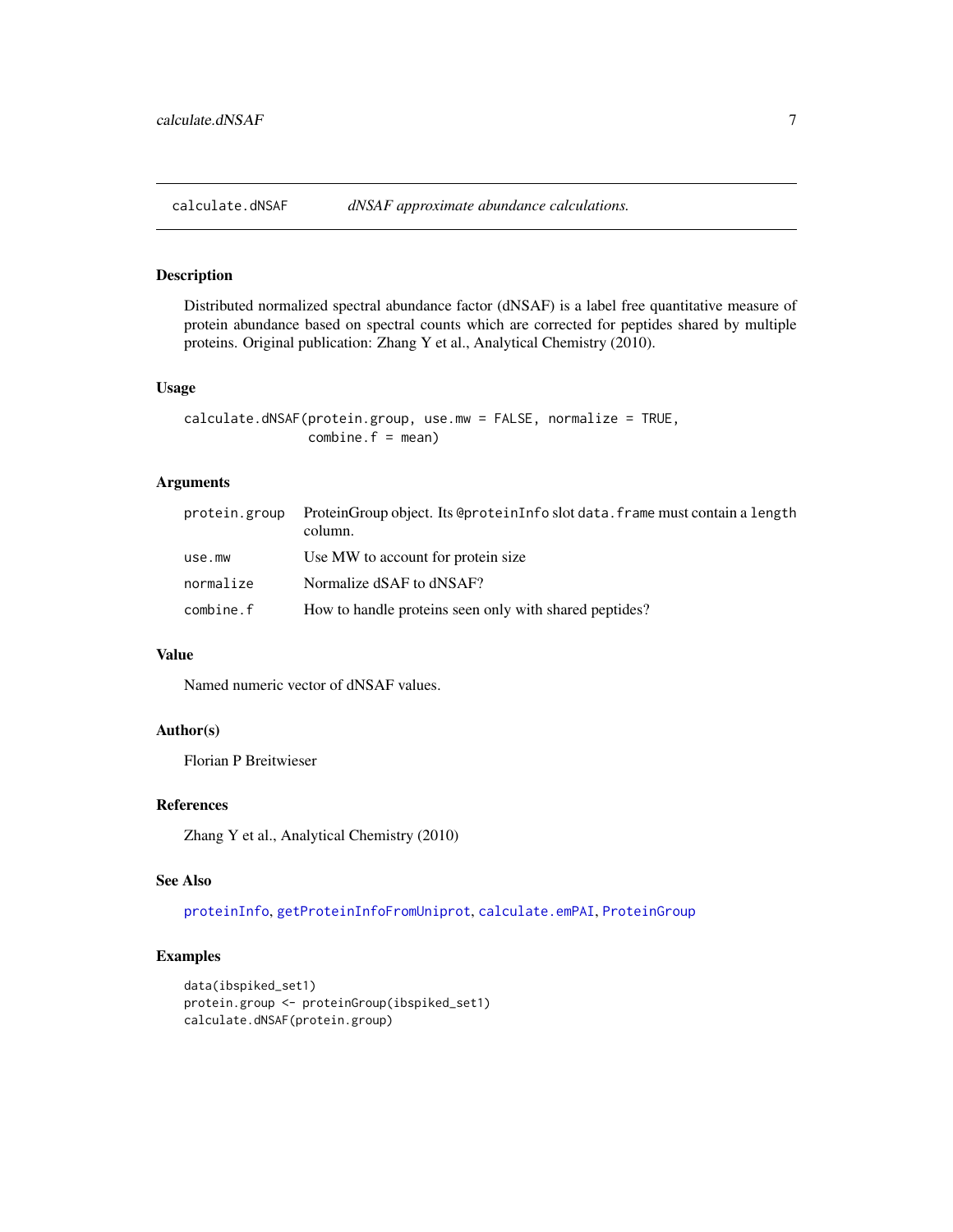## calculate.dNSAF — *dNSAF approximate abundance calculations.*

### Description

Distributed normalized spectral abundance factor (dNSAF) is a label free quantitative measure of protein abundance based on spectral counts which are corrected for peptides shared by multiple proteins. Original publication: Zhang Y et al., Analytical Chemistry (2010).

### Usage

```
calculate.dNSAF(protein.group, use.mw = FALSE, normalize = TRUE,
                combine.f = mean)
```

### Arguments

| | |
|---|---|
| `protein.group` | ProteinGroup object. Its `@proteinInfo` slot `data.frame` must contain a `length` column. |
| `use.mw` | Use MW to account for protein size |
| `normalize` | Normalize dSAF to dNSAF? |
| `combine.f` | How to handle proteins seen only with shared peptides? |

### Value

Named numeric vector of dNSAF values.

### Author(s)

Florian P Breitwieser

### References

Zhang Y et al., Analytical Chemistry (2010)

### See Also

`proteinInfo`, `getProteinInfoFromUniprot`, `calculate.emPAI`, `ProteinGroup`

### Examples

```
data(ibspiked_set1)
protein.group <- proteinGroup(ibspiked_set1)
calculate.dNSAF(protein.group)
```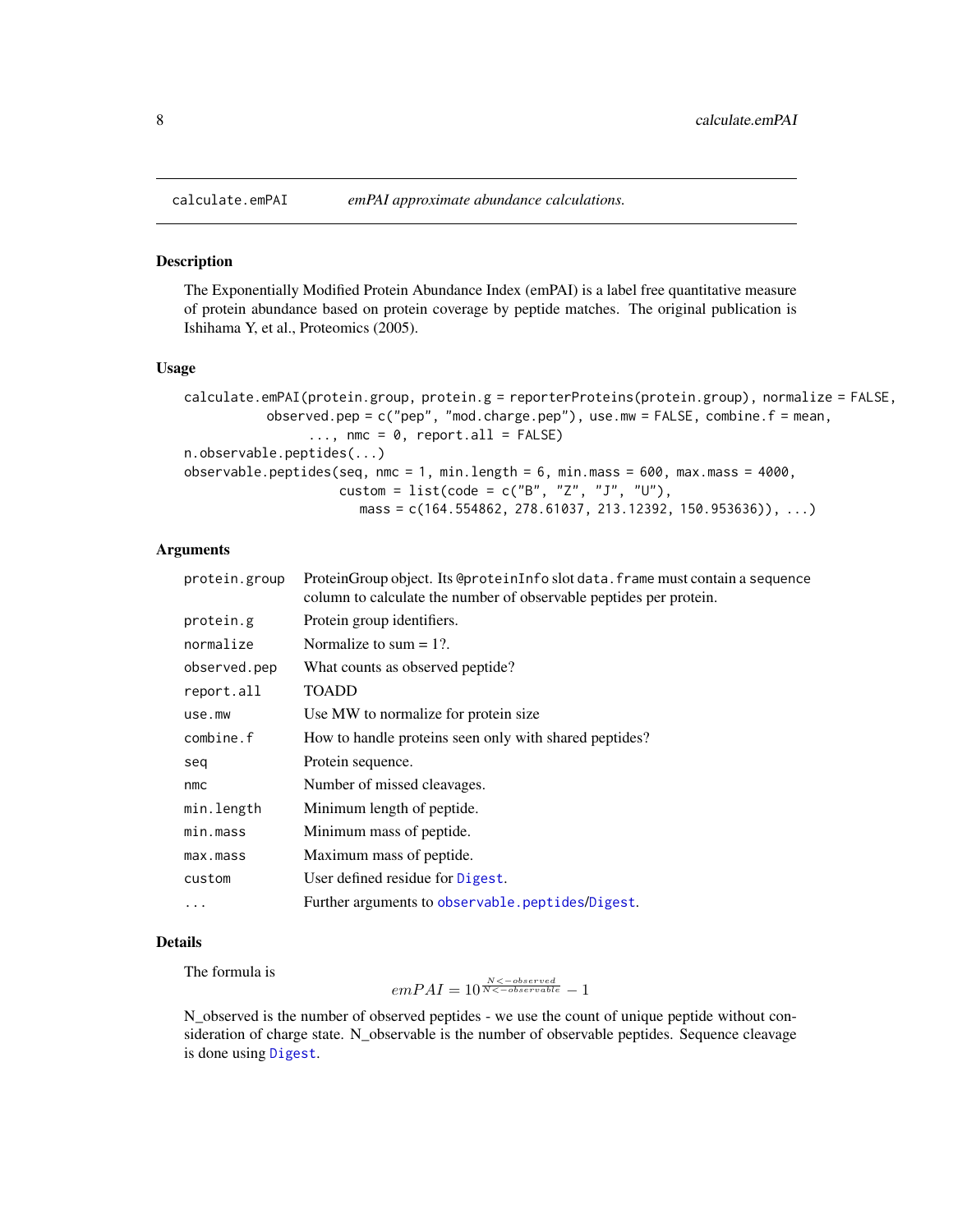calculate.emPAI — *emPAI approximate abundance calculations.*

## Description

The Exponentially Modified Protein Abundance Index (emPAI) is a label free quantitative measure of protein abundance based on protein coverage by peptide matches. The original publication is Ishihama Y, et al., Proteomics (2005).

## Usage

```
calculate.emPAI(protein.group, protein.g = reporterProteins(protein.group), normalize = FALSE,
          observed.pep = c("pep", "mod.charge.pep"), use.mw = FALSE, combine.f = mean,
                ..., nmc = 0, report.all = FALSE)
n.observable.peptides(...)
observable.peptides(seq, nmc = 1, min.length = 6, min.mass = 600, max.mass = 4000,
                    custom = list(code = c("B", "Z", "J", "U"),
                       mass = c(164.554862, 278.61037, 213.12392, 150.953636)), ...)
```

## Arguments

| | |
|---|---|
| protein.group | ProteinGroup object. Its @proteinInfo slot data.frame must contain a sequence column to calculate the number of observable peptides per protein. |
| protein.g | Protein group identifiers. |
| normalize | Normalize to sum = 1?. |
| observed.pep | What counts as observed peptide? |
| report.all | TOADD |
| use.mw | Use MW to normalize for protein size |
| combine.f | How to handle proteins seen only with shared peptides? |
| seq | Protein sequence. |
| nmc | Number of missed cleavages. |
| min.length | Minimum length of peptide. |
| min.mass | Minimum mass of peptide. |
| max.mass | Maximum mass of peptide. |
| custom | User defined residue for Digest. |
| ... | Further arguments to observable.peptides/Digest. |

## Details

The formula is

$$emPAI = 10^{\frac{N<-observed}{N<-observable}} - 1$$

N_observed is the number of observed peptides - we use the count of unique peptide without consideration of charge state. N_observable is the number of observable peptides. Sequence cleavage is done using Digest.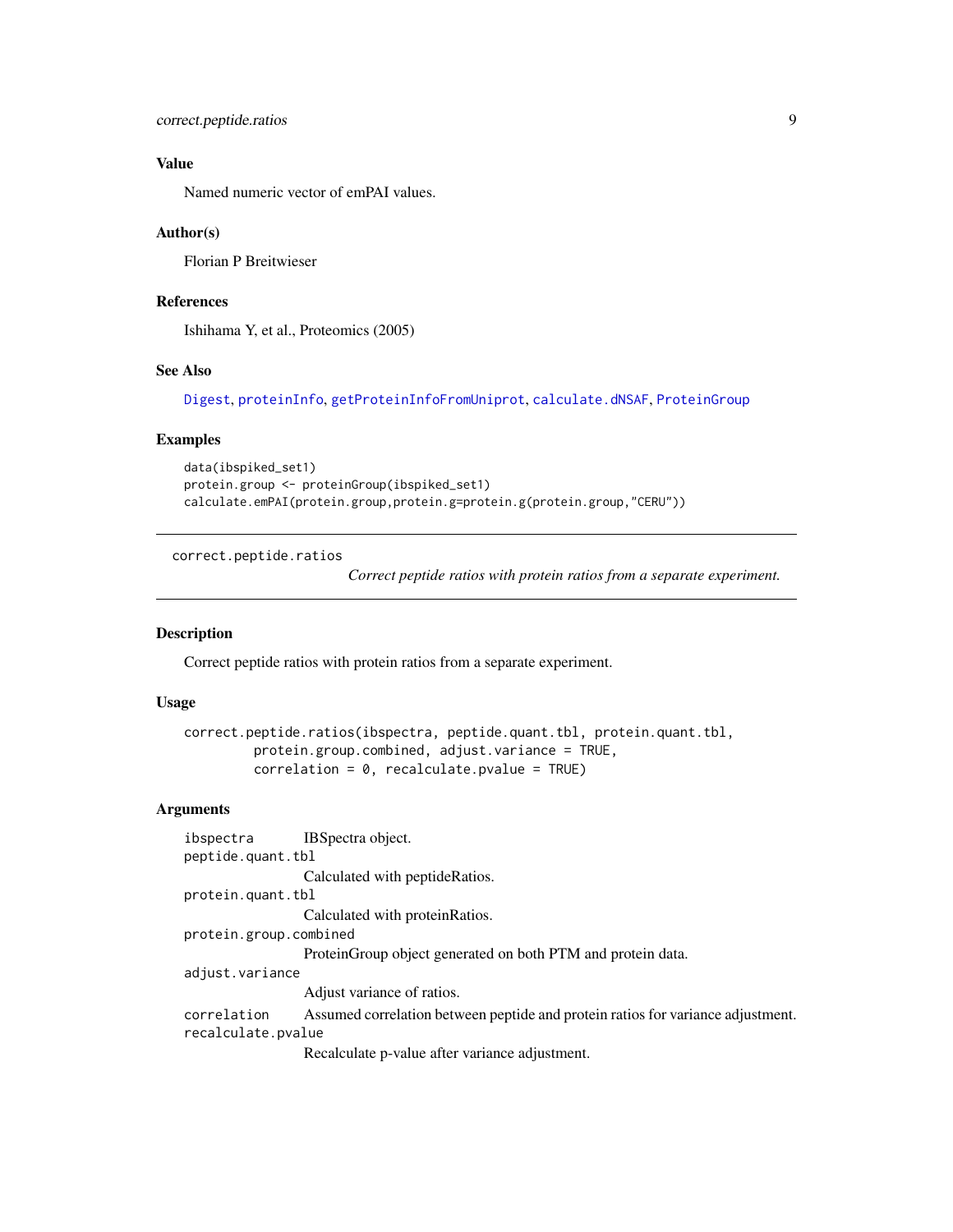### Value

Named numeric vector of emPAI values.

### Author(s)

Florian P Breitwieser

### References

Ishihama Y, et al., Proteomics (2005)

### See Also

Digest, proteinInfo, getProteinInfoFromUniprot, calculate.dNSAF, ProteinGroup

### Examples

```
data(ibspiked_set1)
protein.group <- proteinGroup(ibspiked_set1)
calculate.emPAI(protein.group,protein.g=protein.g(protein.group,"CERU"))
```

---

## correct.peptide.ratios

*Correct peptide ratios with protein ratios from a separate experiment.*

---

### Description

Correct peptide ratios with protein ratios from a separate experiment.

### Usage

```
correct.peptide.ratios(ibspectra, peptide.quant.tbl, protein.quant.tbl,
        protein.group.combined, adjust.variance = TRUE,
        correlation = 0, recalculate.pvalue = TRUE)
```

### Arguments

- `ibspectra` — IBSpectra object.
- `peptide.quant.tbl` — Calculated with peptideRatios.
- `protein.quant.tbl` — Calculated with proteinRatios.
- `protein.group.combined` — ProteinGroup object generated on both PTM and protein data.
- `adjust.variance` — Adjust variance of ratios.
- `correlation` — Assumed correlation between peptide and protein ratios for variance adjustment.
- `recalculate.pvalue` — Recalculate p-value after variance adjustment.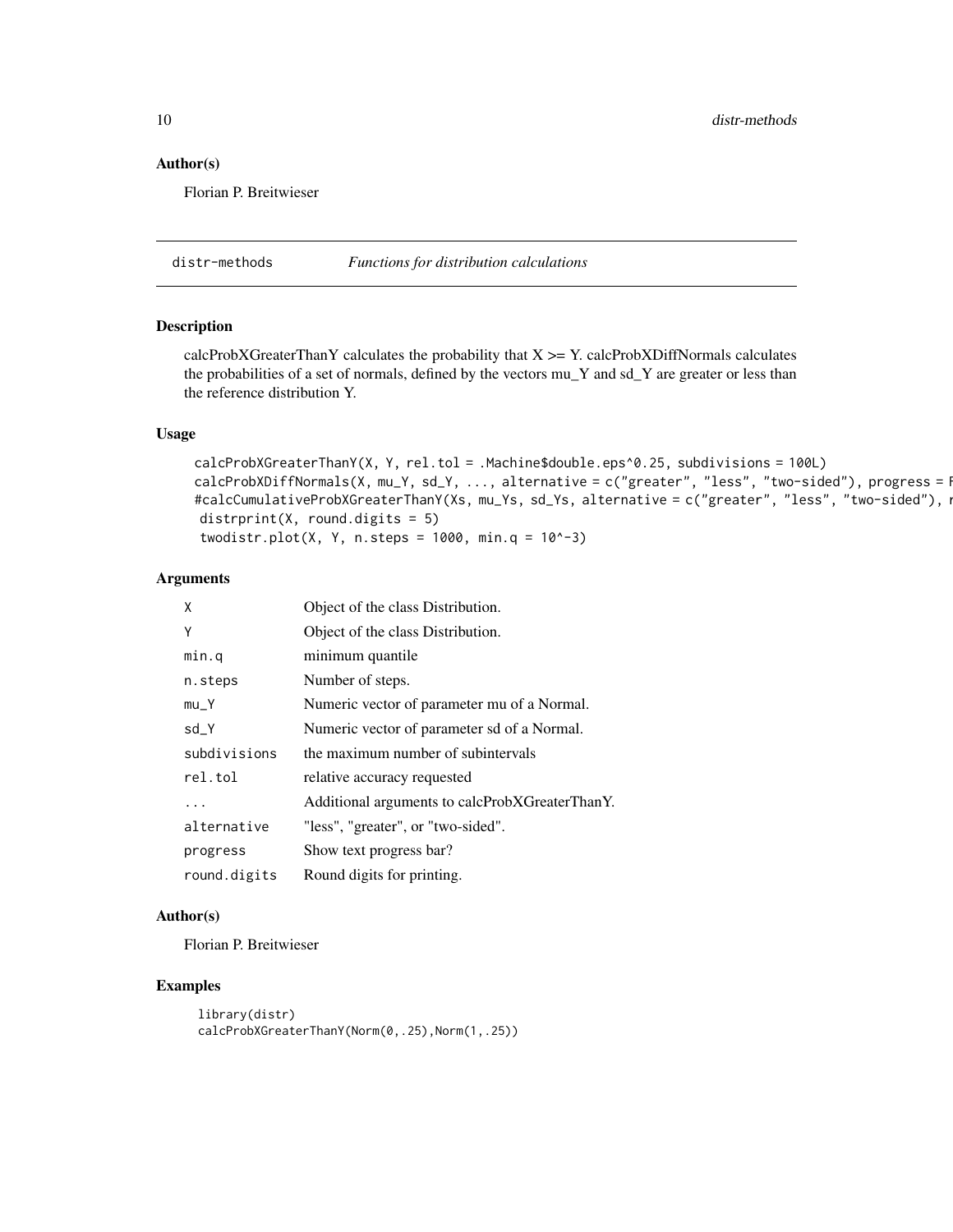## Author(s)

Florian P. Breitwieser

---

# distr-methods *Functions for distribution calculations*

---

## Description

calcProbXGreaterThanY calculates the probability that X >= Y. calcProbXDiffNormals calculates the probabilities of a set of normals, defined by the vectors mu_Y and sd_Y are greater or less than the reference distribution Y.

## Usage

```
calcProbXGreaterThanY(X, Y, rel.tol = .Machine$double.eps^0.25, subdivisions = 100L)
calcProbXDiffNormals(X, mu_Y, sd_Y, ..., alternative = c("greater", "less", "two-sided"), progress = F
#calcCumulativeProbXGreaterThanY(Xs, mu_Ys, sd_Ys, alternative = c("greater", "less", "two-sided"), r
 distrprint(X, round.digits = 5)
 twodistr.plot(X, Y, n.steps = 1000, min.q = 10^-3)
```

## Arguments

| | |
|---|---|
| `X` | Object of the class Distribution. |
| `Y` | Object of the class Distribution. |
| `min.q` | minimum quantile |
| `n.steps` | Number of steps. |
| `mu_Y` | Numeric vector of parameter mu of a Normal. |
| `sd_Y` | Numeric vector of parameter sd of a Normal. |
| `subdivisions` | the maximum number of subintervals |
| `rel.tol` | relative accuracy requested |
| `...` | Additional arguments to calcProbXGreaterThanY. |
| `alternative` | "less", "greater", or "two-sided". |
| `progress` | Show text progress bar? |
| `round.digits` | Round digits for printing. |

## Author(s)

Florian P. Breitwieser

## Examples

```
library(distr)
calcProbXGreaterThanY(Norm(0,.25),Norm(1,.25))
```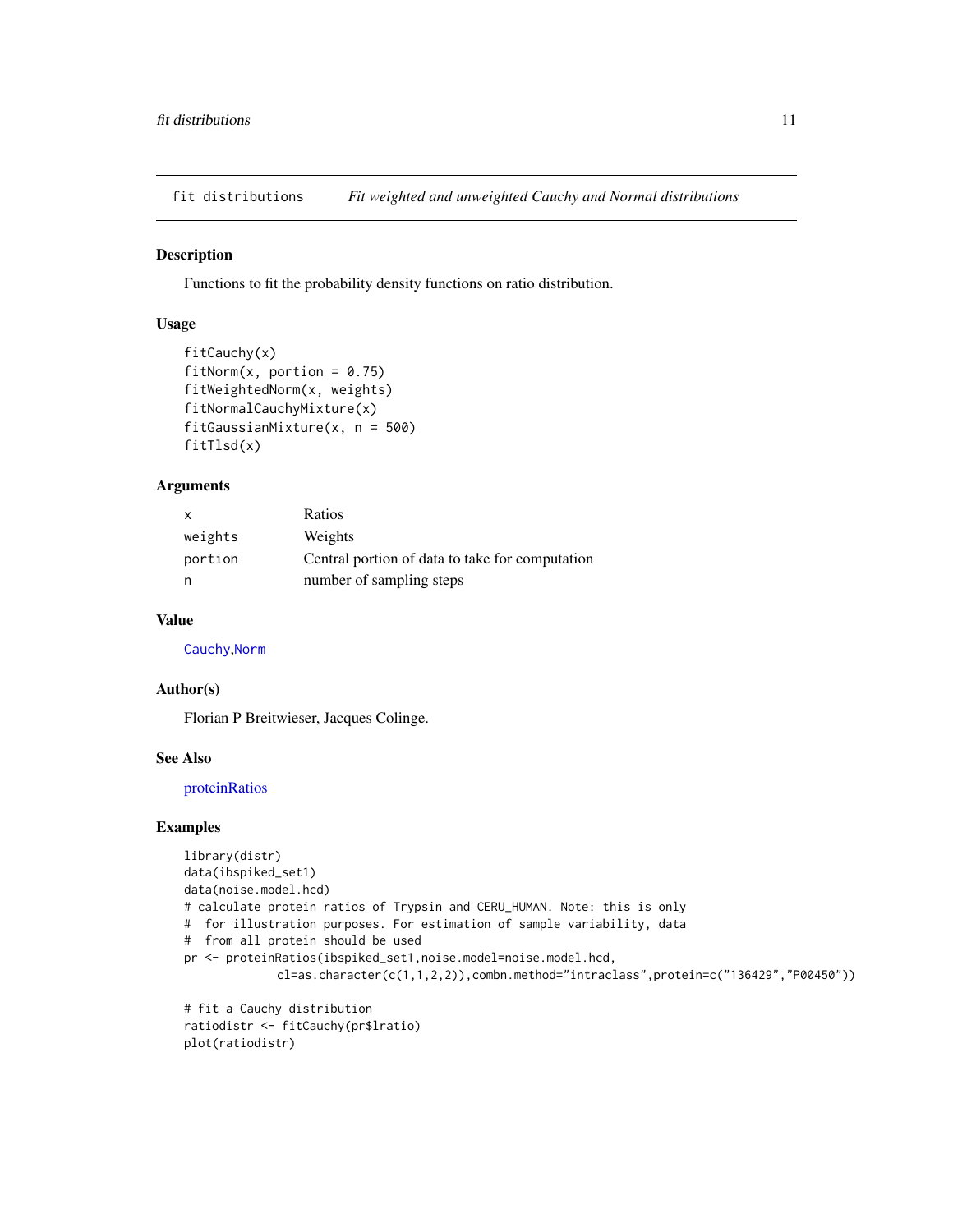# fit distributions — *Fit weighted and unweighted Cauchy and Normal distributions*

## Description

Functions to fit the probability density functions on ratio distribution.

## Usage

```
fitCauchy(x)
fitNorm(x, portion = 0.75)
fitWeightedNorm(x, weights)
fitNormalCauchyMixture(x)
fitGaussianMixture(x, n = 500)
fitTlsd(x)
```

## Arguments

| | |
|---|---|
| `x` | Ratios |
| `weights` | Weights |
| `portion` | Central portion of data to take for computation |
| `n` | number of sampling steps |

## Value

`Cauchy`,`Norm`

## Author(s)

Florian P Breitwieser, Jacques Colinge.

## See Also

proteinRatios

## Examples

```
library(distr)
data(ibspiked_set1)
data(noise.model.hcd)
# calculate protein ratios of Trypsin and CERU_HUMAN. Note: this is only
#  for illustration purposes. For estimation of sample variability, data
#  from all protein should be used
pr <- proteinRatios(ibspiked_set1,noise.model=noise.model.hcd,
             cl=as.character(c(1,1,2,2)),combn.method="intraclass",protein=c("136429","P00450"))

# fit a Cauchy distribution
ratiodistr <- fitCauchy(pr$lratio)
plot(ratiodistr)
```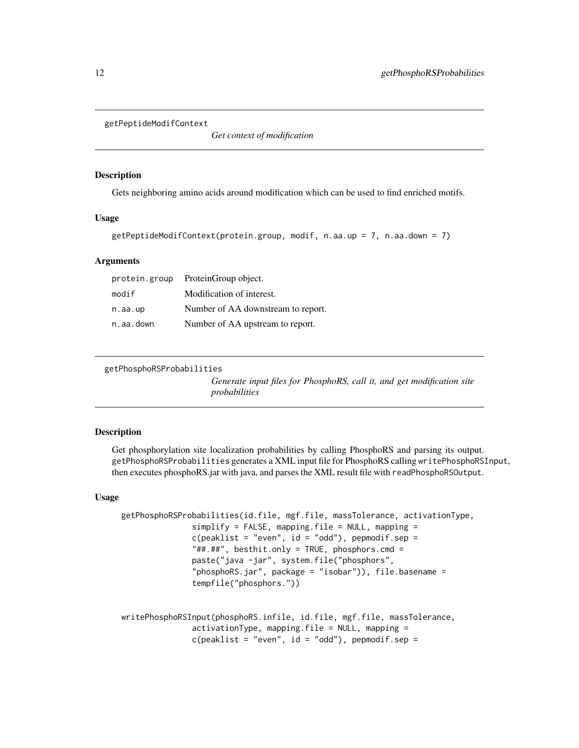## getPeptideModifContext

*Get context of modification*

### Description

Gets neighboring amino acids around modification which can be used to find enriched motifs.

### Usage

```
getPeptideModifContext(protein.group, modif, n.aa.up = 7, n.aa.down = 7)
```

### Arguments

| | |
|---|---|
| protein.group | ProteinGroup object. |
| modif | Modification of interest. |
| n.aa.up | Number of AA downstream to report. |
| n.aa.down | Number of AA upstream to report. |

## getPhosphoRSProbabilities

*Generate input files for PhosphoRS, call it, and get modification site probabilities*

### Description

Get phosphorylation site localization probabilities by calling PhosphoRS and parsing its output. `getPhosphoRSProbabilities` generates a XML input file for PhosphoRS calling `writePhosphoRSInput`, then executes phosphoRS.jar with java, and parses the XML result file with `readPhosphoRSOutput`.

### Usage

```
getPhosphoRSProbabilities(id.file, mgf.file, massTolerance, activationType,
              simplify = FALSE, mapping.file = NULL, mapping =
              c(peaklist = "even", id = "odd"), pepmodif.sep =
              "##.##", besthit.only = TRUE, phosphors.cmd =
              paste("java -jar", system.file("phosphors",
              "phosphoRS.jar", package = "isobar")), file.basename =
              tempfile("phosphors."))


writePhosphoRSInput(phosphoRS.infile, id.file, mgf.file, massTolerance,
              activationType, mapping.file = NULL, mapping =
              c(peaklist = "even", id = "odd"), pepmodif.sep =
```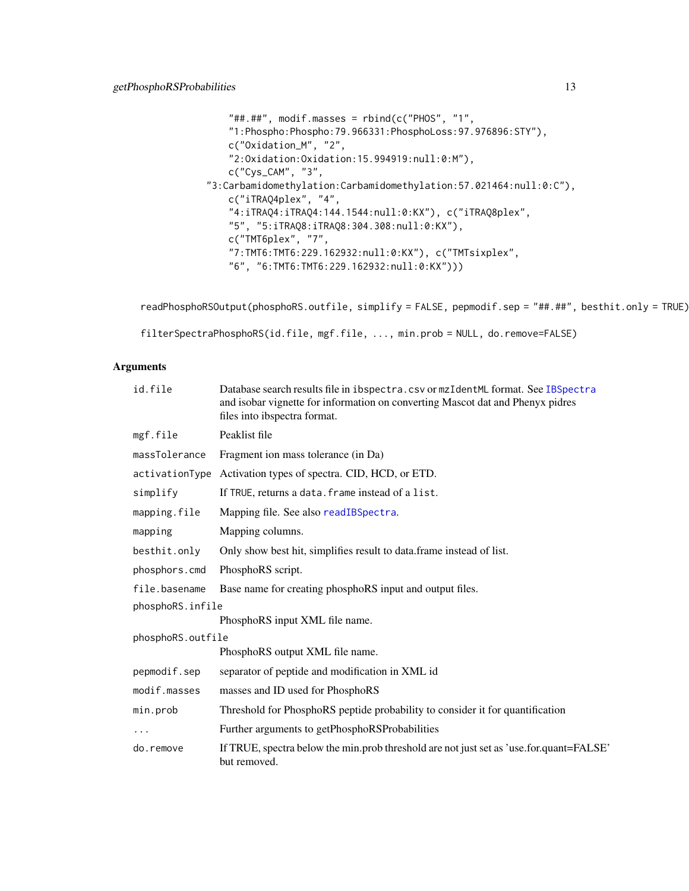```
        "##.##", modif.masses = rbind(c("PHOS", "1",
        "1:Phospho:Phospho:79.966331:PhosphoLoss:97.976896:STY"),
        c("Oxidation_M", "2",
        "2:Oxidation:Oxidation:15.994919:null:0:M"),
        c("Cys_CAM", "3",
    "3:Carbamidomethylation:Carbamidomethylation:57.021464:null:0:C"),
        c("iTRAQ4plex", "4",
        "4:iTRAQ4:iTRAQ4:144.1544:null:0:KX"), c("iTRAQ8plex",
        "5", "5:iTRAQ8:iTRAQ8:304.308:null:0:KX"),
        c("TMT6plex", "7",
        "7:TMT6:TMT6:229.162932:null:0:KX"), c("TMTsixplex",
        "6", "6:TMT6:TMT6:229.162932:null:0:KX")))

readPhosphoRSOutput(phosphoRS.outfile, simplify = FALSE, pepmodif.sep = "##.##", besthit.only = TRUE)

filterSpectraPhosphoRS(id.file, mgf.file, ..., min.prob = NULL, do.remove=FALSE)
```

## Arguments

| | |
|---|---|
| `id.file` | Database search results file in `ibspectra.csv` or `mzIdentML` format. See IBSpectra and isobar vignette for information on converting Mascot dat and Phenyx pidres files into ibspectra format. |
| `mgf.file` | Peaklist file |
| `massTolerance` | Fragment ion mass tolerance (in Da) |
| `activationType` | Activation types of spectra. CID, HCD, or ETD. |
| `simplify` | If TRUE, returns a `data.frame` instead of a `list`. |
| `mapping.file` | Mapping file. See also `readIBSpectra`. |
| `mapping` | Mapping columns. |
| `besthit.only` | Only show best hit, simplifies result to data.frame instead of list. |
| `phosphors.cmd` | PhosphoRS script. |
| `file.basename` | Base name for creating phosphoRS input and output files. |
| `phosphoRS.infile` | PhosphoRS input XML file name. |
| `phosphoRS.outfile` | PhosphoRS output XML file name. |
| `pepmodif.sep` | separator of peptide and modification in XML id |
| `modif.masses` | masses and ID used for PhosphoRS |
| `min.prob` | Threshold for PhosphoRS peptide probability to consider it for quantification |
| `...` | Further arguments to getPhosphoRSProbabilities |
| `do.remove` | If TRUE, spectra below the min.prob threshold are not just set as 'use.for.quant=FALSE' but removed. |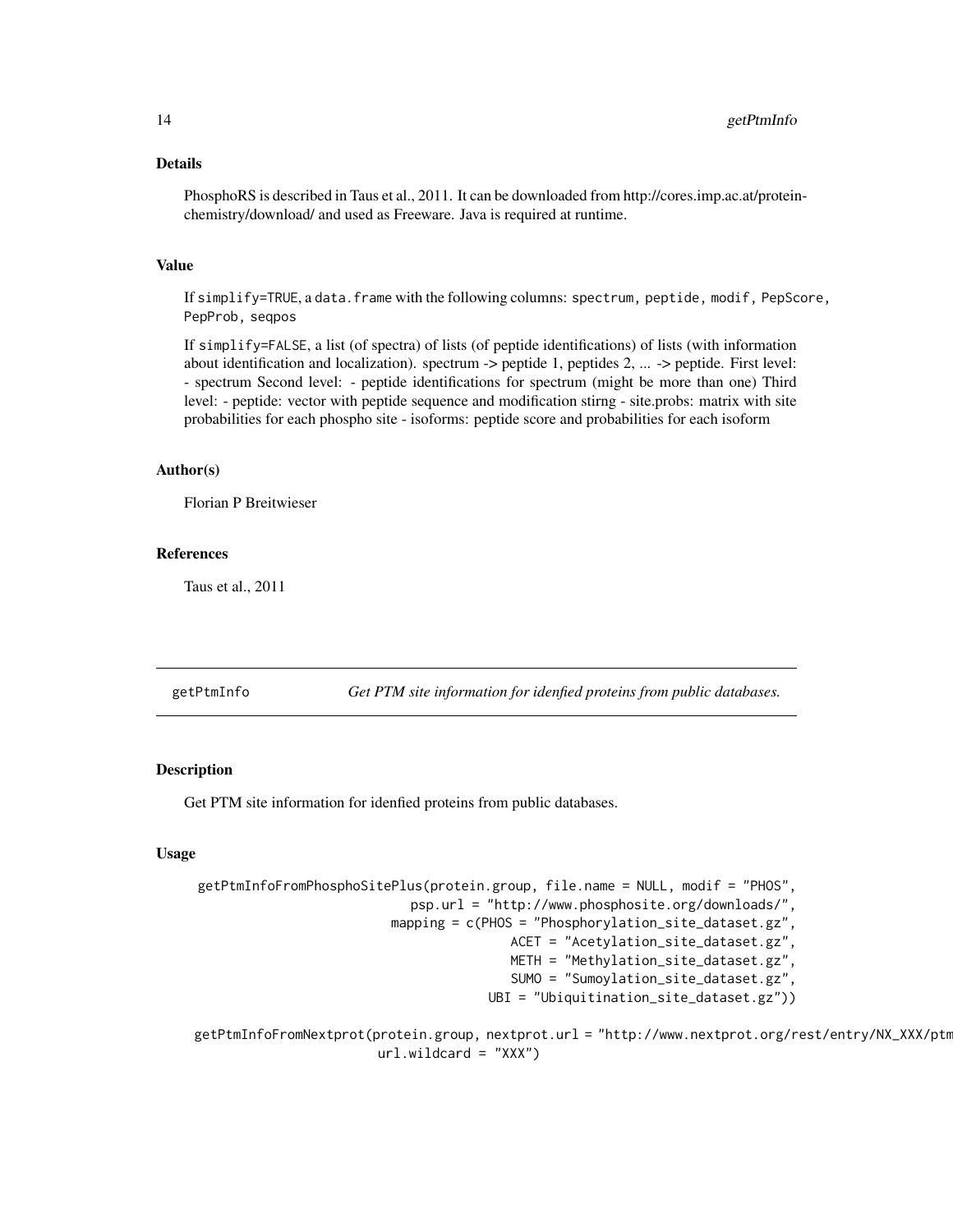## Details

PhosphoRS is described in Taus et al., 2011. It can be downloaded from http://cores.imp.ac.at/protein-chemistry/download/ and used as Freeware. Java is required at runtime.

## Value

If `simplify=TRUE`, a `data.frame` with the following columns: `spectrum`, `peptide`, `modif`, `PepScore`, `PepProb`, `seqpos`

If `simplify=FALSE`, a list (of spectra) of lists (of peptide identifications) of lists (with information about identification and localization). spectrum -> peptide 1, peptides 2, ... -> peptide. First level: - spectrum Second level: - peptide identifications for spectrum (might be more than one) Third level: - peptide: vector with peptide sequence and modification stirng - site.probs: matrix with site probabilities for each phospho site - isoforms: peptide score and probabilities for each isoform

## Author(s)

Florian P Breitwieser

## References

Taus et al., 2011

---

`getPtmInfo` *Get PTM site information for idenfied proteins from public databases.*

---

## Description

Get PTM site information for idenfied proteins from public databases.

## Usage

```
getPtmInfoFromPhosphoSitePlus(protein.group, file.name = NULL, modif = "PHOS",
                          psp.url = "http://www.phosphosite.org/downloads/",
                      mapping = c(PHOS = "Phosphorylation_site_dataset.gz",
                                  ACET = "Acetylation_site_dataset.gz",
                                  METH = "Methylation_site_dataset.gz",
                                  SUMO = "Sumoylation_site_dataset.gz",
                                 UBI = "Ubiquitination_site_dataset.gz"))

getPtmInfoFromNextprot(protein.group, nextprot.url = "http://www.nextprot.org/rest/entry/NX_XXX/ptm
                       url.wildcard = "XXX")
```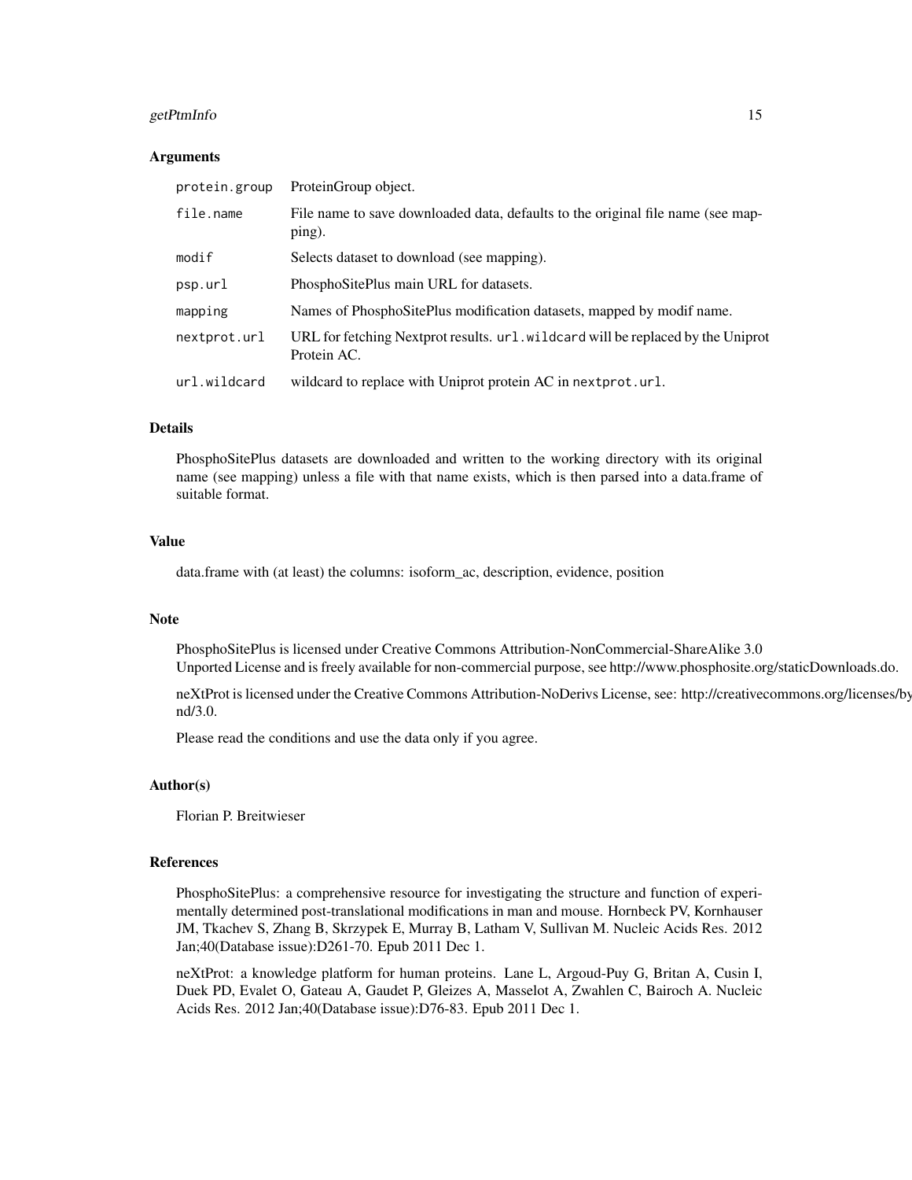### Arguments

| | |
|---|---|
| `protein.group` | ProteinGroup object. |
| `file.name` | File name to save downloaded data, defaults to the original file name (see mapping). |
| `modif` | Selects dataset to download (see mapping). |
| `psp.url` | PhosphoSitePlus main URL for datasets. |
| `mapping` | Names of PhosphoSitePlus modification datasets, mapped by modif name. |
| `nextprot.url` | URL for fetching Nextprot results. `url.wildcard` will be replaced by the Uniprot Protein AC. |
| `url.wildcard` | wildcard to replace with Uniprot protein AC in `nextprot.url`. |

### Details

PhosphoSitePlus datasets are downloaded and written to the working directory with its original name (see mapping) unless a file with that name exists, which is then parsed into a data.frame of suitable format.

### Value

data.frame with (at least) the columns: isoform_ac, description, evidence, position

### Note

PhosphoSitePlus is licensed under Creative Commons Attribution-NonCommercial-ShareAlike 3.0 Unported License and is freely available for non-commercial purpose, see http://www.phosphosite.org/staticDownloads.do.

neXtProt is licensed under the Creative Commons Attribution-NoDerivs License, see: http://creativecommons.org/licenses/by-nd/3.0.

Please read the conditions and use the data only if you agree.

### Author(s)

Florian P. Breitwieser

### References

PhosphoSitePlus: a comprehensive resource for investigating the structure and function of experimentally determined post-translational modifications in man and mouse. Hornbeck PV, Kornhauser JM, Tkachev S, Zhang B, Skrzypek E, Murray B, Latham V, Sullivan M. Nucleic Acids Res. 2012 Jan;40(Database issue):D261-70. Epub 2011 Dec 1.

neXtProt: a knowledge platform for human proteins. Lane L, Argoud-Puy G, Britan A, Cusin I, Duek PD, Evalet O, Gateau A, Gaudet P, Gleizes A, Masselot A, Zwahlen C, Bairoch A. Nucleic Acids Res. 2012 Jan;40(Database issue):D76-83. Epub 2011 Dec 1.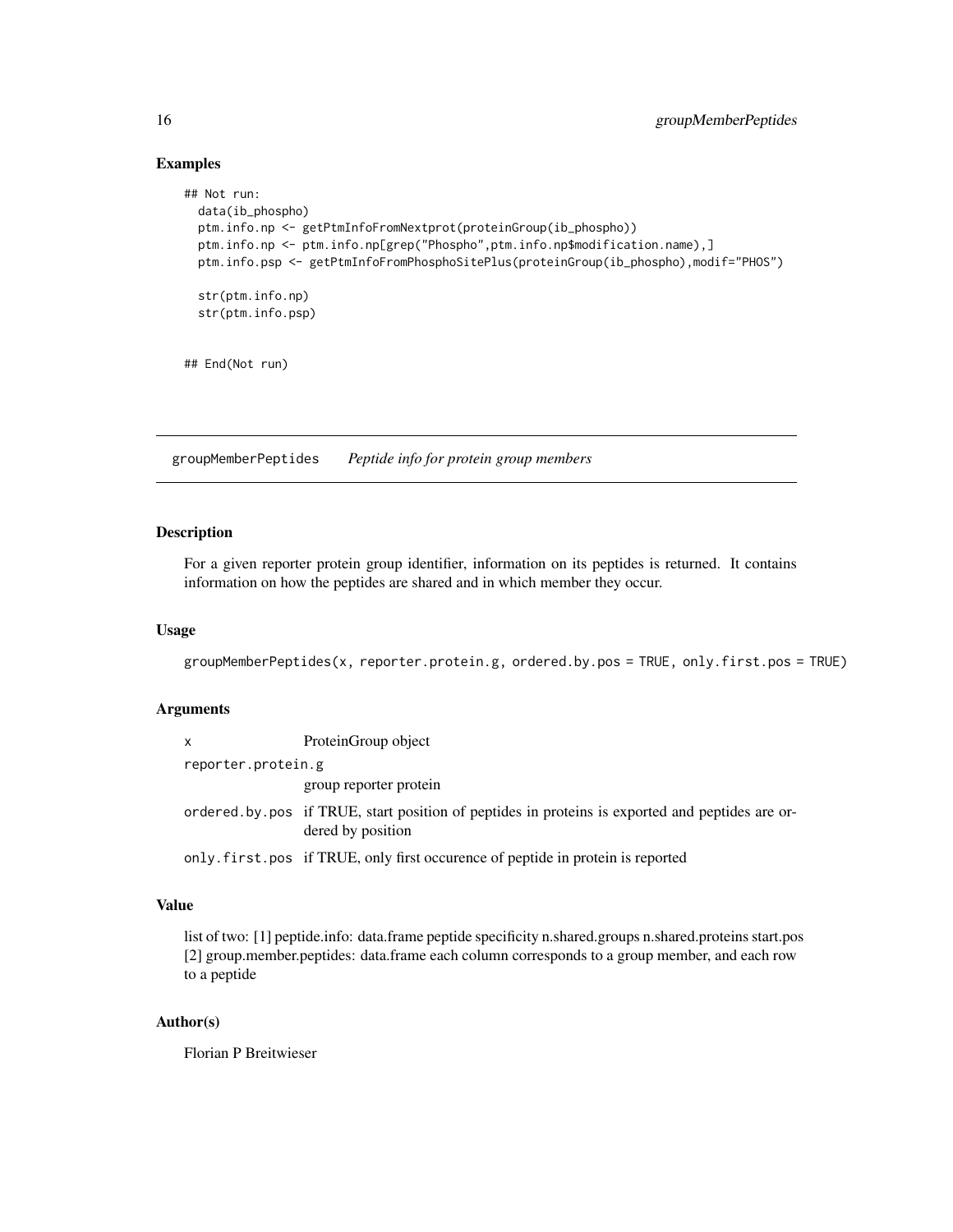### Examples

```
## Not run:
  data(ib_phospho)
  ptm.info.np <- getPtmInfoFromNextprot(proteinGroup(ib_phospho))
  ptm.info.np <- ptm.info.np[grep("Phospho",ptm.info.np$modification.name),]
  ptm.info.psp <- getPtmInfoFromPhosphoSitePlus(proteinGroup(ib_phospho),modif="PHOS")

  str(ptm.info.np)
  str(ptm.info.psp)


## End(Not run)
```

---

## groupMemberPeptides *Peptide info for protein group members*

---

### Description

For a given reporter protein group identifier, information on its peptides is returned. It contains information on how the peptides are shared and in which member they occur.

### Usage

```
groupMemberPeptides(x, reporter.protein.g, ordered.by.pos = TRUE, only.first.pos = TRUE)
```

### Arguments

| | |
|---|---|
| `x` | ProteinGroup object |
| `reporter.protein.g` | group reporter protein |
| `ordered.by.pos` | if TRUE, start position of peptides in proteins is exported and peptides are ordered by position |
| `only.first.pos` | if TRUE, only first occurence of peptide in protein is reported |

### Value

list of two: [1] peptide.info: data.frame peptide specificity n.shared.groups n.shared.proteins start.pos [2] group.member.peptides: data.frame each column corresponds to a group member, and each row to a peptide

### Author(s)

Florian P Breitwieser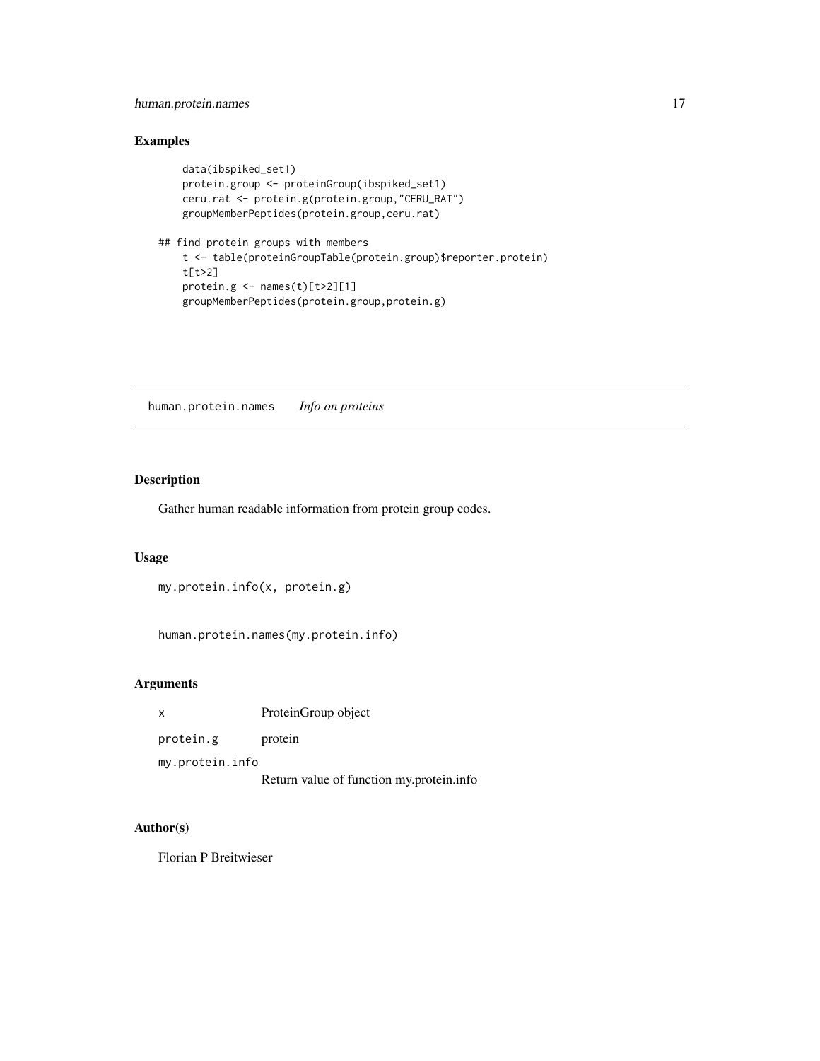## Examples

```
data(ibspiked_set1)
protein.group <- proteinGroup(ibspiked_set1)
ceru.rat <- protein.g(protein.group,"CERU_RAT")
groupMemberPeptides(protein.group,ceru.rat)

## find protein groups with members
t <- table(proteinGroupTable(protein.group)$reporter.protein)
t[t>2]
protein.g <- names(t)[t>2][1]
groupMemberPeptides(protein.group,protein.g)
```

---

# human.protein.names *Info on proteins*

---

## Description

Gather human readable information from protein group codes.

## Usage

```
my.protein.info(x, protein.g)


human.protein.names(my.protein.info)
```

## Arguments

| | |
|---|---|
| x | ProteinGroup object |
| protein.g | protein |
| my.protein.info | Return value of function my.protein.info |

## Author(s)

Florian P Breitwieser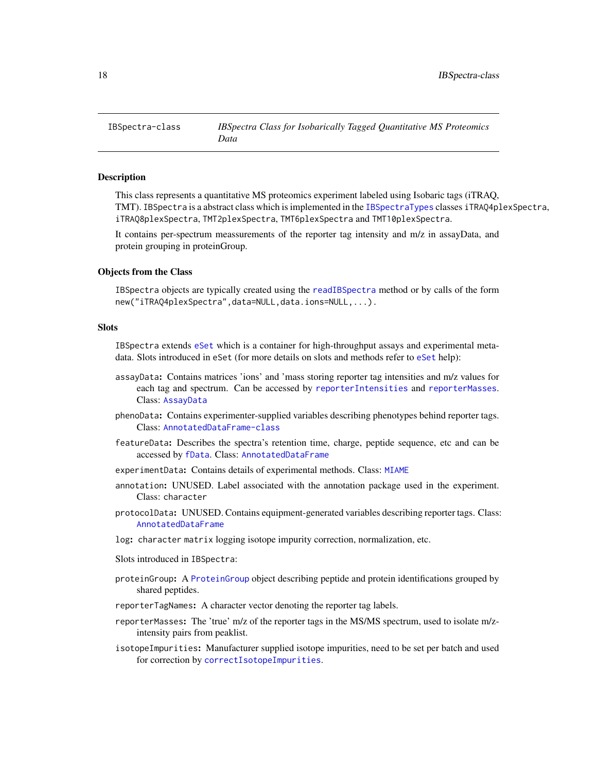IBSpectra-class — *IBSpectra Class for Isobarically Tagged Quantitative MS Proteomics Data*

## Description

This class represents a quantitative MS proteomics experiment labeled using Isobaric tags (iTRAQ, TMT). `IBSpectra` is a abstract class which is implemented in the `IBSpectraTypes` classes `iTRAQ4plexSpectra`, `iTRAQ8plexSpectra`, `TMT2plexSpectra`, `TMT6plexSpectra` and `TMT10plexSpectra`.

It contains per-spectrum meassurements of the reporter tag intensity and m/z in assayData, and protein grouping in proteinGroup.

## Objects from the Class

`IBSpectra` objects are typically created using the `readIBSpectra` method or by calls of the form `new("iTRAQ4plexSpectra",data=NULL,data.ions=NULL,...)`.

## Slots

`IBSpectra` extends `eSet` which is a container for high-throughput assays and experimental metadata. Slots introduced in `eSet` (for more details on slots and methods refer to `eSet` help):

- **`assayData`:** Contains matrices 'ions' and 'mass storing reporter tag intensities and m/z values for each tag and spectrum. Can be accessed by `reporterIntensities` and `reporterMasses`. Class: `AssayData`
- **`phenoData`:** Contains experimenter-supplied variables describing phenotypes behind reporter tags. Class: `AnnotatedDataFrame-class`
- **`featureData`:** Describes the spectra's retention time, charge, peptide sequence, etc and can be accessed by `fData`. Class: `AnnotatedDataFrame`
- **`experimentData`:** Contains details of experimental methods. Class: `MIAME`
- **`annotation`:** UNUSED. Label associated with the annotation package used in the experiment. Class: `character`
- **`protocolData`:** UNUSED. Contains equipment-generated variables describing reporter tags. Class: `AnnotatedDataFrame`
- **`log`:** `character matrix` logging isotope impurity correction, normalization, etc.

Slots introduced in `IBSpectra`:

- **`proteinGroup`:** A `ProteinGroup` object describing peptide and protein identifications grouped by shared peptides.
- **`reporterTagNames`:** A character vector denoting the reporter tag labels.
- **`reporterMasses`:** The 'true' m/z of the reporter tags in the MS/MS spectrum, used to isolate m/z-intensity pairs from peaklist.
- **`isotopeImpurities`:** Manufacturer supplied isotope impurities, need to be set per batch and used for correction by `correctIsotopeImpurities`.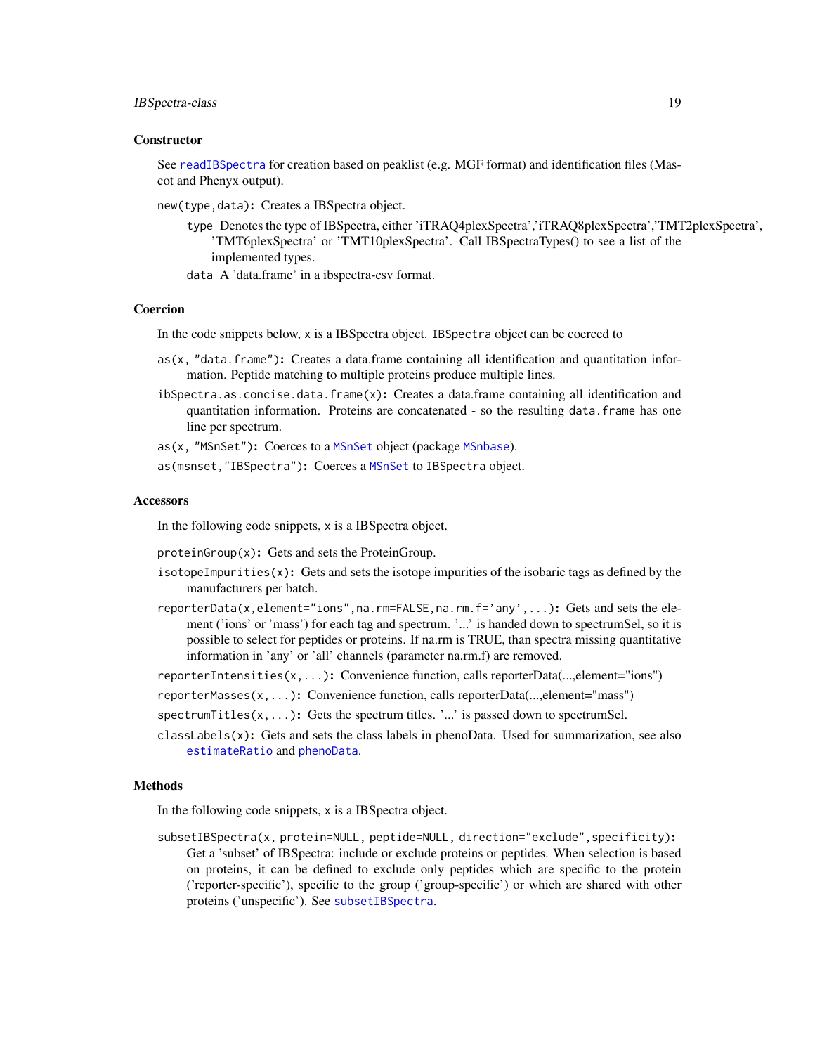### Constructor

See `readIBSpectra` for creation based on peaklist (e.g. MGF format) and identification files (Mascot and Phenyx output).

`new(type,data)`: Creates a IBSpectra object.

- `type` Denotes the type of IBSpectra, either 'iTRAQ4plexSpectra','iTRAQ8plexSpectra','TMT2plexSpectra', 'TMT6plexSpectra' or 'TMT10plexSpectra'. Call IBSpectraTypes() to see a list of the implemented types.
- `data` A 'data.frame' in a ibspectra-csv format.

### Coercion

In the code snippets below, `x` is a IBSpectra object. `IBSpectra` object can be coerced to

`as(x, "data.frame")`: Creates a data.frame containing all identification and quantitation information. Peptide matching to multiple proteins produce multiple lines.

`ibSpectra.as.concise.data.frame(x)`: Creates a data.frame containing all identification and quantitation information. Proteins are concatenated - so the resulting `data.frame` has one line per spectrum.

`as(x, "MSnSet")`: Coerces to a `MSnSet` object (package `MSnbase`).

`as(msnset,"IBSpectra")`: Coerces a `MSnSet` to `IBSpectra` object.

### Accessors

In the following code snippets, `x` is a IBSpectra object.

`proteinGroup(x)`: Gets and sets the ProteinGroup.

`isotopeImpurities(x)`: Gets and sets the isotope impurities of the isobaric tags as defined by the manufacturers per batch.

`reporterData(x,element="ions",na.rm=FALSE,na.rm.f='any',...)`: Gets and sets the element ('ions' or 'mass') for each tag and spectrum. '...' is handed down to spectrumSel, so it is possible to select for peptides or proteins. If na.rm is TRUE, than spectra missing quantitative information in 'any' or 'all' channels (parameter na.rm.f) are removed.

`reporterIntensities(x,...)`: Convenience function, calls reporterData(...,element="ions")

`reporterMasses(x,...)`: Convenience function, calls reporterData(...,element="mass")

`spectrumTitles(x,...)`: Gets the spectrum titles. '...' is passed down to spectrumSel.

`classLabels(x)`: Gets and sets the class labels in phenoData. Used for summarization, see also `estimateRatio` and `phenoData`.

### Methods

In the following code snippets, `x` is a IBSpectra object.

`subsetIBSpectra(x, protein=NULL, peptide=NULL, direction="exclude",specificity)`: Get a 'subset' of IBSpectra: include or exclude proteins or peptides. When selection is based on proteins, it can be defined to exclude only peptides which are specific to the protein ('reporter-specific'), specific to the group ('group-specific') or which are shared with other proteins ('unspecific'). See `subsetIBSpectra`.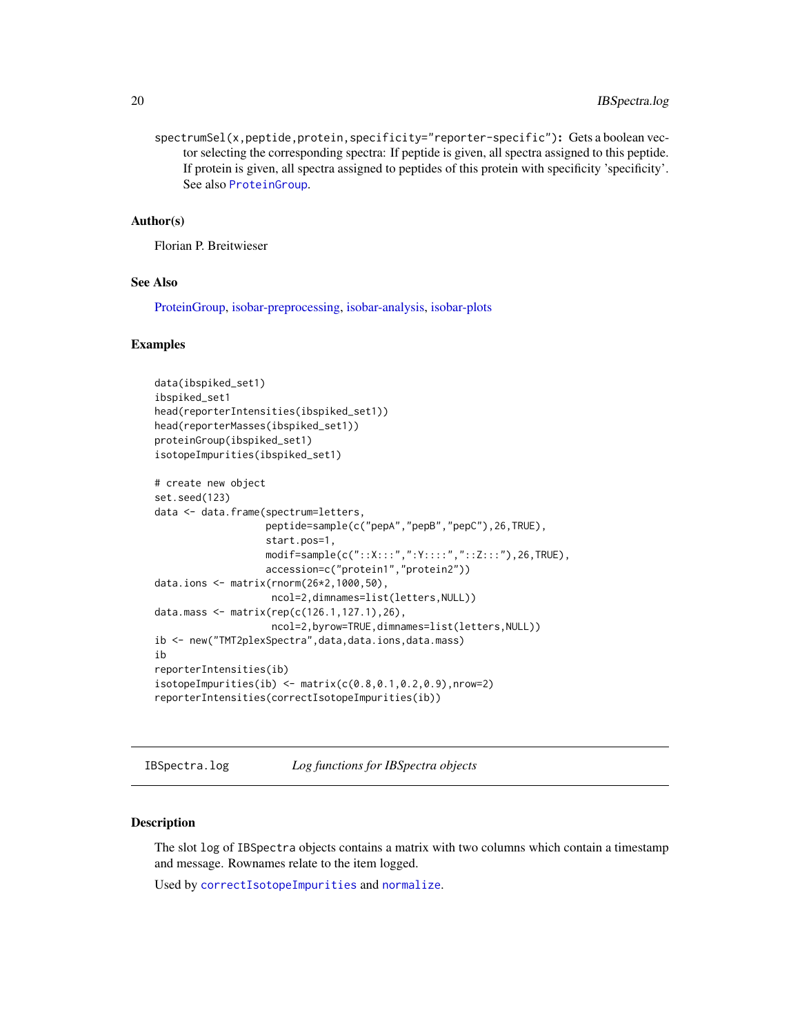`spectrumSel(x,peptide,protein,specificity="reporter-specific")`**:** Gets a boolean vector selecting the corresponding spectra: If peptide is given, all spectra assigned to this peptide. If protein is given, all spectra assigned to peptides of this protein with specificity 'specificity'. See also `ProteinGroup`.

### Author(s)

Florian P. Breitwieser

### See Also

ProteinGroup, isobar-preprocessing, isobar-analysis, isobar-plots

### Examples

```
data(ibspiked_set1)
ibspiked_set1
head(reporterIntensities(ibspiked_set1))
head(reporterMasses(ibspiked_set1))
proteinGroup(ibspiked_set1)
isotopeImpurities(ibspiked_set1)

# create new object
set.seed(123)
data <- data.frame(spectrum=letters,
                   peptide=sample(c("pepA","pepB","pepC"),26,TRUE),
                   start.pos=1,
                   modif=sample(c("::X:::",":Y::::","::Z:::"),26,TRUE),
                   accession=c("protein1","protein2"))
data.ions <- matrix(rnorm(26*2,1000,50),
                    ncol=2,dimnames=list(letters,NULL))
data.mass <- matrix(rep(c(126.1,127.1),26),
                    ncol=2,byrow=TRUE,dimnames=list(letters,NULL))
ib <- new("TMT2plexSpectra",data,data.ions,data.mass)
ib
reporterIntensities(ib)
isotopeImpurities(ib) <- matrix(c(0.8,0.1,0.2,0.9),nrow=2)
reporterIntensities(correctIsotopeImpurities(ib))
```

---

## IBSpectra.log — *Log functions for IBSpectra objects*

---

### Description

The slot `log` of `IBSpectra` objects contains a matrix with two columns which contain a timestamp and message. Rownames relate to the item logged.

Used by `correctIsotopeImpurities` and `normalize`.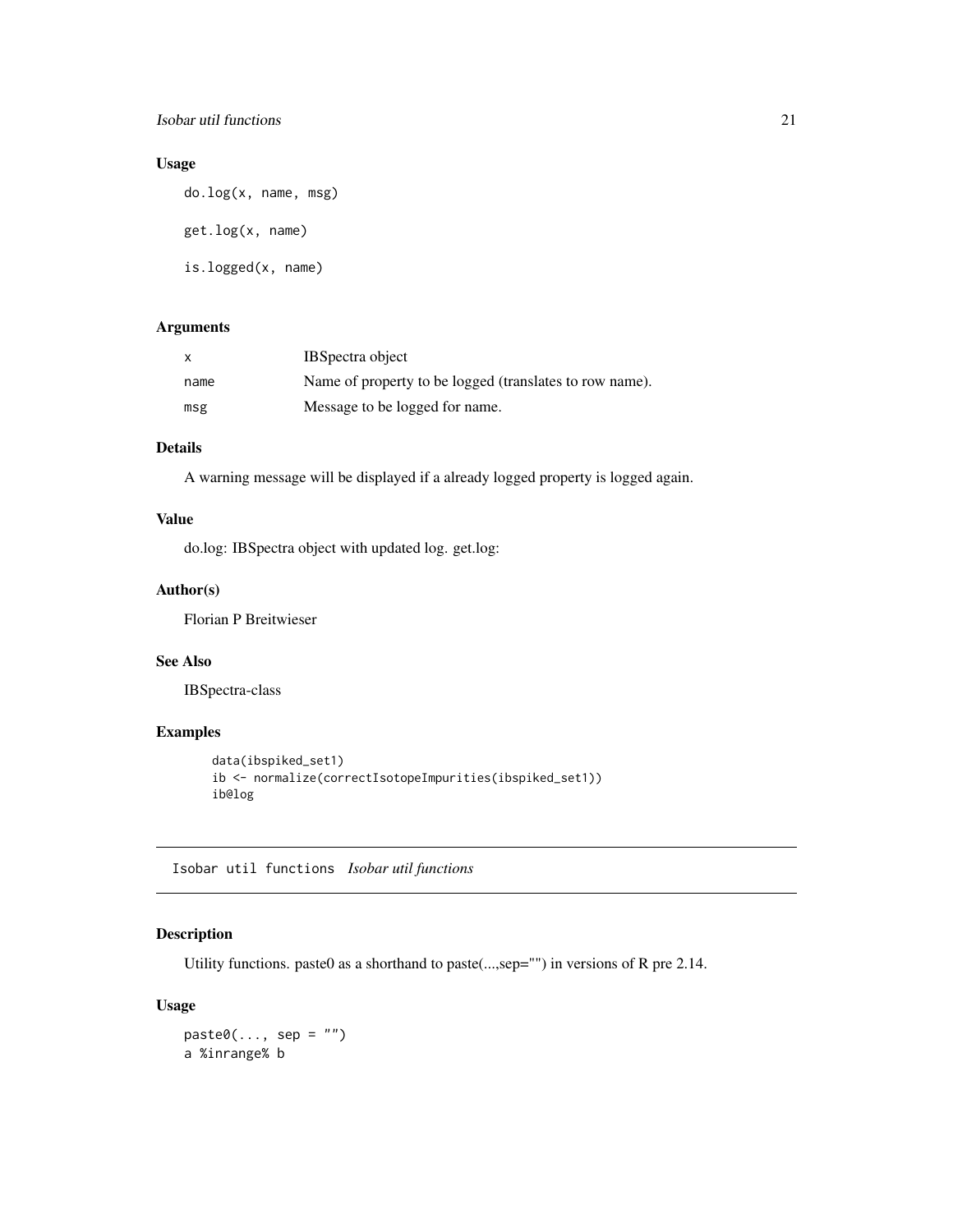### Usage

```
do.log(x, name, msg)

get.log(x, name)

is.logged(x, name)
```

### Arguments

| | |
|---|---|
| x | IBSpectra object |
| name | Name of property to be logged (translates to row name). |
| msg | Message to be logged for name. |

### Details

A warning message will be displayed if a already logged property is logged again.

### Value

do.log: IBSpectra object with updated log. get.log:

### Author(s)

Florian P Breitwieser

### See Also

IBSpectra-class

### Examples

```
data(ibspiked_set1)
ib <- normalize(correctIsotopeImpurities(ibspiked_set1))
ib@log
```

---

## Isobar util functions *Isobar util functions*

---

### Description

Utility functions. paste0 as a shorthand to paste(...,sep="") in versions of R pre 2.14.

### Usage

```
paste0(..., sep = "")
a %inrange% b
```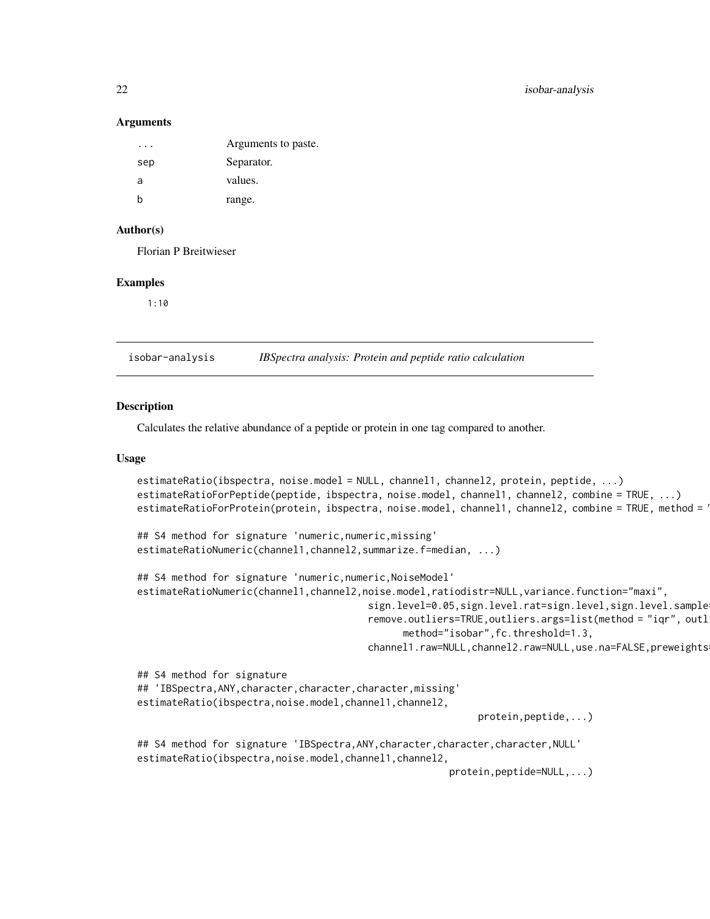### Arguments

| | |
|---|---|
| ... | Arguments to paste. |
| sep | Separator. |
| a | values. |
| b | range. |

### Author(s)

Florian P Breitwieser

### Examples

```
1:10
```

---

## isobar-analysis &nbsp;&nbsp;&nbsp; *IBSpectra analysis: Protein and peptide ratio calculation*

---

### Description

Calculates the relative abundance of a peptide or protein in one tag compared to another.

### Usage

```
estimateRatio(ibspectra, noise.model = NULL, channel1, channel2, protein, peptide, ...)
estimateRatioForPeptide(peptide, ibspectra, noise.model, channel1, channel2, combine = TRUE, ...)
estimateRatioForProtein(protein, ibspectra, noise.model, channel1, channel2, combine = TRUE, method = '

## S4 method for signature 'numeric,numeric,missing'
estimateRatioNumeric(channel1,channel2,summarize.f=median, ...)

## S4 method for signature 'numeric,numeric,NoiseModel'
estimateRatioNumeric(channel1,channel2,noise.model,ratiodistr=NULL,variance.function="maxi",
                                        sign.level=0.05,sign.level.rat=sign.level,sign.level.sample=
                                        remove.outliers=TRUE,outliers.args=list(method = "iqr", outl
                                              method="isobar",fc.threshold=1.3,
                                        channel1.raw=NULL,channel2.raw=NULL,use.na=FALSE,preweights=

## S4 method for signature
## 'IBSpectra,ANY,character,character,character,missing'
estimateRatio(ibspectra,noise.model,channel1,channel2,
                                                            protein,peptide,...)

## S4 method for signature 'IBSpectra,ANY,character,character,character,NULL'
estimateRatio(ibspectra,noise.model,channel1,channel2,
                                                       protein,peptide=NULL,...)
```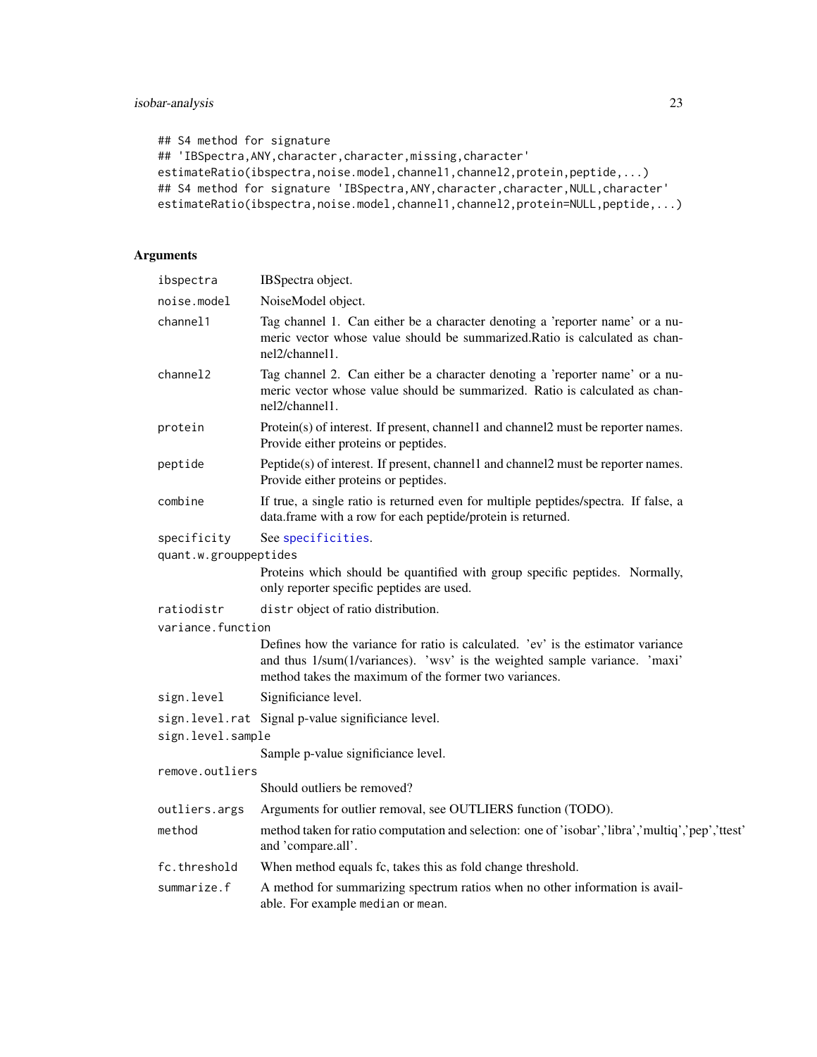```
## S4 method for signature
## 'IBSpectra,ANY,character,character,missing,character'
estimateRatio(ibspectra,noise.model,channel1,channel2,protein,peptide,...)
## S4 method for signature 'IBSpectra,ANY,character,character,NULL,character'
estimateRatio(ibspectra,noise.model,channel1,channel2,protein=NULL,peptide,...)
```

## Arguments

| | |
|---|---|
| `ibspectra` | IBSpectra object. |
| `noise.model` | NoiseModel object. |
| `channel1` | Tag channel 1. Can either be a character denoting a 'reporter name' or a numeric vector whose value should be summarized.Ratio is calculated as channel2/channel1. |
| `channel2` | Tag channel 2. Can either be a character denoting a 'reporter name' or a numeric vector whose value should be summarized. Ratio is calculated as channel2/channel1. |
| `protein` | Protein(s) of interest. If present, channel1 and channel2 must be reporter names. Provide either proteins or peptides. |
| `peptide` | Peptide(s) of interest. If present, channel1 and channel2 must be reporter names. Provide either proteins or peptides. |
| `combine` | If true, a single ratio is returned even for multiple peptides/spectra. If false, a data.frame with a row for each peptide/protein is returned. |
| `specificity` | See specificities. |
| `quant.w.grouppeptides` | Proteins which should be quantified with group specific peptides. Normally, only reporter specific peptides are used. |
| `ratiodistr` | `distr` object of ratio distribution. |
| `variance.function` | Defines how the variance for ratio is calculated. 'ev' is the estimator variance and thus 1/sum(1/variances). 'wsv' is the weighted sample variance. 'maxi' method takes the maximum of the former two variances. |
| `sign.level` | Significiance level. |
| `sign.level.rat` | Signal p-value significiance level. |
| `sign.level.sample` | Sample p-value significiance level. |
| `remove.outliers` | Should outliers be removed? |
| `outliers.args` | Arguments for outlier removal, see OUTLIERS function (TODO). |
| `method` | method taken for ratio computation and selection: one of 'isobar','libra','multiq','pep','ttest' and 'compare.all'. |
| `fc.threshold` | When method equals fc, takes this as fold change threshold. |
| `summarize.f` | A method for summarizing spectrum ratios when no other information is available. For example `median` or `mean`. |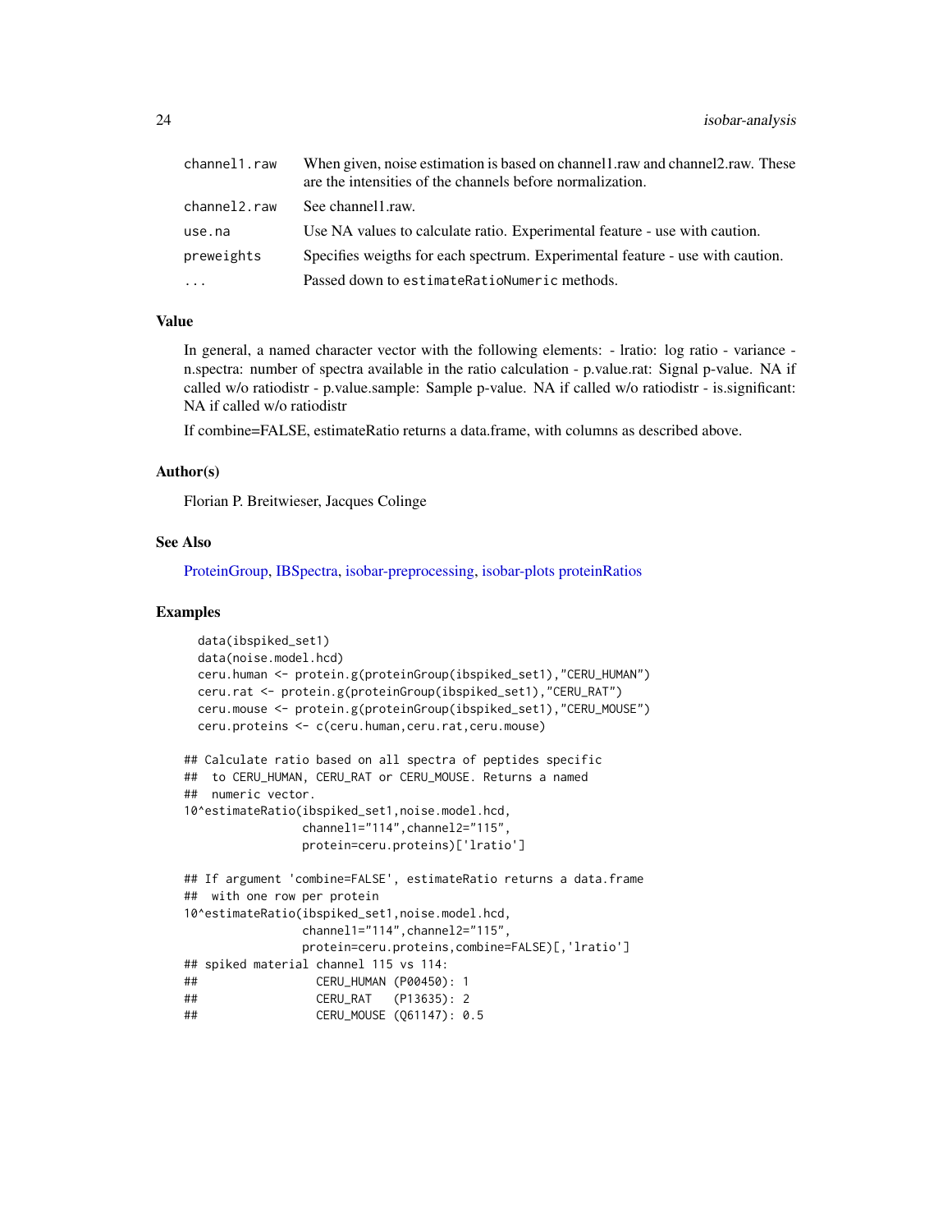| | |
|---|---|
| channel1.raw | When given, noise estimation is based on channel1.raw and channel2.raw. These are the intensities of the channels before normalization. |
| channel2.raw | See channel1.raw. |
| use.na | Use NA values to calculate ratio. Experimental feature - use with caution. |
| preweights | Specifies weigths for each spectrum. Experimental feature - use with caution. |
| ... | Passed down to estimateRatioNumeric methods. |

### Value

In general, a named character vector with the following elements: - lratio: log ratio - variance - n.spectra: number of spectra available in the ratio calculation - p.value.rat: Signal p-value. NA if called w/o ratiodistr - p.value.sample: Sample p-value. NA if called w/o ratiodistr - is.significant: NA if called w/o ratiodistr

If combine=FALSE, estimateRatio returns a data.frame, with columns as described above.

### Author(s)

Florian P. Breitwieser, Jacques Colinge

### See Also

ProteinGroup, IBSpectra, isobar-preprocessing, isobar-plots proteinRatios

### Examples

```
  data(ibspiked_set1)
  data(noise.model.hcd)
  ceru.human <- protein.g(proteinGroup(ibspiked_set1),"CERU_HUMAN")
  ceru.rat <- protein.g(proteinGroup(ibspiked_set1),"CERU_RAT")
  ceru.mouse <- protein.g(proteinGroup(ibspiked_set1),"CERU_MOUSE")
  ceru.proteins <- c(ceru.human,ceru.rat,ceru.mouse)

## Calculate ratio based on all spectra of peptides specific
##  to CERU_HUMAN, CERU_RAT or CERU_MOUSE. Returns a named
##  numeric vector.
10^estimateRatio(ibspiked_set1,noise.model.hcd,
                 channel1="114",channel2="115",
                 protein=ceru.proteins)['lratio']

## If argument 'combine=FALSE', estimateRatio returns a data.frame
##  with one row per protein
10^estimateRatio(ibspiked_set1,noise.model.hcd,
                 channel1="114",channel2="115",
                 protein=ceru.proteins,combine=FALSE)[,'lratio']
## spiked material channel 115 vs 114:
##                 CERU_HUMAN (P00450): 1
##                 CERU_RAT   (P13635): 2
##                 CERU_MOUSE (Q61147): 0.5
```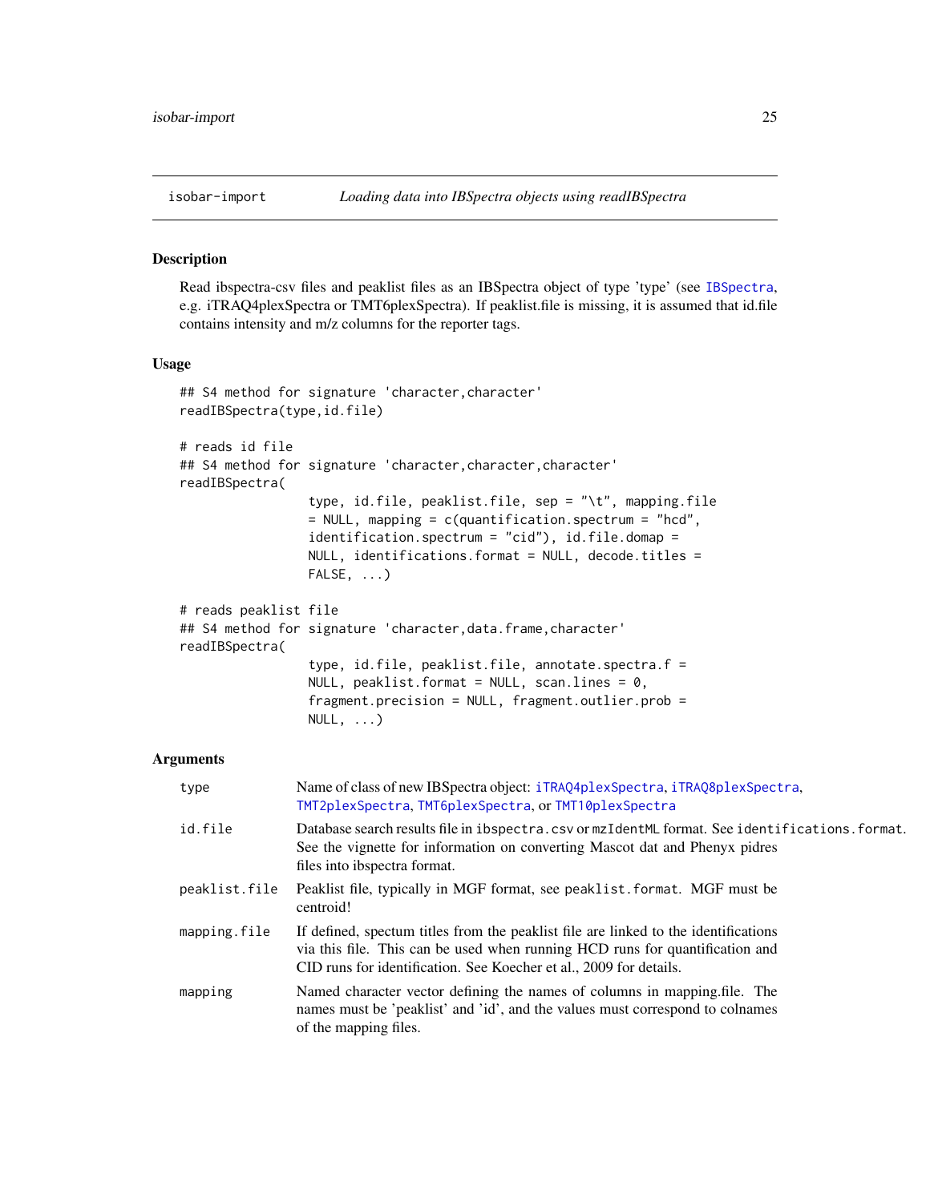isobar-import *Loading data into IBSpectra objects using readIBSpectra*

## Description

Read ibspectra-csv files and peaklist files as an IBSpectra object of type 'type' (see IBSpectra, e.g. iTRAQ4plexSpectra or TMT6plexSpectra). If peaklist.file is missing, it is assumed that id.file contains intensity and m/z columns for the reporter tags.

## Usage

```
## S4 method for signature 'character,character'
readIBSpectra(type,id.file)

# reads id file
## S4 method for signature 'character,character,character'
readIBSpectra(
                  type, id.file, peaklist.file, sep = "\t", mapping.file
                  = NULL, mapping = c(quantification.spectrum = "hcd",
                  identification.spectrum = "cid"), id.file.domap =
                  NULL, identifications.format = NULL, decode.titles =
                  FALSE, ...)

# reads peaklist file
## S4 method for signature 'character,data.frame,character'
readIBSpectra(
                  type, id.file, peaklist.file, annotate.spectra.f =
                  NULL, peaklist.format = NULL, scan.lines = 0,
                  fragment.precision = NULL, fragment.outlier.prob =
                  NULL, ...)
```

## Arguments

| | |
|---|---|
| type | Name of class of new IBSpectra object: iTRAQ4plexSpectra, iTRAQ8plexSpectra, TMT2plexSpectra, TMT6plexSpectra, or TMT10plexSpectra |
| id.file | Database search results file in ibspectra.csv or mzIdentML format. See identifications.format. See the vignette for information on converting Mascot dat and Phenyx pidres files into ibspectra format. |
| peaklist.file | Peaklist file, typically in MGF format, see peaklist.format. MGF must be centroid! |
| mapping.file | If defined, spectum titles from the peaklist file are linked to the identifications via this file. This can be used when running HCD runs for quantification and CID runs for identification. See Koecher et al., 2009 for details. |
| mapping | Named character vector defining the names of columns in mapping.file. The names must be 'peaklist' and 'id', and the values must correspond to colnames of the mapping files. |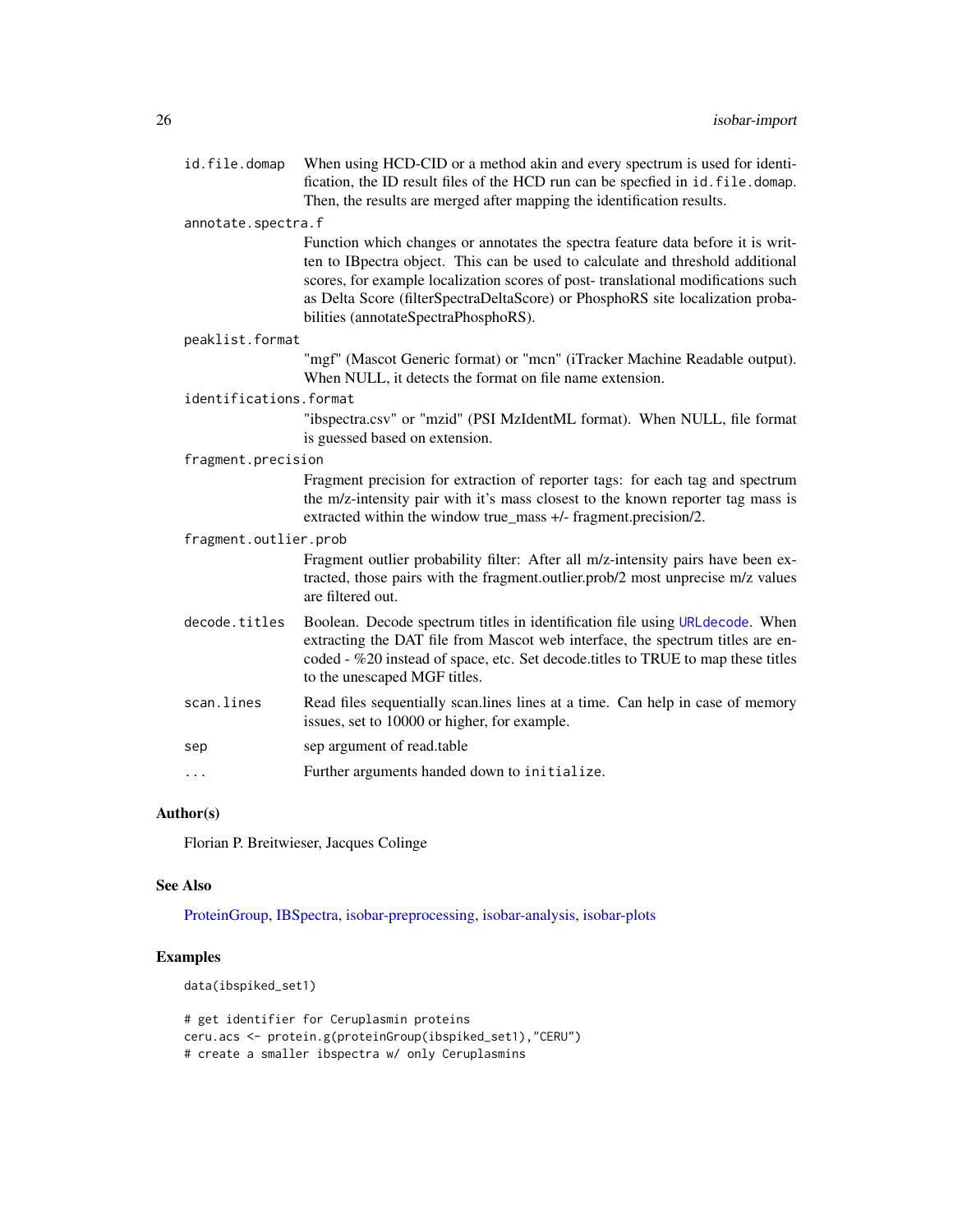`id.file.domap`
: When using HCD-CID or a method akin and every spectrum is used for identification, the ID result files of the HCD run can be specfied in `id.file.domap`. Then, the results are merged after mapping the identification results.

`annotate.spectra.f`
: Function which changes or annotates the spectra feature data before it is written to IBpectra object. This can be used to calculate and threshold additional scores, for example localization scores of post- translational modifications such as Delta Score (filterSpectraDeltaScore) or PhosphoRS site localization probabilities (annotateSpectraPhosphoRS).

`peaklist.format`
: "mgf" (Mascot Generic format) or "mcn" (iTracker Machine Readable output). When NULL, it detects the format on file name extension.

`identifications.format`
: "ibspectra.csv" or "mzid" (PSI MzIdentML format). When NULL, file format is guessed based on extension.

`fragment.precision`
: Fragment precision for extraction of reporter tags: for each tag and spectrum the m/z-intensity pair with it's mass closest to the known reporter tag mass is extracted within the window true_mass +/- fragment.precision/2.

`fragment.outlier.prob`
: Fragment outlier probability filter: After all m/z-intensity pairs have been extracted, those pairs with the fragment.outlier.prob/2 most unprecise m/z values are filtered out.

`decode.titles`
: Boolean. Decode spectrum titles in identification file using `URLdecode`. When extracting the DAT file from Mascot web interface, the spectrum titles are encoded - %20 instead of space, etc. Set decode.titles to TRUE to map these titles to the unescaped MGF titles.

`scan.lines`
: Read files sequentially scan.lines lines at a time. Can help in case of memory issues, set to 10000 or higher, for example.

`sep`
: sep argument of read.table

`...`
: Further arguments handed down to `initialize`.

### Author(s)

Florian P. Breitwieser, Jacques Colinge

### See Also

ProteinGroup, IBSpectra, isobar-preprocessing, isobar-analysis, isobar-plots

### Examples

```
data(ibspiked_set1)

# get identifier for Ceruplasmin proteins
ceru.acs <- protein.g(proteinGroup(ibspiked_set1),"CERU")
# create a smaller ibspectra w/ only Ceruplasmins
```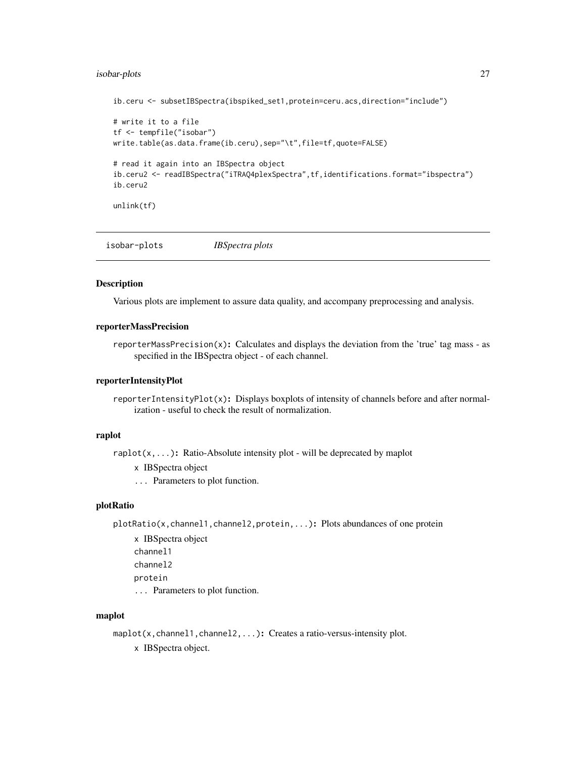```
ib.ceru <- subsetIBSpectra(ibspiked_set1,protein=ceru.acs,direction="include")

# write it to a file
tf <- tempfile("isobar")
write.table(as.data.frame(ib.ceru),sep="\t",file=tf,quote=FALSE)

# read it again into an IBSpectra object
ib.ceru2 <- readIBSpectra("iTRAQ4plexSpectra",tf,identifications.format="ibspectra")
ib.ceru2

unlink(tf)
```

---

## isobar-plots *IBSpectra plots*

---

### Description

Various plots are implement to assure data quality, and accompany preprocessing and analysis.

### reporterMassPrecision

`reporterMassPrecision(x)`**:** Calculates and displays the deviation from the 'true' tag mass - as specified in the IBSpectra object - of each channel.

### reporterIntensityPlot

`reporterIntensityPlot(x)`**:** Displays boxplots of intensity of channels before and after normalization - useful to check the result of normalization.

### raplot

`raplot(x,...)`**:** Ratio-Absolute intensity plot - will be deprecated by maplot

- `x` IBSpectra object
- `...` Parameters to plot function.

### plotRatio

`plotRatio(x,channel1,channel2,protein,...)`**:** Plots abundances of one protein

- `x` IBSpectra object
- `channel1`
- `channel2`
- `protein`
- `...` Parameters to plot function.

### maplot

`maplot(x,channel1,channel2,...)`**:** Creates a ratio-versus-intensity plot.

- `x` IBSpectra object.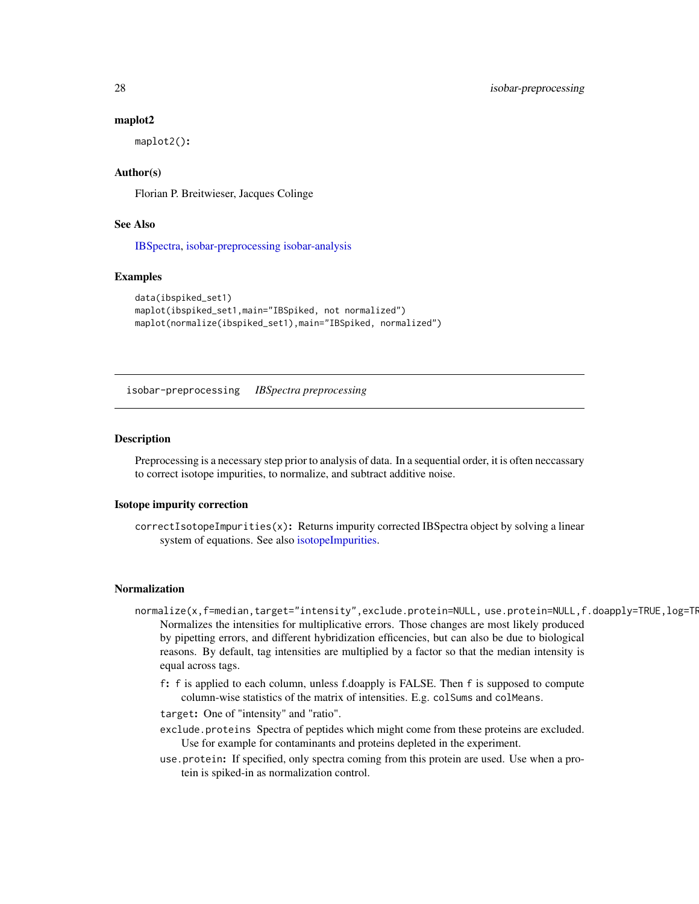### maplot2

maplot2():

### Author(s)

Florian P. Breitwieser, Jacques Colinge

### See Also

IBSpectra, isobar-preprocessing isobar-analysis

### Examples

```
data(ibspiked_set1)
maplot(ibspiked_set1,main="IBSpiked, not normalized")
maplot(normalize(ibspiked_set1),main="IBSpiked, normalized")
```

---

isobar-preprocessing *IBSpectra preprocessing*

---

### Description

Preprocessing is a necessary step prior to analysis of data. In a sequential order, it is often neccassary to correct isotope impurities, to normalize, and subtract additive noise.

### Isotope impurity correction

**correctIsotopeImpurities(x):** Returns impurity corrected IBSpectra object by solving a linear system of equations. See also isotopeImpurities.

### Normalization

**normalize(x,f=median,target="intensity",exclude.protein=NULL, use.protein=NULL,f.doapply=TRUE,log=TR**
Normalizes the intensities for multiplicative errors. Those changes are most likely produced by pipetting errors, and different hybridization efficencies, but can also be due to biological reasons. By default, tag intensities are multiplied by a factor so that the median intensity is equal across tags.

- **f:** f is applied to each column, unless f.doapply is FALSE. Then f is supposed to compute column-wise statistics of the matrix of intensities. E.g. colSums and colMeans.
- **target:** One of "intensity" and "ratio".
- **exclude.proteins** Spectra of peptides which might come from these proteins are excluded. Use for example for contaminants and proteins depleted in the experiment.
- **use.protein:** If specified, only spectra coming from this protein are used. Use when a protein is spiked-in as normalization control.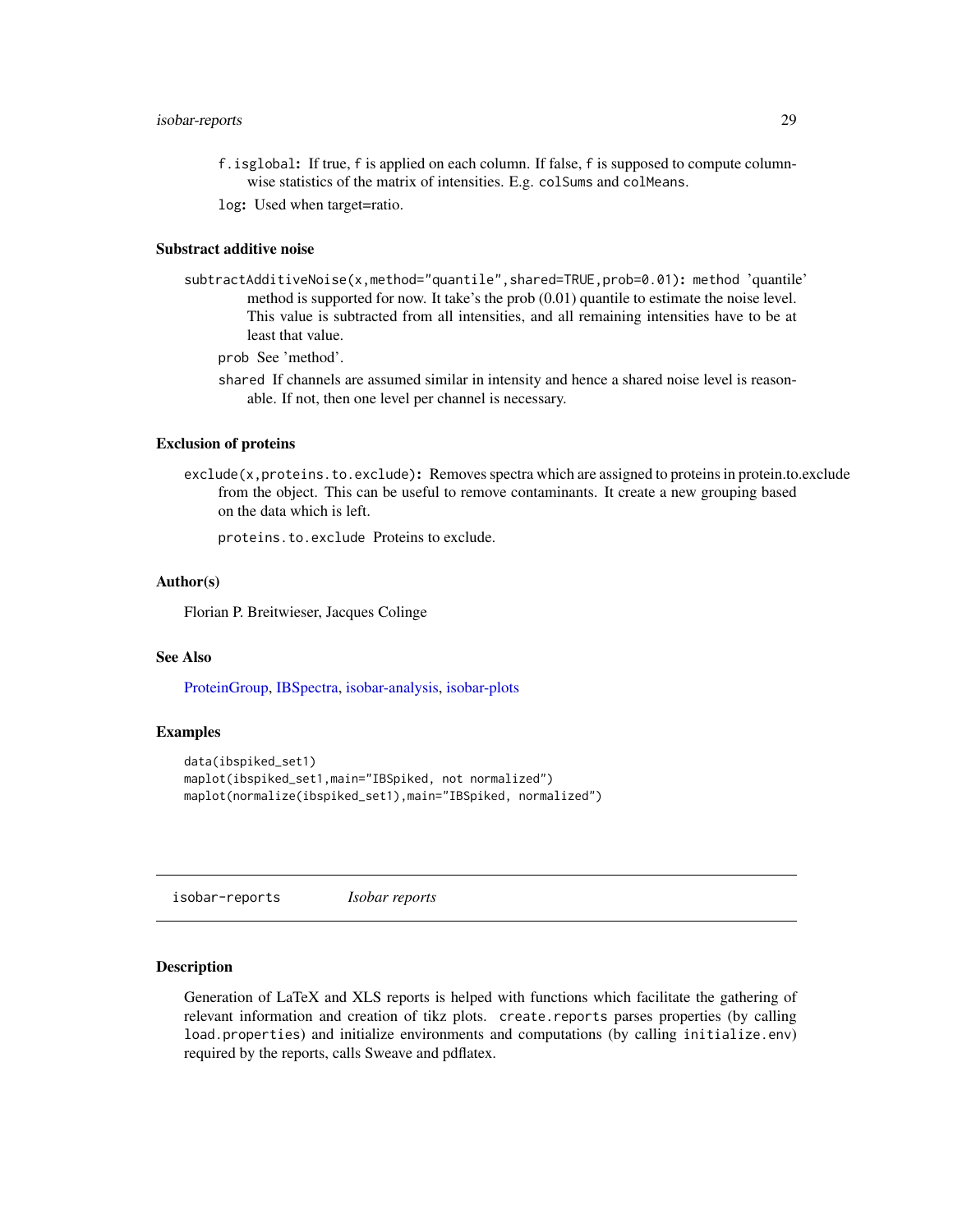`f.isglobal`**:** If true, `f` is applied on each column. If false, `f` is supposed to compute column-wise statistics of the matrix of intensities. E.g. `colSums` and `colMeans`.

`log`**:** Used when target=ratio.

### Substract additive noise

`subtractAdditiveNoise(x,method="quantile",shared=TRUE,prob=0.01)`**:** method 'quantile' method is supported for now. It take's the prob (0.01) quantile to estimate the noise level. This value is subtracted from all intensities, and all remaining intensities have to be at least that value.

`prob` See 'method'.

`shared` If channels are assumed similar in intensity and hence a shared noise level is reasonable. If not, then one level per channel is necessary.

### Exclusion of proteins

`exclude(x,proteins.to.exclude)`**:** Removes spectra which are assigned to proteins in protein.to.exclude from the object. This can be useful to remove contaminants. It create a new grouping based on the data which is left.

`proteins.to.exclude` Proteins to exclude.

### Author(s)

Florian P. Breitwieser, Jacques Colinge

### See Also

ProteinGroup, IBSpectra, isobar-analysis, isobar-plots

### Examples

```
data(ibspiked_set1)
maplot(ibspiked_set1,main="IBSpiked, not normalized")
maplot(normalize(ibspiked_set1),main="IBSpiked, normalized")
```

---

## isobar-reports *Isobar reports*

---

### Description

Generation of LaTeX and XLS reports is helped with functions which facilitate the gathering of relevant information and creation of tikz plots. `create.reports` parses properties (by calling `load.properties`) and initialize environments and computations (by calling `initialize.env`) required by the reports, calls Sweave and pdflatex.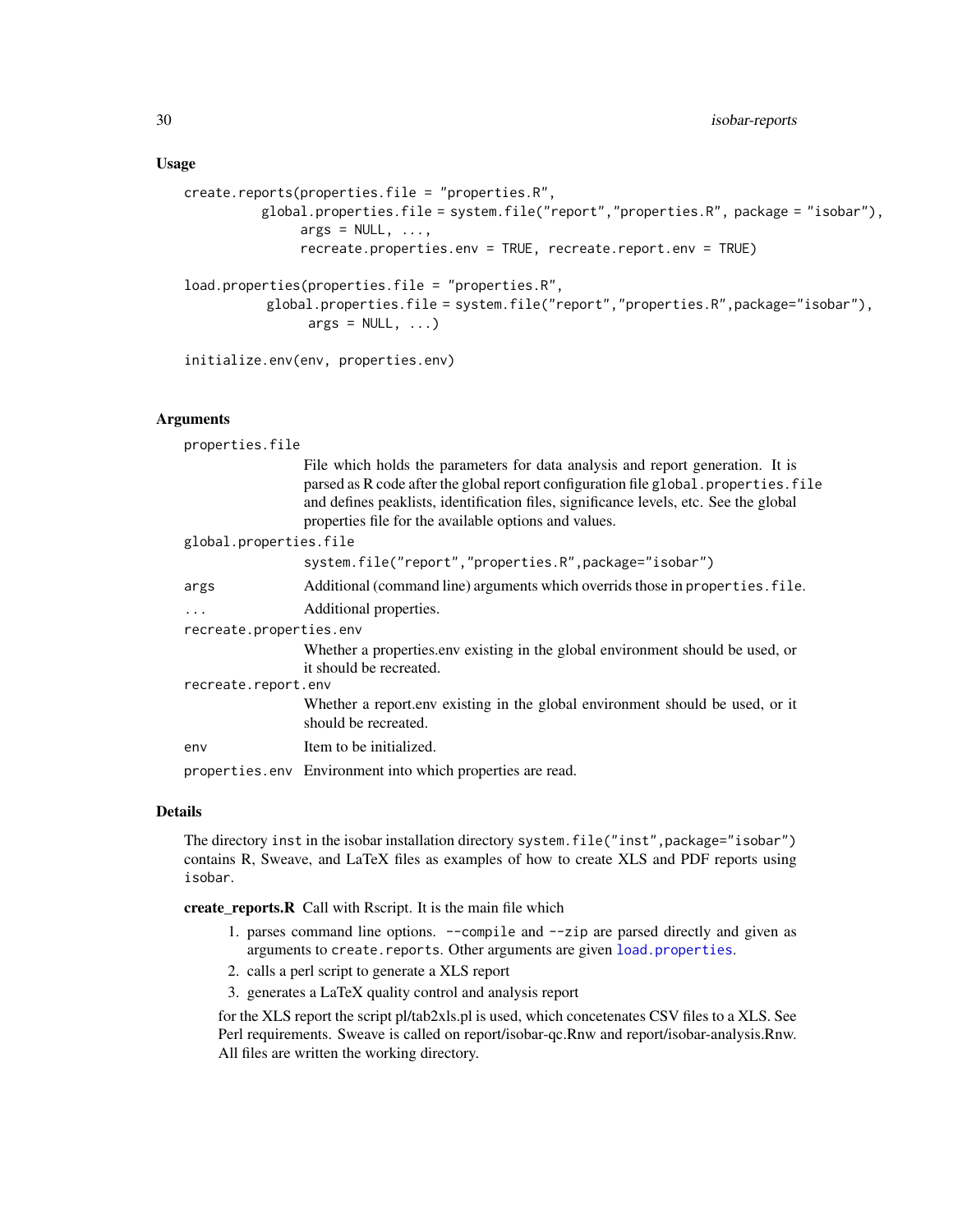## Usage

```
create.reports(properties.file = "properties.R",
          global.properties.file = system.file("report","properties.R", package = "isobar"),
                args = NULL, ...,
                recreate.properties.env = TRUE, recreate.report.env = TRUE)

load.properties(properties.file = "properties.R",
           global.properties.file = system.file("report","properties.R",package="isobar"),
                 args = NULL, ...)

initialize.env(env, properties.env)
```

## Arguments

- `properties.file`: File which holds the parameters for data analysis and report generation. It is parsed as R code after the global report configuration file `global.properties.file` and defines peaklists, identification files, significance levels, etc. See the global properties file for the available options and values.
- `global.properties.file`: `system.file("report","properties.R",package="isobar")`
- `args`: Additional (command line) arguments which overrids those in `properties.file`.
- `...`: Additional properties.
- `recreate.properties.env`: Whether a properties.env existing in the global environment should be used, or it should be recreated.
- `recreate.report.env`: Whether a report.env existing in the global environment should be used, or it should be recreated.
- `env`: Item to be initialized.
- `properties.env`: Environment into which properties are read.

## Details

The directory `inst` in the isobar installation directory `system.file("inst",package="isobar")` contains R, Sweave, and LaTeX files as examples of how to create XLS and PDF reports using `isobar`.

**create_reports.R** Call with Rscript. It is the main file which

1. parses command line options. `--compile` and `--zip` are parsed directly and given as arguments to `create.reports`. Other arguments are given `load.properties`.
2. calls a perl script to generate a XLS report
3. generates a LaTeX quality control and analysis report

for the XLS report the script pl/tab2xls.pl is used, which concetenates CSV files to a XLS. See Perl requirements. Sweave is called on report/isobar-qc.Rnw and report/isobar-analysis.Rnw. All files are written the working directory.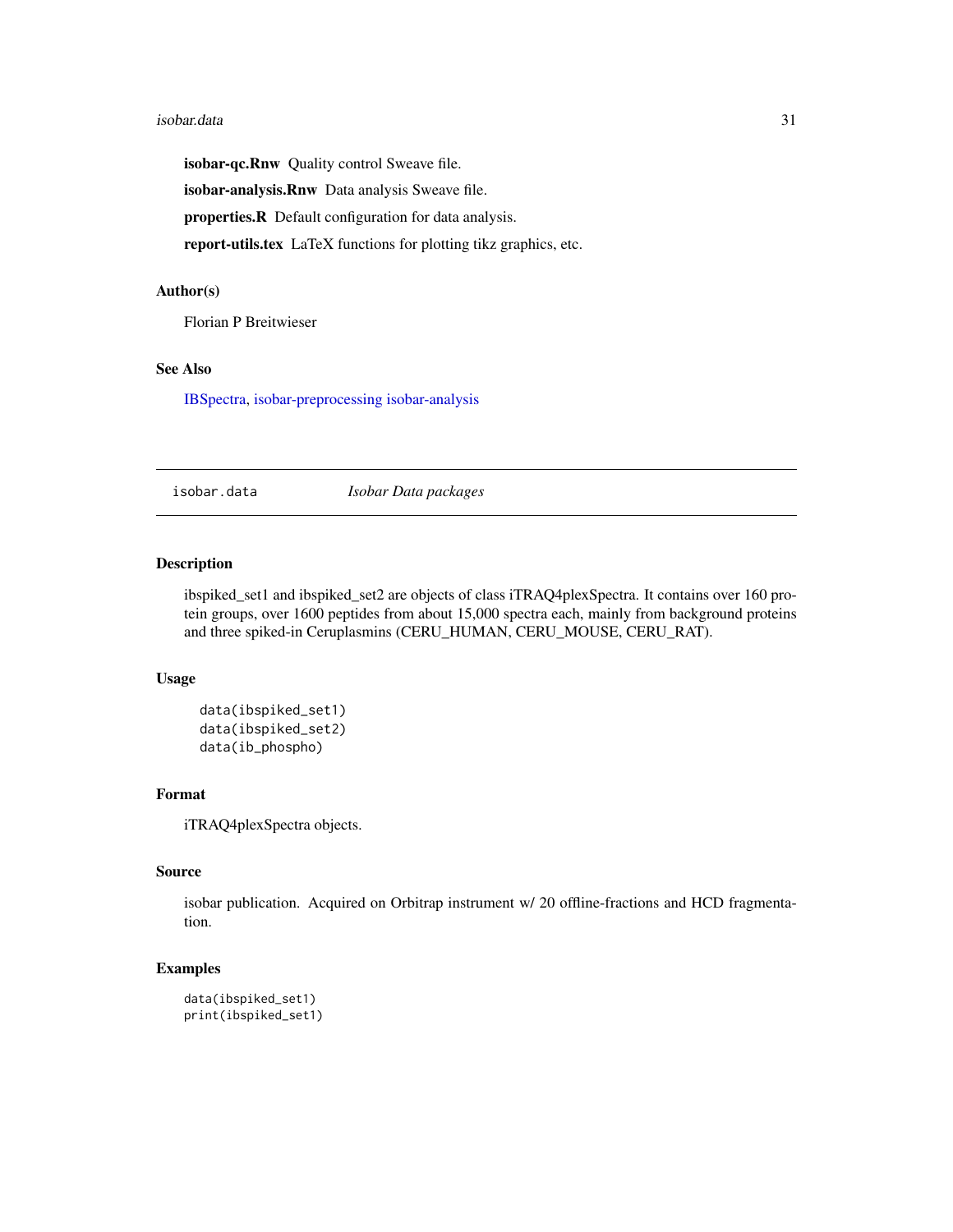**isobar-qc.Rnw** Quality control Sweave file.

**isobar-analysis.Rnw** Data analysis Sweave file.

**properties.R** Default configuration for data analysis.

**report-utils.tex** LaTeX functions for plotting tikz graphics, etc.

### Author(s)

Florian P Breitwieser

### See Also

IBSpectra, isobar-preprocessing isobar-analysis

---

## isobar.data *Isobar Data packages*

---

### Description

ibspiked_set1 and ibspiked_set2 are objects of class iTRAQ4plexSpectra. It contains over 160 protein groups, over 1600 peptides from about 15,000 spectra each, mainly from background proteins and three spiked-in Ceruplasmins (CERU_HUMAN, CERU_MOUSE, CERU_RAT).

### Usage

```
data(ibspiked_set1)
data(ibspiked_set2)
data(ib_phospho)
```

### Format

iTRAQ4plexSpectra objects.

### Source

isobar publication. Acquired on Orbitrap instrument w/ 20 offline-fractions and HCD fragmentation.

### Examples

```
data(ibspiked_set1)
print(ibspiked_set1)
```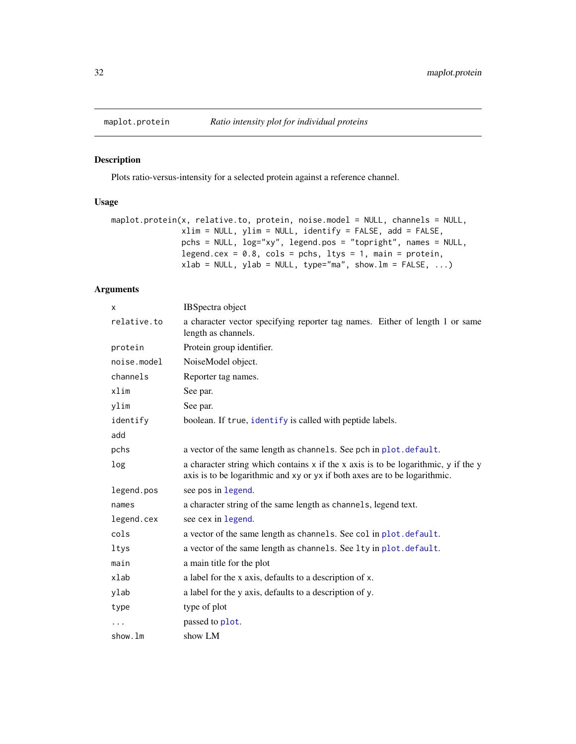maplot.protein *Ratio intensity plot for individual proteins*

## Description

Plots ratio-versus-intensity for a selected protein against a reference channel.

## Usage

```
maplot.protein(x, relative.to, protein, noise.model = NULL, channels = NULL,
               xlim = NULL, ylim = NULL, identify = FALSE, add = FALSE,
               pchs = NULL, log="xy", legend.pos = "topright", names = NULL,
               legend.cex = 0.8, cols = pchs, ltys = 1, main = protein,
               xlab = NULL, ylab = NULL, type="ma", show.lm = FALSE, ...)
```

## Arguments

| | |
|---|---|
| `x` | IBSpectra object |
| `relative.to` | a character vector specifying reporter tag names. Either of length 1 or same length as channels. |
| `protein` | Protein group identifier. |
| `noise.model` | NoiseModel object. |
| `channels` | Reporter tag names. |
| `xlim` | See par. |
| `ylim` | See par. |
| `identify` | boolean. If `true`, `identify` is called with peptide labels. |
| `add` | |
| `pchs` | a vector of the same length as `channels`. See pch in `plot.default`. |
| `log` | a character string which contains `x` if the x axis is to be logarithmic, `y` if the y axis is to be logarithmic and `xy` or `yx` if both axes are to be logarithmic. |
| `legend.pos` | see pos in `legend`. |
| `names` | a character string of the same length as `channels`, legend text. |
| `legend.cex` | see cex in `legend`. |
| `cols` | a vector of the same length as `channels`. See `col` in `plot.default`. |
| `ltys` | a vector of the same length as `channels`. See `lty` in `plot.default`. |
| `main` | a main title for the plot |
| `xlab` | a label for the x axis, defaults to a description of `x`. |
| `ylab` | a label for the y axis, defaults to a description of `y`. |
| `type` | type of plot |
| `...` | passed to `plot`. |
| `show.lm` | show LM |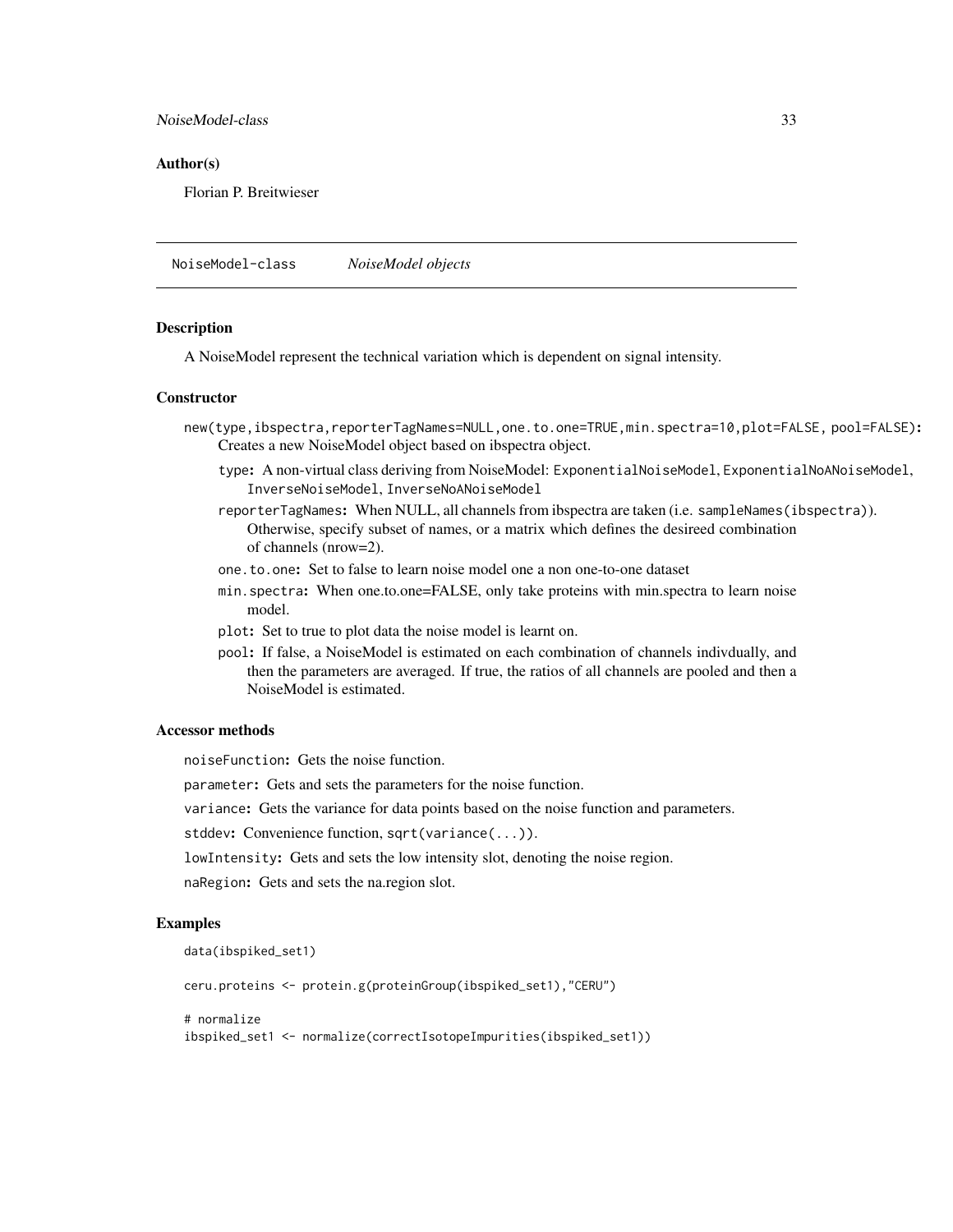### Author(s)

Florian P. Breitwieser

## NoiseModel-class    *NoiseModel objects*

### Description

A NoiseModel represent the technical variation which is dependent on signal intensity.

### Constructor

`new(type,ibspectra,reporterTagNames=NULL,one.to.one=TRUE,min.spectra=10,plot=FALSE, pool=FALSE)`: Creates a new NoiseModel object based on ibspectra object.

- `type`: A non-virtual class deriving from NoiseModel: `ExponentialNoiseModel`, `ExponentialNoANoiseModel`, `InverseNoiseModel`, `InverseNoANoiseModel`
- `reporterTagNames`: When NULL, all channels from ibspectra are taken (i.e. `sampleNames(ibspectra)`). Otherwise, specify subset of names, or a matrix which defines the desireed combination of channels (nrow=2).
- `one.to.one`: Set to false to learn noise model one a non one-to-one dataset
- `min.spectra`: When one.to.one=FALSE, only take proteins with min.spectra to learn noise model.
- `plot`: Set to true to plot data the noise model is learnt on.
- `pool`: If false, a NoiseModel is estimated on each combination of channels indivdually, and then the parameters are averaged. If true, the ratios of all channels are pooled and then a NoiseModel is estimated.

### Accessor methods

`noiseFunction`: Gets the noise function.

`parameter`: Gets and sets the parameters for the noise function.

`variance`: Gets the variance for data points based on the noise function and parameters.

`stddev`: Convenience function, `sqrt(variance(...))`.

`lowIntensity`: Gets and sets the low intensity slot, denoting the noise region.

`naRegion`: Gets and sets the na.region slot.

### Examples

```
data(ibspiked_set1)

ceru.proteins <- protein.g(proteinGroup(ibspiked_set1),"CERU")

# normalize
ibspiked_set1 <- normalize(correctIsotopeImpurities(ibspiked_set1))
```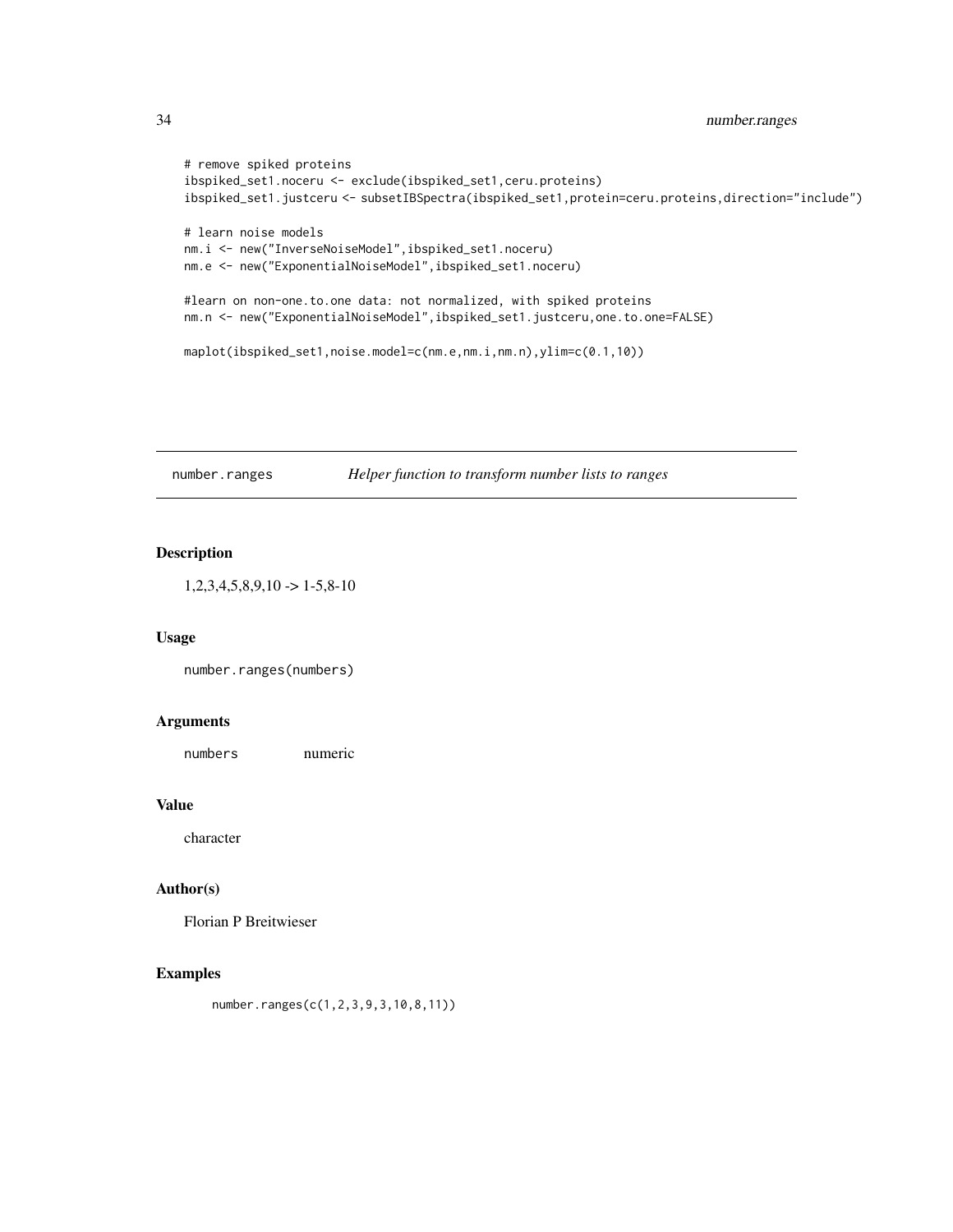```
# remove spiked proteins
ibspiked_set1.noceru <- exclude(ibspiked_set1,ceru.proteins)
ibspiked_set1.justceru <- subsetIBSpectra(ibspiked_set1,protein=ceru.proteins,direction="include")

# learn noise models
nm.i <- new("InverseNoiseModel",ibspiked_set1.noceru)
nm.e <- new("ExponentialNoiseModel",ibspiked_set1.noceru)

#learn on non-one.to.one data: not normalized, with spiked proteins
nm.n <- new("ExponentialNoiseModel",ibspiked_set1.justceru,one.to.one=FALSE)

maplot(ibspiked_set1,noise.model=c(nm.e,nm.i,nm.n),ylim=c(0.1,10))
```

---

## number.ranges — *Helper function to transform number lists to ranges*

### Description

1,2,3,4,5,8,9,10 -> 1-5,8-10

### Usage

```
number.ranges(numbers)
```

### Arguments

| | |
|---|---|
| `numbers` | numeric |

### Value

character

### Author(s)

Florian P Breitwieser

### Examples

```
number.ranges(c(1,2,3,9,3,10,8,11))
```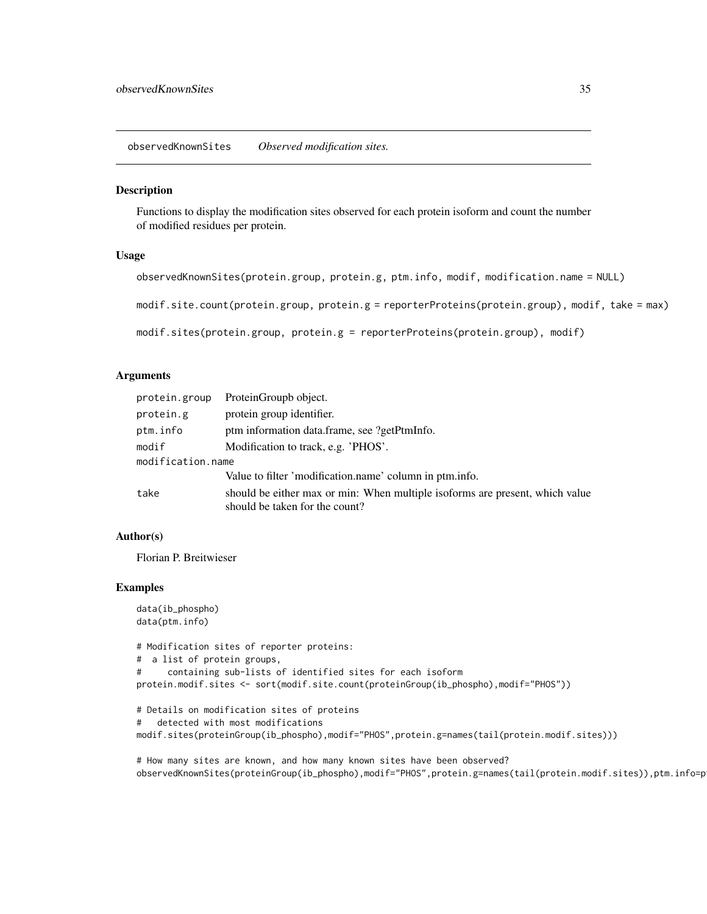observedKnownSites *Observed modification sites.*

## Description

Functions to display the modification sites observed for each protein isoform and count the number of modified residues per protein.

## Usage

```
observedKnownSites(protein.group, protein.g, ptm.info, modif, modification.name = NULL)

modif.site.count(protein.group, protein.g = reporterProteins(protein.group), modif, take = max)

modif.sites(protein.group, protein.g = reporterProteins(protein.group), modif)
```

## Arguments

| | |
|---|---|
| protein.group | ProteinGroupb object. |
| protein.g | protein group identifier. |
| ptm.info | ptm information data.frame, see ?getPtmInfo. |
| modif | Modification to track, e.g. 'PHOS'. |
| modification.name | Value to filter 'modification.name' column in ptm.info. |
| take | should be either max or min: When multiple isoforms are present, which value should be taken for the count? |

## Author(s)

Florian P. Breitwieser

## Examples

```
data(ib_phospho)
data(ptm.info)

# Modification sites of reporter proteins:
#  a list of protein groups,
#     containing sub-lists of identified sites for each isoform
protein.modif.sites <- sort(modif.site.count(proteinGroup(ib_phospho),modif="PHOS"))

# Details on modification sites of proteins
#   detected with most modifications
modif.sites(proteinGroup(ib_phospho),modif="PHOS",protein.g=names(tail(protein.modif.sites)))

# How many sites are known, and how many known sites have been observed?
observedKnownSites(proteinGroup(ib_phospho),modif="PHOS",protein.g=names(tail(protein.modif.sites)),ptm.info=p
```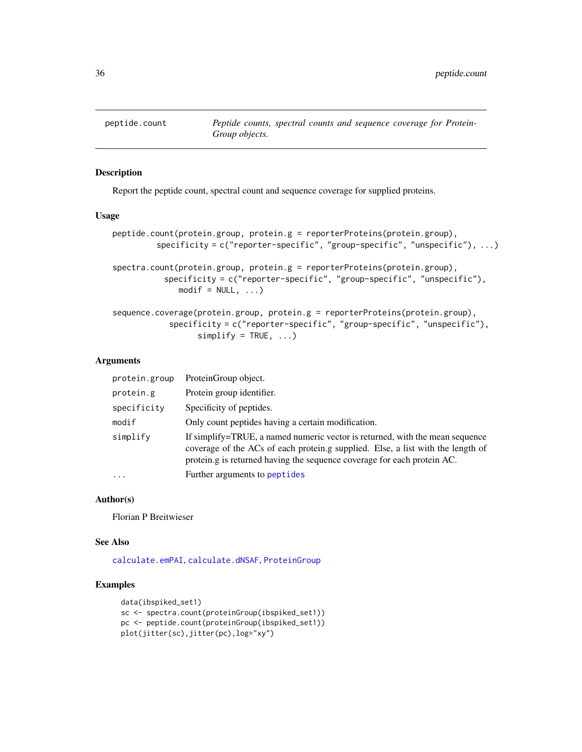peptide.count        *Peptide counts, spectral counts and sequence coverage for ProteinGroup objects.*

## Description

Report the peptide count, spectral count and sequence coverage for supplied proteins.

## Usage

```
peptide.count(protein.group, protein.g = reporterProteins(protein.group),
          specificity = c("reporter-specific", "group-specific", "unspecific"), ...)

spectra.count(protein.group, protein.g = reporterProteins(protein.group),
           specificity = c("reporter-specific", "group-specific", "unspecific"),
              modif = NULL, ...)

sequence.coverage(protein.group, protein.g = reporterProteins(protein.group),
            specificity = c("reporter-specific", "group-specific", "unspecific"),
                  simplify = TRUE, ...)
```

## Arguments

| | |
|---|---|
| protein.group | ProteinGroup object. |
| protein.g | Protein group identifier. |
| specificity | Specificity of peptides. |
| modif | Only count peptides having a certain modification. |
| simplify | If simplify=TRUE, a named numeric vector is returned, with the mean sequence coverage of the ACs of each protein.g supplied. Else, a list with the length of protein.g is returned having the sequence coverage for each protein AC. |
| ... | Further arguments to peptides |

## Author(s)

Florian P Breitwieser

## See Also

calculate.emPAI, calculate.dNSAF, ProteinGroup

## Examples

```
data(ibspiked_set1)
sc <- spectra.count(proteinGroup(ibspiked_set1))
pc <- peptide.count(proteinGroup(ibspiked_set1))
plot(jitter(sc),jitter(pc),log="xy")
```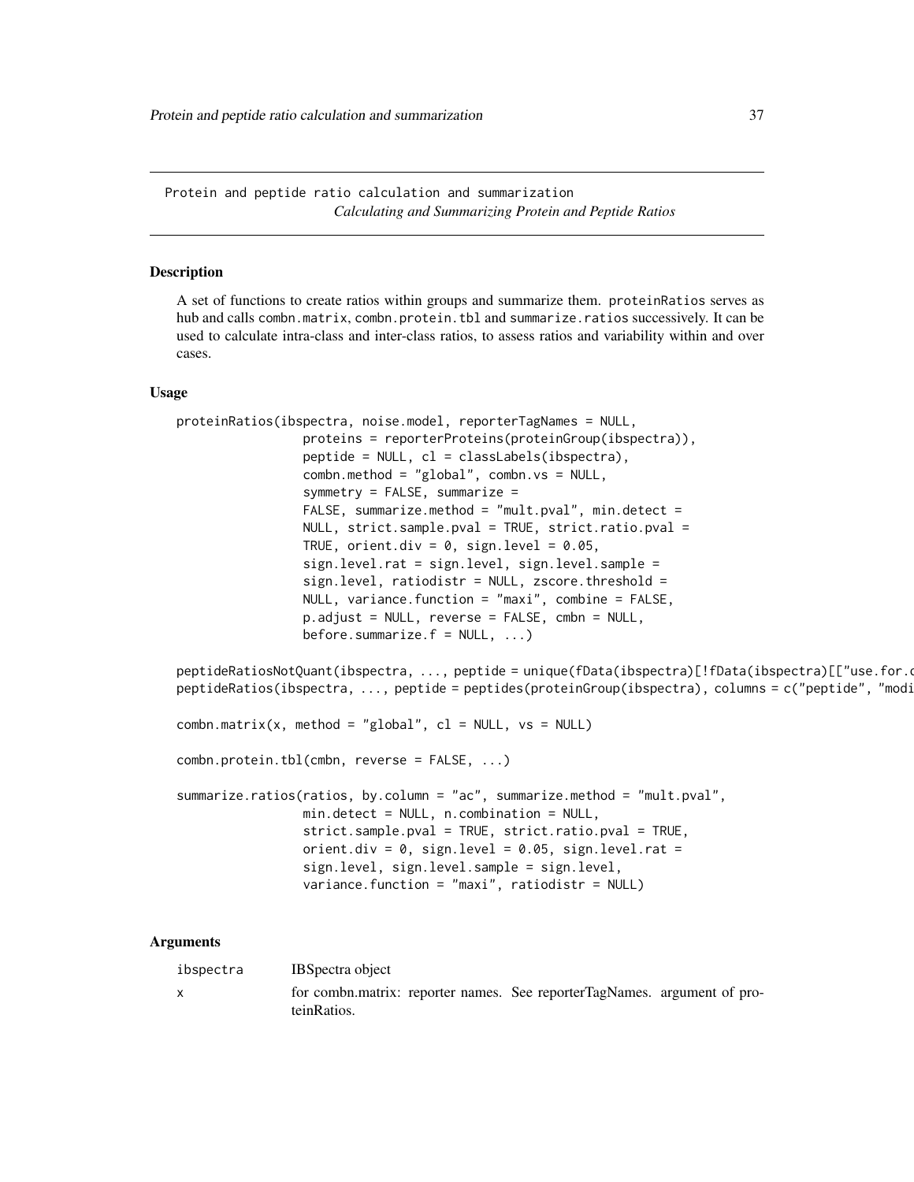Protein and peptide ratio calculation and summarization

*Calculating and Summarizing Protein and Peptide Ratios*

## Description

A set of functions to create ratios within groups and summarize them. proteinRatios serves as hub and calls combn.matrix, combn.protein.tbl and summarize.ratios successively. It can be used to calculate intra-class and inter-class ratios, to assess ratios and variability within and over cases.

## Usage

```
proteinRatios(ibspectra, noise.model, reporterTagNames = NULL,
                 proteins = reporterProteins(proteinGroup(ibspectra)),
                 peptide = NULL, cl = classLabels(ibspectra),
                 combn.method = "global", combn.vs = NULL,
                 symmetry = FALSE, summarize =
                 FALSE, summarize.method = "mult.pval", min.detect =
                 NULL, strict.sample.pval = TRUE, strict.ratio.pval =
                 TRUE, orient.div = 0, sign.level = 0.05,
                 sign.level.rat = sign.level, sign.level.sample =
                 sign.level, ratiodistr = NULL, zscore.threshold =
                 NULL, variance.function = "maxi", combine = FALSE,
                 p.adjust = NULL, reverse = FALSE, cmbn = NULL,
                 before.summarize.f = NULL, ...)

peptideRatiosNotQuant(ibspectra, ..., peptide = unique(fData(ibspectra)[!fData(ibspectra)[["use.for.c
peptideRatios(ibspectra, ..., peptide = peptides(proteinGroup(ibspectra), columns = c("peptide", "modi

combn.matrix(x, method = "global", cl = NULL, vs = NULL)

combn.protein.tbl(cmbn, reverse = FALSE, ...)

summarize.ratios(ratios, by.column = "ac", summarize.method = "mult.pval",
                 min.detect = NULL, n.combination = NULL,
                 strict.sample.pval = TRUE, strict.ratio.pval = TRUE,
                 orient.div = 0, sign.level = 0.05, sign.level.rat =
                 sign.level, sign.level.sample = sign.level,
                 variance.function = "maxi", ratiodistr = NULL)
```

## Arguments

| | |
|---|---|
| ibspectra | IBSpectra object |
| x | for combn.matrix: reporter names. See reporterTagNames. argument of proteinRatios. |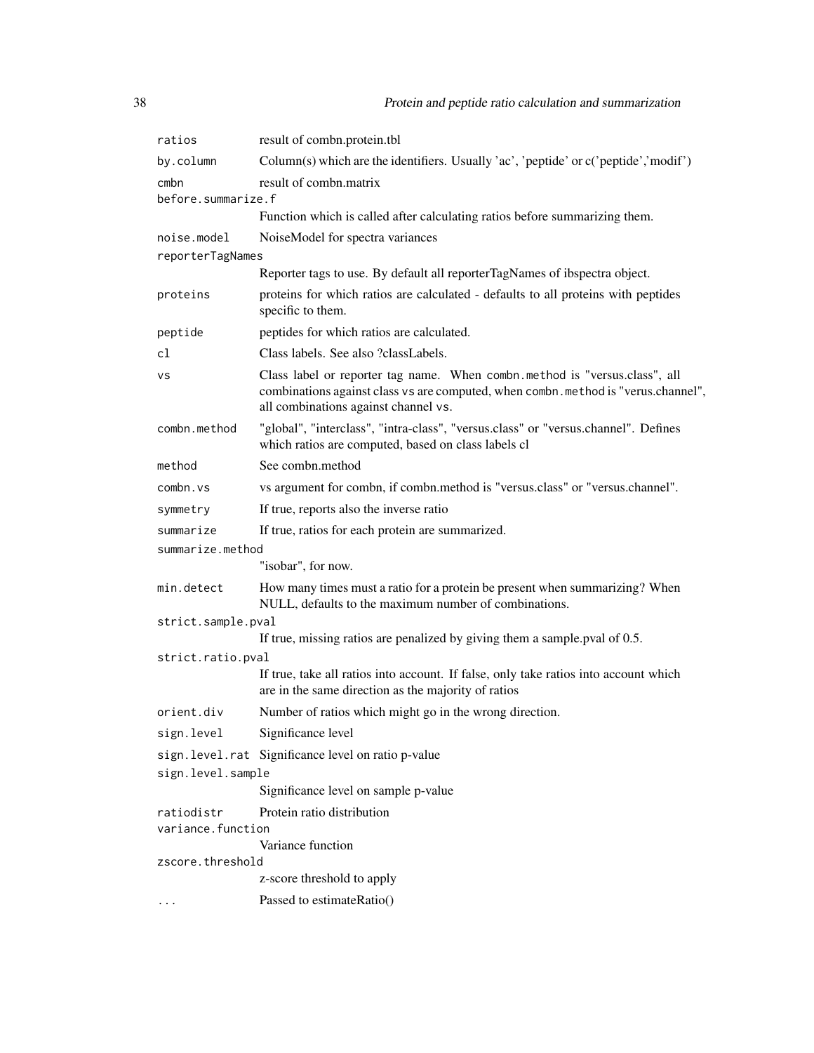| | |
|---|---|
| ratios | result of combn.protein.tbl |
| by.column | Column(s) which are the identifiers. Usually 'ac', 'peptide' or c('peptide','modif') |
| cmbn | result of combn.matrix |
| before.summarize.f | Function which is called after calculating ratios before summarizing them. |
| noise.model | NoiseModel for spectra variances |
| reporterTagNames | Reporter tags to use. By default all reporterTagNames of ibspectra object. |
| proteins | proteins for which ratios are calculated - defaults to all proteins with peptides specific to them. |
| peptide | peptides for which ratios are calculated. |
| cl | Class labels. See also ?classLabels. |
| vs | Class label or reporter tag name. When combn.method is "versus.class", all combinations against class vs are computed, when combn.method is "verus.channel", all combinations against channel vs. |
| combn.method | "global", "interclass", "intra-class", "versus.class" or "versus.channel". Defines which ratios are computed, based on class labels cl |
| method | See combn.method |
| combn.vs | vs argument for combn, if combn.method is "versus.class" or "versus.channel". |
| symmetry | If true, reports also the inverse ratio |
| summarize | If true, ratios for each protein are summarized. |
| summarize.method | "isobar", for now. |
| min.detect | How many times must a ratio for a protein be present when summarizing? When NULL, defaults to the maximum number of combinations. |
| strict.sample.pval | If true, missing ratios are penalized by giving them a sample.pval of 0.5. |
| strict.ratio.pval | If true, take all ratios into account. If false, only take ratios into account which are in the same direction as the majority of ratios |
| orient.div | Number of ratios which might go in the wrong direction. |
| sign.level | Significance level |
| sign.level.rat | Significance level on ratio p-value |
| sign.level.sample | Significance level on sample p-value |
| ratiodistr | Protein ratio distribution |
| variance.function | Variance function |
| zscore.threshold | z-score threshold to apply |
| ... | Passed to estimateRatio() |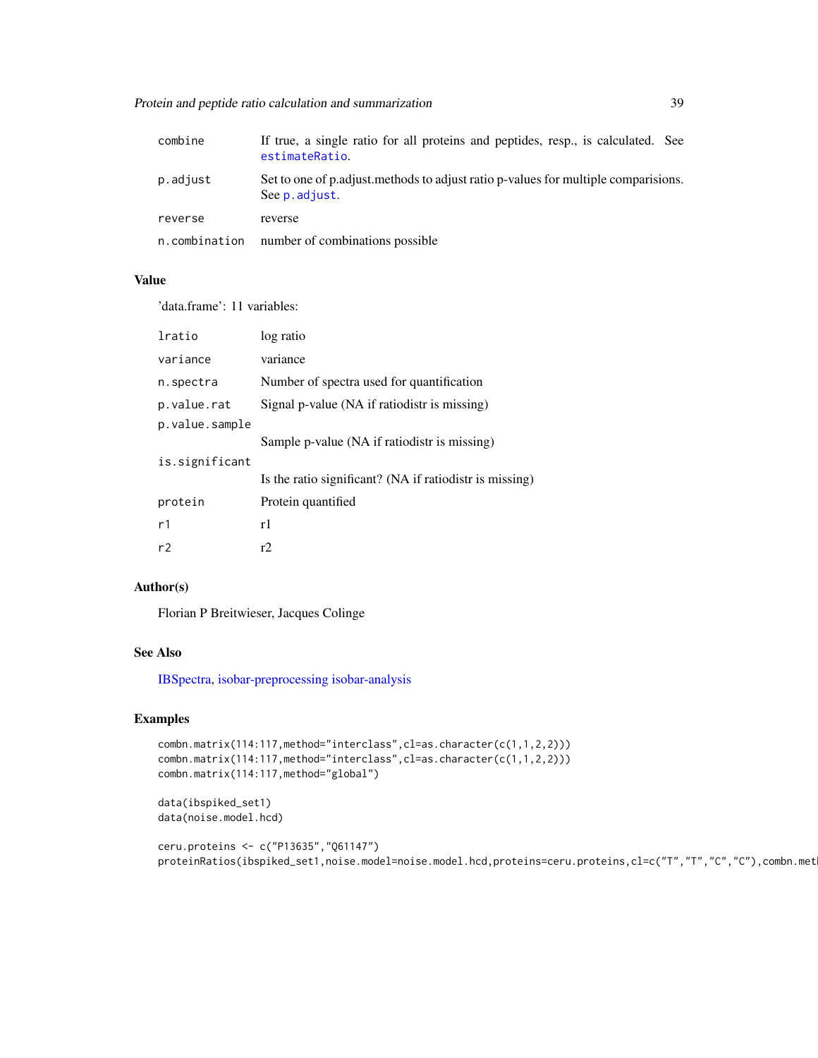| | |
|---|---|
| combine | If true, a single ratio for all proteins and peptides, resp., is calculated. See estimateRatio. |
| p.adjust | Set to one of p.adjust.methods to adjust ratio p-values for multiple comparisions. See p.adjust. |
| reverse | reverse |
| n.combination | number of combinations possible |

## Value

'data.frame': 11 variables:

| | |
|---|---|
| lratio | log ratio |
| variance | variance |
| n.spectra | Number of spectra used for quantification |
| p.value.rat | Signal p-value (NA if ratiodistr is missing) |
| p.value.sample | Sample p-value (NA if ratiodistr is missing) |
| is.significant | Is the ratio significant? (NA if ratiodistr is missing) |
| protein | Protein quantified |
| r1 | r1 |
| r2 | r2 |

## Author(s)

Florian P Breitwieser, Jacques Colinge

## See Also

IBSpectra, isobar-preprocessing isobar-analysis

## Examples

```
combn.matrix(114:117,method="interclass",cl=as.character(c(1,1,2,2)))
combn.matrix(114:117,method="interclass",cl=as.character(c(1,1,2,2)))
combn.matrix(114:117,method="global")

data(ibspiked_set1)
data(noise.model.hcd)

ceru.proteins <- c("P13635","Q61147")
proteinRatios(ibspiked_set1,noise.model=noise.model.hcd,proteins=ceru.proteins,cl=c("T","T","C","C"),combn.met
```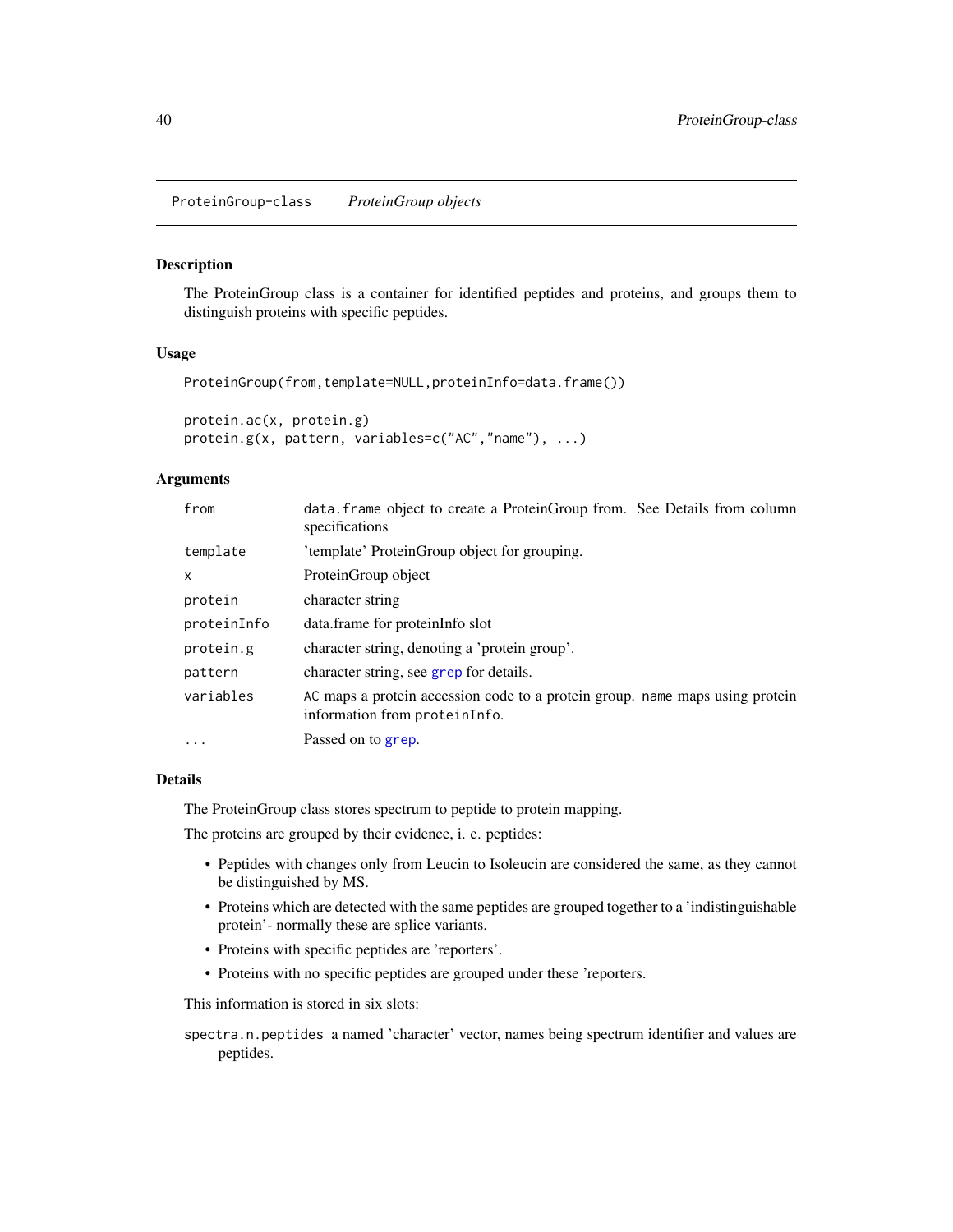ProteinGroup-class *ProteinGroup objects*

## Description

The ProteinGroup class is a container for identified peptides and proteins, and groups them to distinguish proteins with specific peptides.

## Usage

```
ProteinGroup(from,template=NULL,proteinInfo=data.frame())

protein.ac(x, protein.g)
protein.g(x, pattern, variables=c("AC","name"), ...)
```

## Arguments

| | |
|---|---|
| `from` | `data.frame` object to create a ProteinGroup from. See Details from column specifications |
| `template` | 'template' ProteinGroup object for grouping. |
| `x` | ProteinGroup object |
| `protein` | character string |
| `proteinInfo` | data.frame for proteinInfo slot |
| `protein.g` | character string, denoting a 'protein group'. |
| `pattern` | character string, see `grep` for details. |
| `variables` | `AC` maps a protein accession code to a protein group. `name` maps using protein information from `proteinInfo`. |
| `...` | Passed on to `grep`. |

## Details

The ProteinGroup class stores spectrum to peptide to protein mapping.

The proteins are grouped by their evidence, i. e. peptides:

- Peptides with changes only from Leucin to Isoleucin are considered the same, as they cannot be distinguished by MS.
- Proteins which are detected with the same peptides are grouped together to a 'indistinguishable protein'- normally these are splice variants.
- Proteins with specific peptides are 'reporters'.
- Proteins with no specific peptides are grouped under these 'reporters.

This information is stored in six slots:

`spectra.n.peptides` a named 'character' vector, names being spectrum identifier and values are peptides.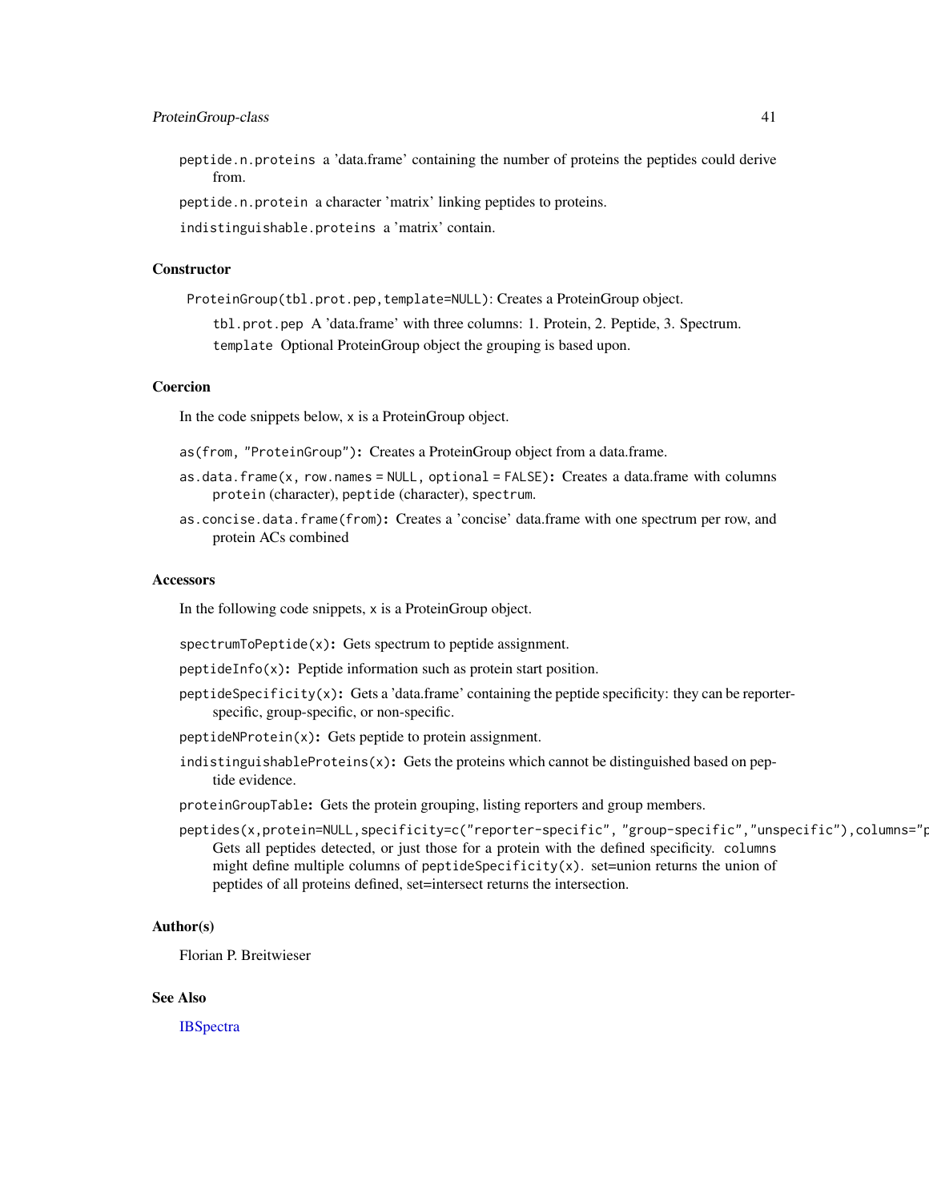peptide.n.proteins a 'data.frame' containing the number of proteins the peptides could derive from.

peptide.n.protein a character 'matrix' linking peptides to proteins.

indistinguishable.proteins a 'matrix' contain.

## Constructor

ProteinGroup(tbl.prot.pep,template=NULL): Creates a ProteinGroup object.

tbl.prot.pep A 'data.frame' with three columns: 1. Protein, 2. Peptide, 3. Spectrum.

template Optional ProteinGroup object the grouping is based upon.

## Coercion

In the code snippets below, x is a ProteinGroup object.

as(from, "ProteinGroup"): Creates a ProteinGroup object from a data.frame.

as.data.frame(x, row.names = NULL, optional = FALSE): Creates a data.frame with columns protein (character), peptide (character), spectrum.

as.concise.data.frame(from): Creates a 'concise' data.frame with one spectrum per row, and protein ACs combined

## Accessors

In the following code snippets, x is a ProteinGroup object.

spectrumToPeptide(x): Gets spectrum to peptide assignment.

peptideInfo(x): Peptide information such as protein start position.

peptideSpecificity(x): Gets a 'data.frame' containing the peptide specificity: they can be reporter-specific, group-specific, or non-specific.

peptideNProtein(x): Gets peptide to protein assignment.

indistinguishableProteins(x): Gets the proteins which cannot be distinguished based on peptide evidence.

proteinGroupTable: Gets the protein grouping, listing reporters and group members.

peptides(x,protein=NULL,specificity=c("reporter-specific", "group-specific","unspecific"),columns="p
Gets all peptides detected, or just those for a protein with the defined specificity. columns might define multiple columns of peptideSpecificity(x). set=union returns the union of peptides of all proteins defined, set=intersect returns the intersection.

## Author(s)

Florian P. Breitwieser

## See Also

IBSpectra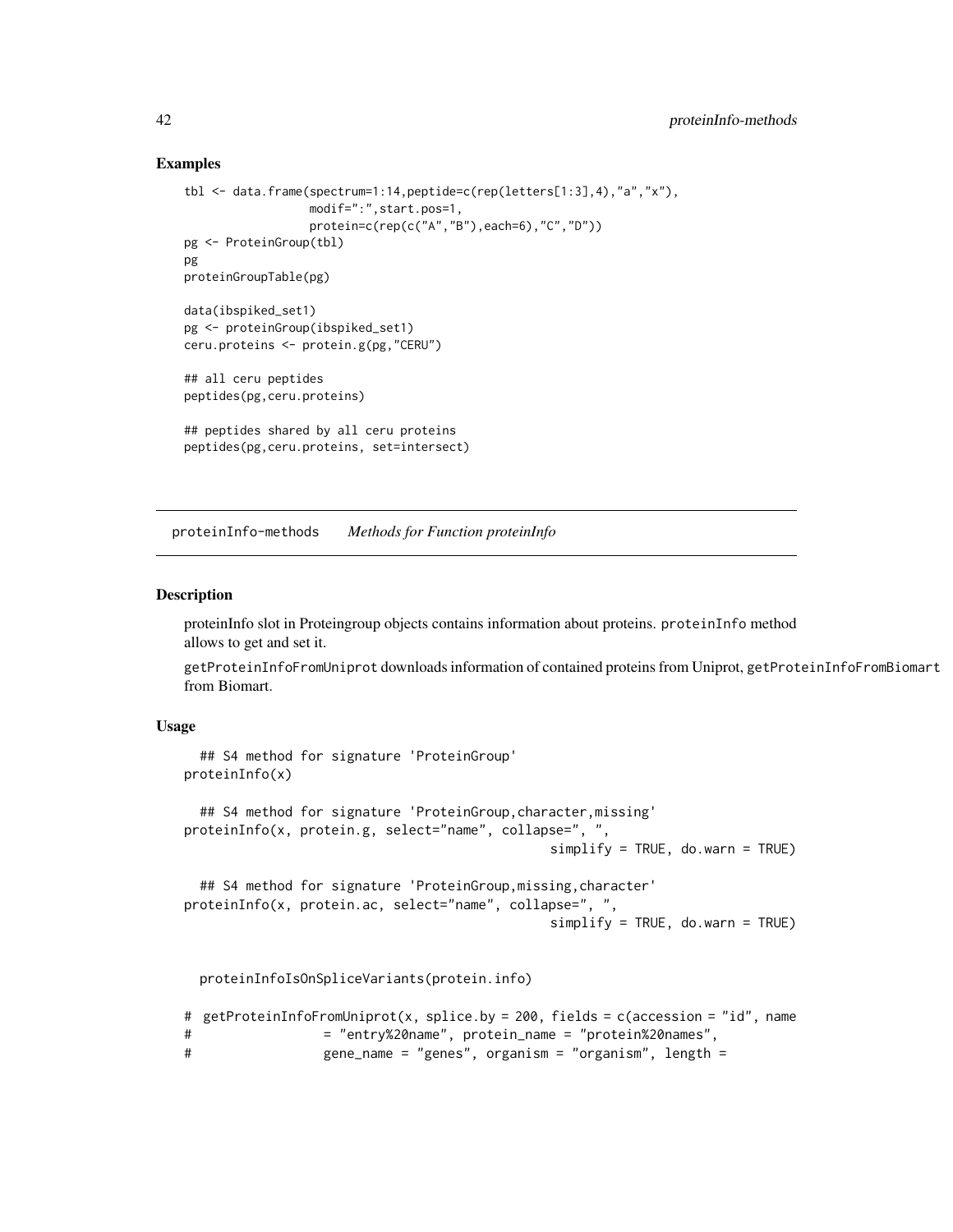### Examples

```
tbl <- data.frame(spectrum=1:14,peptide=c(rep(letters[1:3],4),"a","x"),
                  modif=":",start.pos=1,
                  protein=c(rep(c("A","B"),each=6),"C","D"))
pg <- ProteinGroup(tbl)
pg
proteinGroupTable(pg)

data(ibspiked_set1)
pg <- proteinGroup(ibspiked_set1)
ceru.proteins <- protein.g(pg,"CERU")

## all ceru peptides
peptides(pg,ceru.proteins)

## peptides shared by all ceru proteins
peptides(pg,ceru.proteins, set=intersect)
```

---

## proteinInfo-methods *Methods for Function proteinInfo*

### Description

proteinInfo slot in Proteingroup objects contains information about proteins. `proteinInfo` method allows to get and set it.

`getProteinInfoFromUniprot` downloads information of contained proteins from Uniprot, `getProteinInfoFromBiomart` from Biomart.

### Usage

```
  ## S4 method for signature 'ProteinGroup'
proteinInfo(x)

  ## S4 method for signature 'ProteinGroup,character,missing'
proteinInfo(x, protein.g, select="name", collapse=", ",
                                              simplify = TRUE, do.warn = TRUE)

  ## S4 method for signature 'ProteinGroup,missing,character'
proteinInfo(x, protein.ac, select="name", collapse=", ",
                                              simplify = TRUE, do.warn = TRUE)


  proteinInfoIsOnSpliceVariants(protein.info)

#  getProteinInfoFromUniprot(x, splice.by = 200, fields = c(accession = "id", name
#                 = "entry%20name", protein_name = "protein%20names",
#                 gene_name = "genes", organism = "organism", length =
```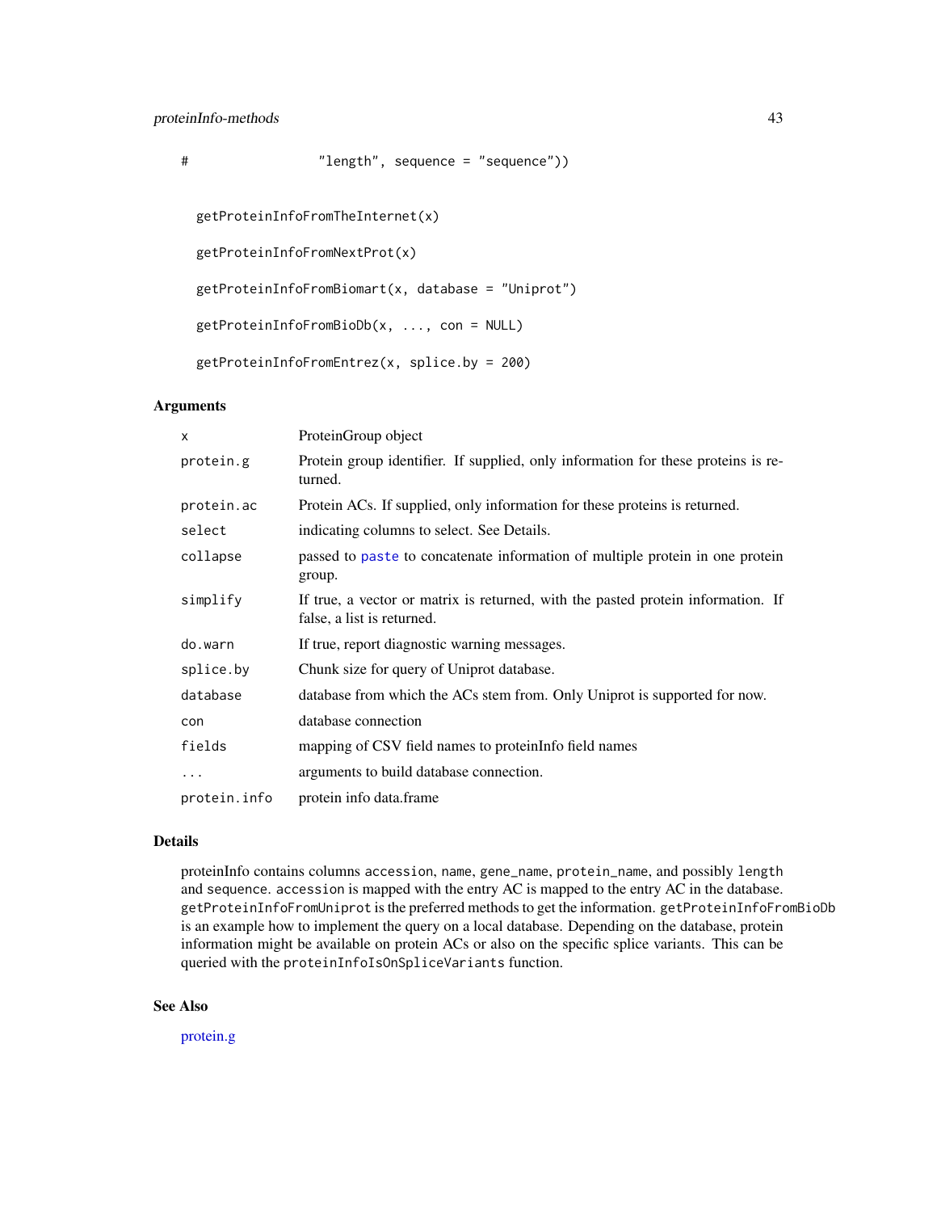```
#                 "length", sequence = "sequence"))


  getProteinInfoFromTheInternet(x)

  getProteinInfoFromNextProt(x)

  getProteinInfoFromBiomart(x, database = "Uniprot")

  getProteinInfoFromBioDb(x, ..., con = NULL)

  getProteinInfoFromEntrez(x, splice.by = 200)
```

## Arguments

| | |
|---|---|
| x | ProteinGroup object |
| protein.g | Protein group identifier. If supplied, only information for these proteins is returned. |
| protein.ac | Protein ACs. If supplied, only information for these proteins is returned. |
| select | indicating columns to select. See Details. |
| collapse | passed to paste to concatenate information of multiple protein in one protein group. |
| simplify | If true, a vector or matrix is returned, with the pasted protein information. If false, a list is returned. |
| do.warn | If true, report diagnostic warning messages. |
| splice.by | Chunk size for query of Uniprot database. |
| database | database from which the ACs stem from. Only Uniprot is supported for now. |
| con | database connection |
| fields | mapping of CSV field names to proteinInfo field names |
| ... | arguments to build database connection. |
| protein.info | protein info data.frame |

## Details

proteinInfo contains columns accession, name, gene_name, protein_name, and possibly length and sequence. accession is mapped with the entry AC is mapped to the entry AC in the database. getProteinInfoFromUniprot is the preferred methods to get the information. getProteinInfoFromBioDb is an example how to implement the query on a local database. Depending on the database, protein information might be available on protein ACs or also on the specific splice variants. This can be queried with the proteinInfoIsOnSpliceVariants function.

## See Also

protein.g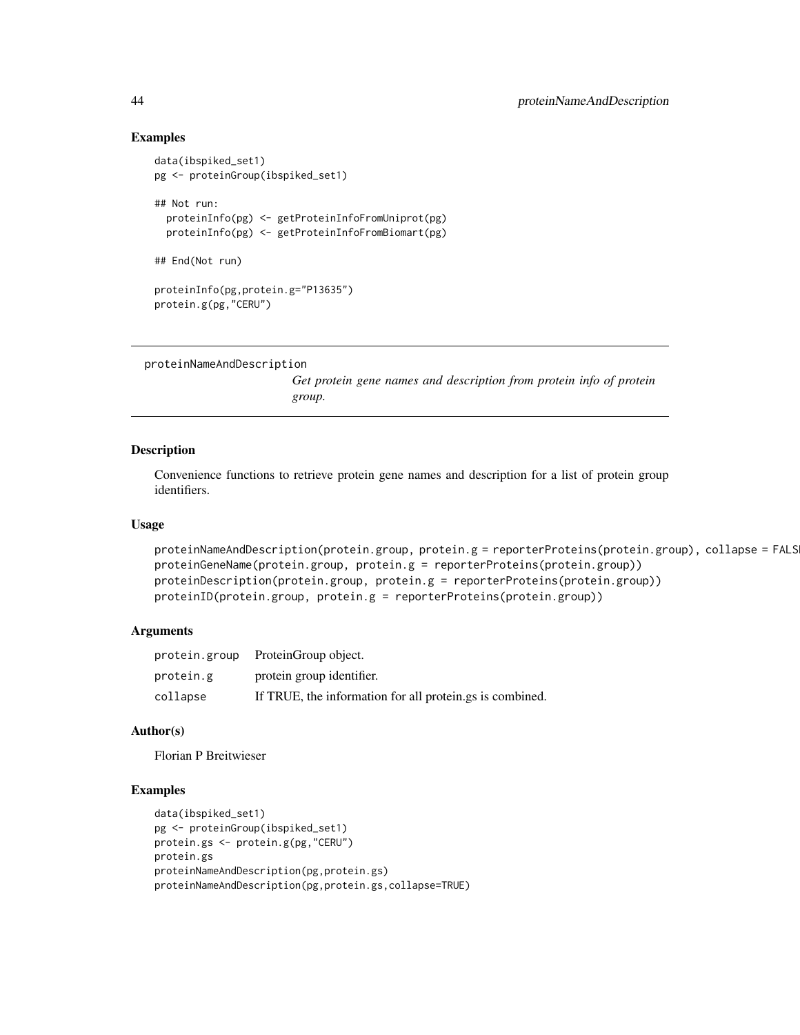## Examples

```
data(ibspiked_set1)
pg <- proteinGroup(ibspiked_set1)

## Not run:
  proteinInfo(pg) <- getProteinInfoFromUniprot(pg)
  proteinInfo(pg) <- getProteinInfoFromBiomart(pg)

## End(Not run)

proteinInfo(pg,protein.g="P13635")
protein.g(pg,"CERU")
```

---

# proteinNameAndDescription

*Get protein gene names and description from protein info of protein group.*

---

## Description

Convenience functions to retrieve protein gene names and description for a list of protein group identifiers.

## Usage

```
proteinNameAndDescription(protein.group, protein.g = reporterProteins(protein.group), collapse = FALSE)
proteinGeneName(protein.group, protein.g = reporterProteins(protein.group))
proteinDescription(protein.group, protein.g = reporterProteins(protein.group))
proteinID(protein.group, protein.g = reporterProteins(protein.group))
```

## Arguments

| | |
|---|---|
| protein.group | ProteinGroup object. |
| protein.g | protein group identifier. |
| collapse | If TRUE, the information for all protein.gs is combined. |

## Author(s)

Florian P Breitwieser

## Examples

```
data(ibspiked_set1)
pg <- proteinGroup(ibspiked_set1)
protein.gs <- protein.g(pg,"CERU")
protein.gs
proteinNameAndDescription(pg,protein.gs)
proteinNameAndDescription(pg,protein.gs,collapse=TRUE)
```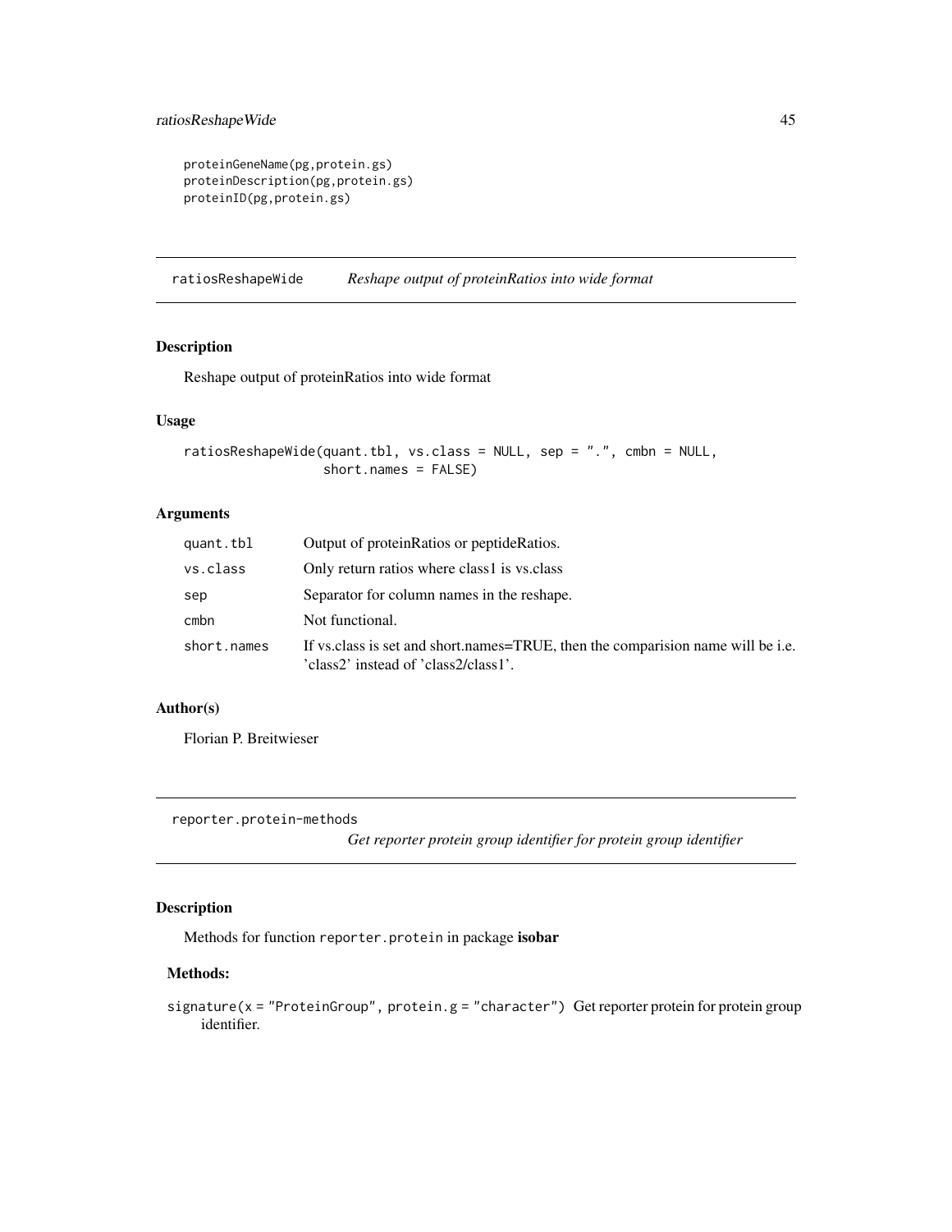```
proteinGeneName(pg,protein.gs)
proteinDescription(pg,protein.gs)
proteinID(pg,protein.gs)
```

## ratiosReshapeWide — *Reshape output of proteinRatios into wide format*

### Description

Reshape output of proteinRatios into wide format

### Usage

```
ratiosReshapeWide(quant.tbl, vs.class = NULL, sep = ".", cmbn = NULL,
                  short.names = FALSE)
```

### Arguments

| | |
|---|---|
| `quant.tbl` | Output of proteinRatios or peptideRatios. |
| `vs.class` | Only return ratios where class1 is vs.class |
| `sep` | Separator for column names in the reshape. |
| `cmbn` | Not functional. |
| `short.names` | If vs.class is set and short.names=TRUE, then the comparision name will be i.e. 'class2' instead of 'class2/class1'. |

### Author(s)

Florian P. Breitwieser

## reporter.protein-methods — *Get reporter protein group identifier for protein group identifier*

### Description

Methods for function `reporter.protein` in package **isobar**

### Methods:

`signature(x = "ProteinGroup", protein.g = "character")` Get reporter protein for protein group identifier.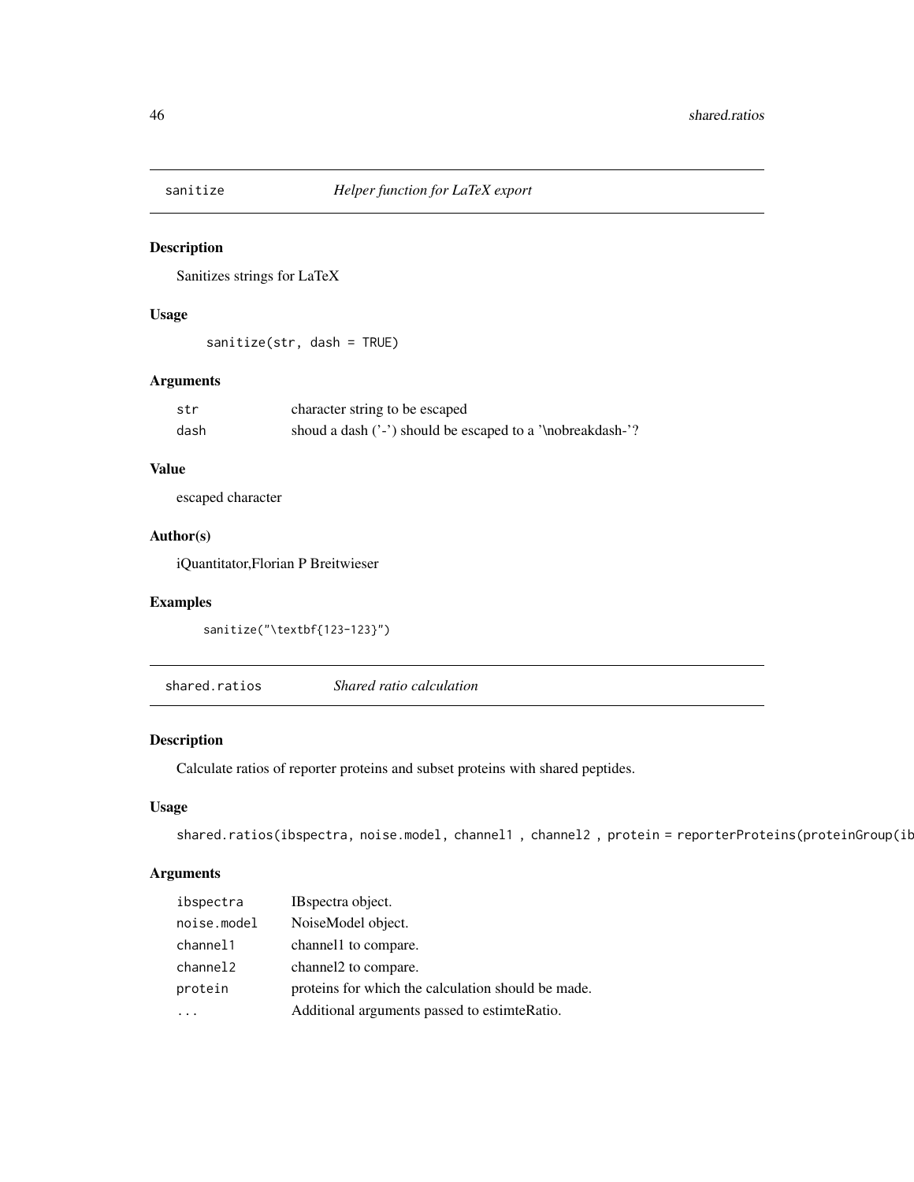## sanitize — *Helper function for LaTeX export*

### Description

Sanitizes strings for LaTeX

### Usage

```
sanitize(str, dash = TRUE)
```

### Arguments

| | |
|---|---|
| str | character string to be escaped |
| dash | shoud a dash ('-') should be escaped to a '\nobreakdash-'? |

### Value

escaped character

### Author(s)

iQuantitator,Florian P Breitwieser

### Examples

```
sanitize("\textbf{123-123}")
```

## shared.ratios — *Shared ratio calculation*

### Description

Calculate ratios of reporter proteins and subset proteins with shared peptides.

### Usage

```
shared.ratios(ibspectra, noise.model, channel1 , channel2 , protein = reporterProteins(proteinGroup(ib
```

### Arguments

| | |
|---|---|
| ibspectra | IBspectra object. |
| noise.model | NoiseModel object. |
| channel1 | channel1 to compare. |
| channel2 | channel2 to compare. |
| protein | proteins for which the calculation should be made. |
| ... | Additional arguments passed to estimteRatio. |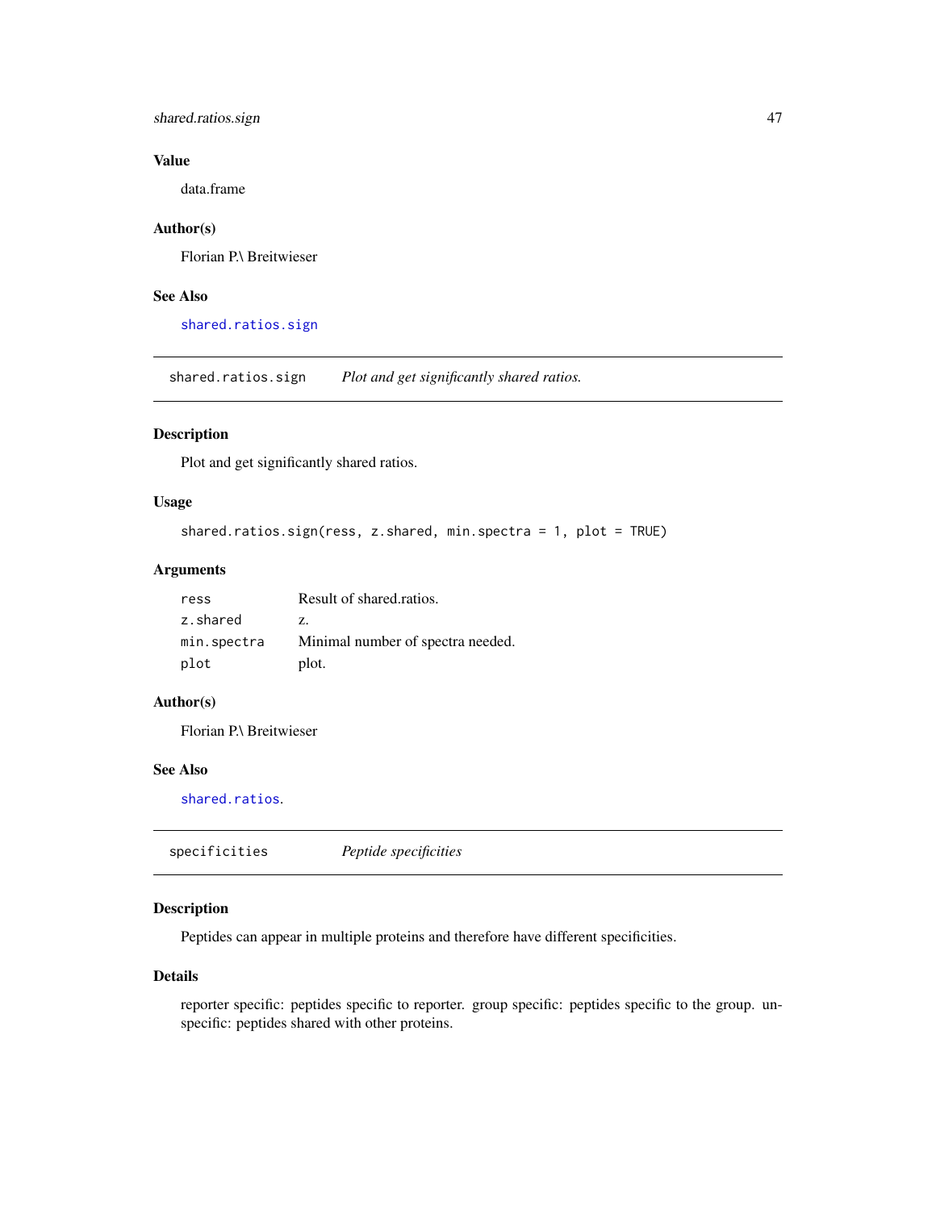### Value

data.frame

### Author(s)

Florian P.\ Breitwieser

### See Also

shared.ratios.sign

---

## shared.ratios.sign &emsp; *Plot and get significantly shared ratios.*

### Description

Plot and get significantly shared ratios.

### Usage

```
shared.ratios.sign(ress, z.shared, min.spectra = 1, plot = TRUE)
```

### Arguments

| | |
|---|---|
| ress | Result of shared.ratios. |
| z.shared | z. |
| min.spectra | Minimal number of spectra needed. |
| plot | plot. |

### Author(s)

Florian P.\ Breitwieser

### See Also

shared.ratios.

---

## specificities &emsp; *Peptide specificities*

### Description

Peptides can appear in multiple proteins and therefore have different specificities.

### Details

reporter specific: peptides specific to reporter. group specific: peptides specific to the group. unspecific: peptides shared with other proteins.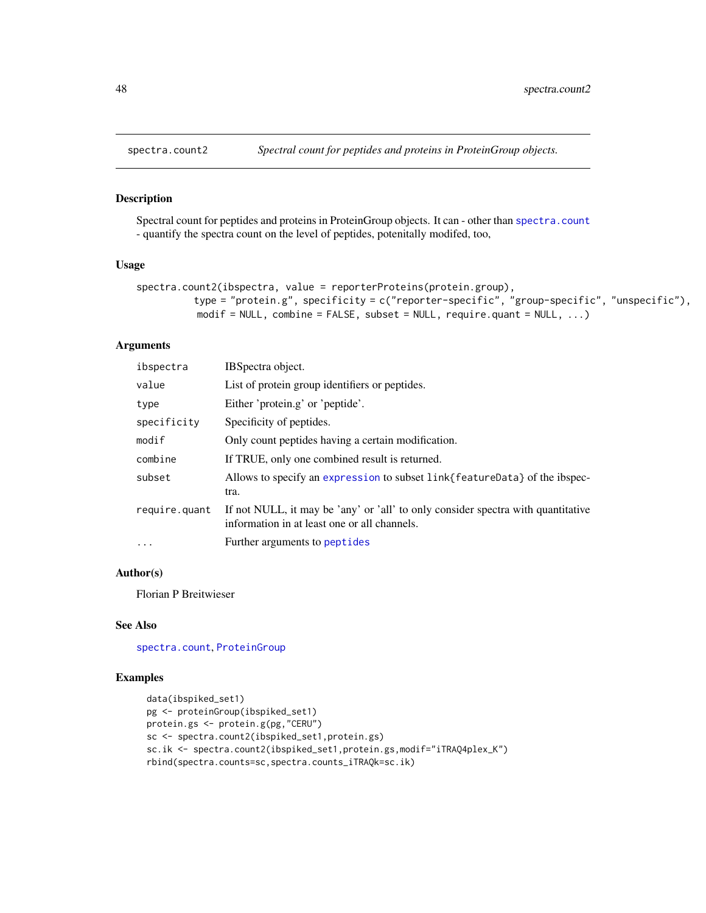## spectra.count2 — *Spectral count for peptides and proteins in ProteinGroup objects.*

### Description

Spectral count for peptides and proteins in ProteinGroup objects. It can - other than spectra.count - quantify the spectra count on the level of peptides, potenitally modifed, too,

### Usage

```
spectra.count2(ibspectra, value = reporterProteins(protein.group),
          type = "protein.g", specificity = c("reporter-specific", "group-specific", "unspecific"),
           modif = NULL, combine = FALSE, subset = NULL, require.quant = NULL, ...)
```

### Arguments

| | |
|---|---|
| ibspectra | IBSpectra object. |
| value | List of protein group identifiers or peptides. |
| type | Either 'protein.g' or 'peptide'. |
| specificity | Specificity of peptides. |
| modif | Only count peptides having a certain modification. |
| combine | If TRUE, only one combined result is returned. |
| subset | Allows to specify an expression to subset link{featureData} of the ibspectra. |
| require.quant | If not NULL, it may be 'any' or 'all' to only consider spectra with quantitative information in at least one or all channels. |
| ... | Further arguments to peptides |

### Author(s)

Florian P Breitwieser

### See Also

spectra.count, ProteinGroup

### Examples

```
data(ibspiked_set1)
pg <- proteinGroup(ibspiked_set1)
protein.gs <- protein.g(pg,"CERU")
sc <- spectra.count2(ibspiked_set1,protein.gs)
sc.ik <- spectra.count2(ibspiked_set1,protein.gs,modif="iTRAQ4plex_K")
rbind(spectra.counts=sc,spectra.counts_iTRAQk=sc.ik)
```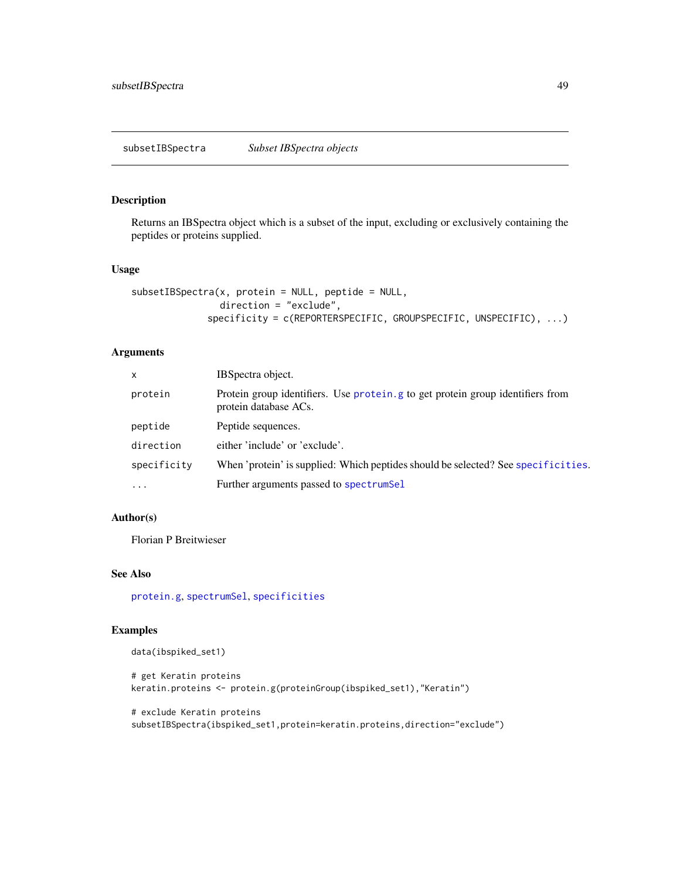## subsetIBSpectra — *Subset IBSpectra objects*

### Description

Returns an IBSpectra object which is a subset of the input, excluding or exclusively containing the peptides or proteins supplied.

### Usage

```
subsetIBSpectra(x, protein = NULL, peptide = NULL,
                direction = "exclude",
              specificity = c(REPORTERSPECIFIC, GROUPSPECIFIC, UNSPECIFIC), ...)
```

### Arguments

| | |
|---|---|
| `x` | IBSpectra object. |
| `protein` | Protein group identifiers. Use `protein.g` to get protein group identifiers from protein database ACs. |
| `peptide` | Peptide sequences. |
| `direction` | either 'include' or 'exclude'. |
| `specificity` | When 'protein' is supplied: Which peptides should be selected? See `specificities`. |
| `...` | Further arguments passed to `spectrumSel` |

### Author(s)

Florian P Breitwieser

### See Also

`protein.g`, `spectrumSel`, `specificities`

### Examples

```
data(ibspiked_set1)

# get Keratin proteins
keratin.proteins <- protein.g(proteinGroup(ibspiked_set1),"Keratin")

# exclude Keratin proteins
subsetIBSpectra(ibspiked_set1,protein=keratin.proteins,direction="exclude")
```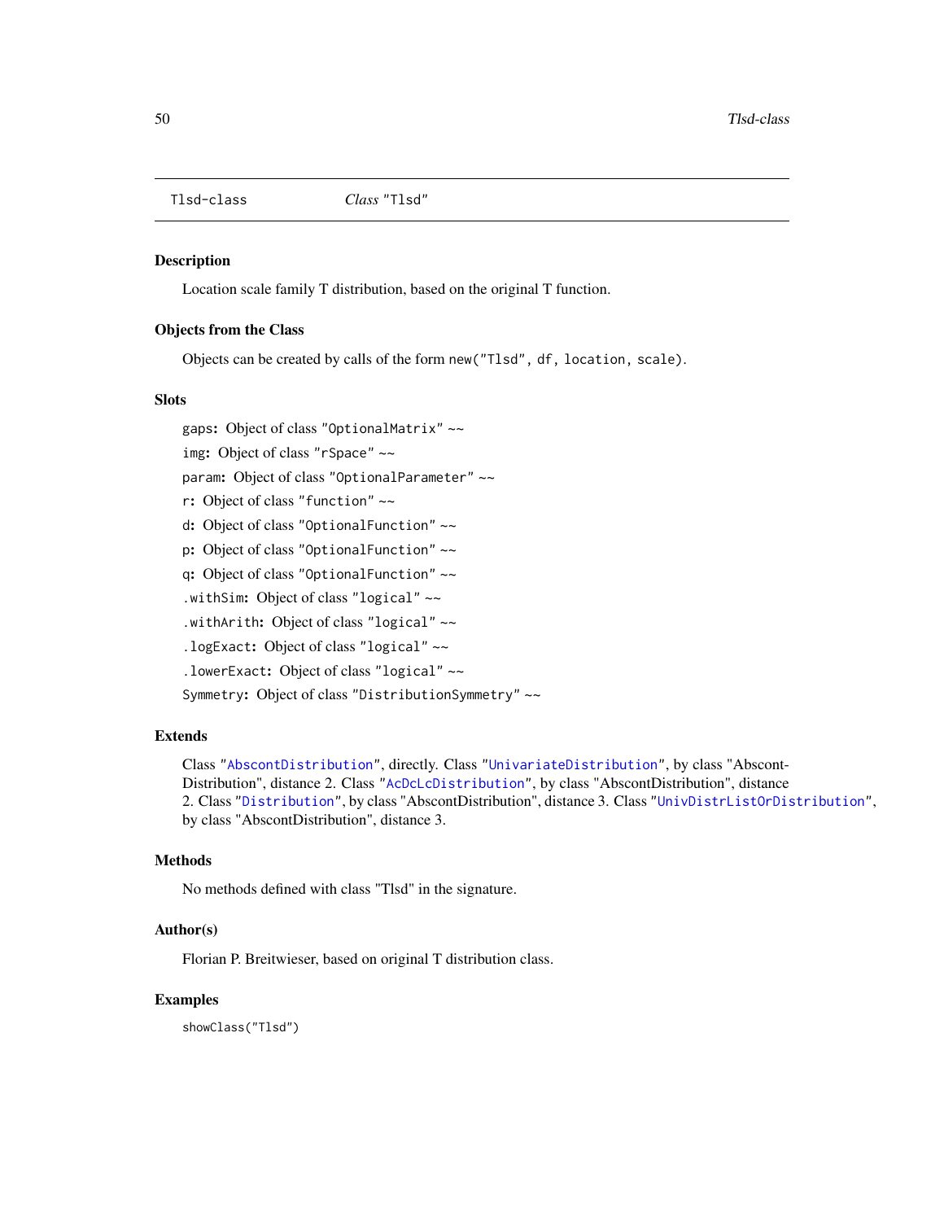Tlsd-class *Class* "Tlsd"

## Description

Location scale family T distribution, based on the original T function.

## Objects from the Class

Objects can be created by calls of the form `new("Tlsd", df, location, scale)`.

## Slots

`gaps`: Object of class "OptionalMatrix" ~~

`img`: Object of class "rSpace" ~~

`param`: Object of class "OptionalParameter" ~~

`r`: Object of class "function" ~~

`d`: Object of class "OptionalFunction" ~~

`p`: Object of class "OptionalFunction" ~~

`q`: Object of class "OptionalFunction" ~~

`.withSim`: Object of class "logical" ~~

`.withArith`: Object of class "logical" ~~

`.logExact`: Object of class "logical" ~~

`.lowerExact`: Object of class "logical" ~~

`Symmetry`: Object of class "DistributionSymmetry" ~~

## Extends

Class "AbscontDistribution", directly. Class "UnivariateDistribution", by class "AbscontDistribution", distance 2. Class "AcDcLcDistribution", by class "AbscontDistribution", distance 2. Class "Distribution", by class "AbscontDistribution", distance 3. Class "UnivDistrListOrDistribution", by class "AbscontDistribution", distance 3.

## Methods

No methods defined with class "Tlsd" in the signature.

## Author(s)

Florian P. Breitwieser, based on original T distribution class.

## Examples

```
showClass("Tlsd")
```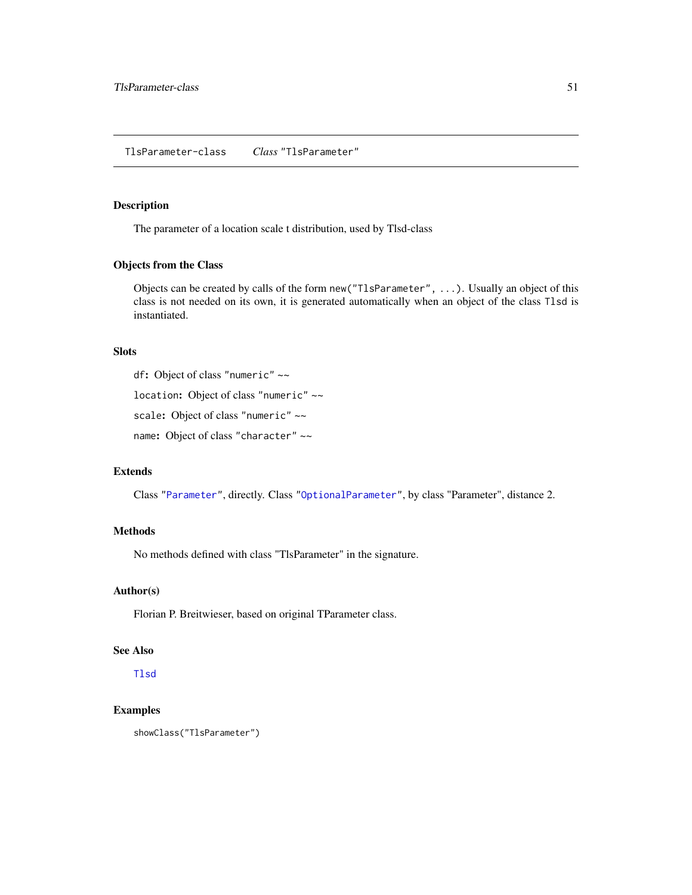TlsParameter-class    *Class* "TlsParameter"

## Description

The parameter of a location scale t distribution, used by Tlsd-class

## Objects from the Class

Objects can be created by calls of the form `new("TlsParameter", ...)`. Usually an object of this class is not needed on its own, it is generated automatically when an object of the class `Tlsd` is instantiated.

## Slots

`df`: Object of class "numeric" ~~

`location`: Object of class "numeric" ~~

`scale`: Object of class "numeric" ~~

`name`: Object of class "character" ~~

## Extends

Class "Parameter", directly. Class "OptionalParameter", by class "Parameter", distance 2.

## Methods

No methods defined with class "TlsParameter" in the signature.

## Author(s)

Florian P. Breitwieser, based on original TParameter class.

## See Also

Tlsd

## Examples

```
showClass("TlsParameter")
```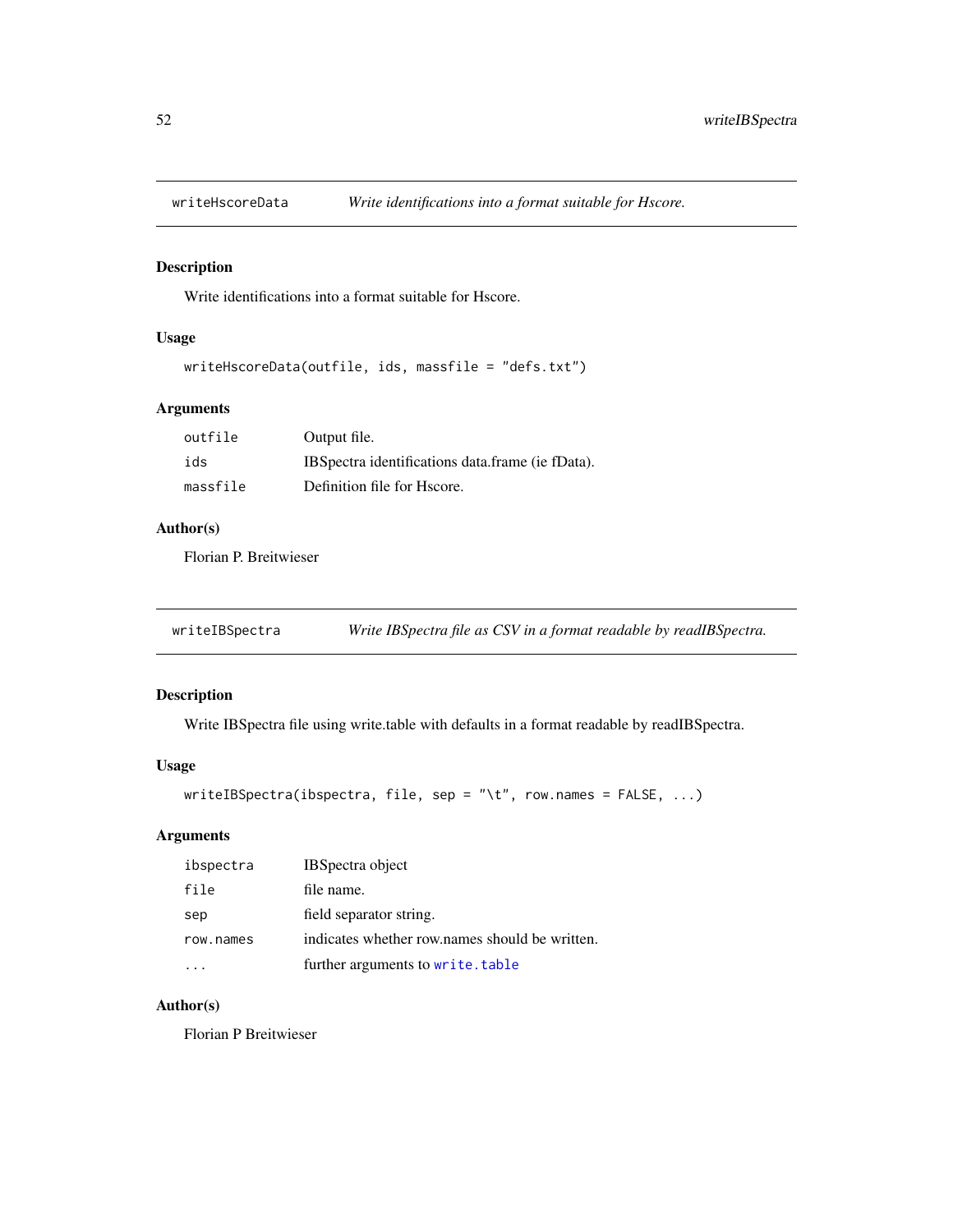## writeHscoreData — *Write identifications into a format suitable for Hscore.*

### Description

Write identifications into a format suitable for Hscore.

### Usage

```
writeHscoreData(outfile, ids, massfile = "defs.txt")
```

### Arguments

| | |
|---|---|
| `outfile` | Output file. |
| `ids` | IBSpectra identifications data.frame (ie fData). |
| `massfile` | Definition file for Hscore. |

### Author(s)

Florian P. Breitwieser

## writeIBSpectra — *Write IBSpectra file as CSV in a format readable by readIBSpectra.*

### Description

Write IBSpectra file using write.table with defaults in a format readable by readIBSpectra.

### Usage

```
writeIBSpectra(ibspectra, file, sep = "\t", row.names = FALSE, ...)
```

### Arguments

| | |
|---|---|
| `ibspectra` | IBSpectra object |
| `file` | file name. |
| `sep` | field separator string. |
| `row.names` | indicates whether row.names should be written. |
| `...` | further arguments to `write.table` |

### Author(s)

Florian P Breitwieser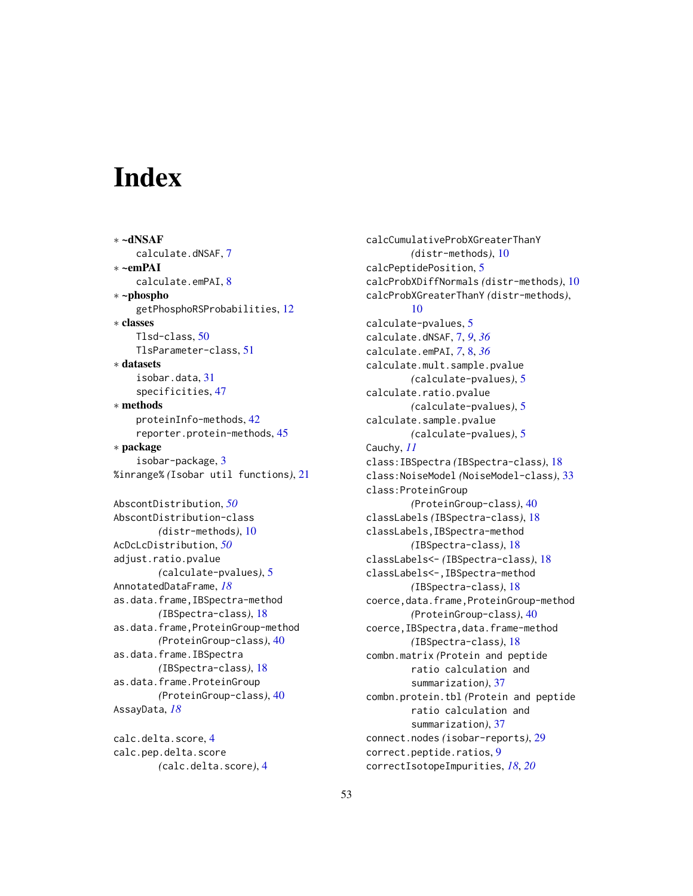# Index

* **~dNSAF**
  calculate.dNSAF, 7
* **~emPAI**
  calculate.emPAI, 8
* **~phospho**
  getPhosphoRSProbabilities, 12
* **classes**
  Tlsd-class, 50
  TlsParameter-class, 51
* **datasets**
  isobar.data, 31
  specificities, 47
* **methods**
  proteinInfo-methods, 42
  reporter.protein-methods, 45
* **package**
  isobar-package, 3

%inrange% *(Isobar util functions)*, 21

AbscontDistribution, *50*
AbscontDistribution-class *(distr-methods)*, 10
AcDcLcDistribution, *50*
adjust.ratio.pvalue *(calculate-pvalues)*, 5
AnnotatedDataFrame, *18*
as.data.frame,IBSpectra-method *(IBSpectra-class)*, 18
as.data.frame,ProteinGroup-method *(ProteinGroup-class)*, 40
as.data.frame.IBSpectra *(IBSpectra-class)*, 18
as.data.frame.ProteinGroup *(ProteinGroup-class)*, 40
AssayData, *18*

calc.delta.score, 4
calc.pep.delta.score *(calc.delta.score)*, 4
calcCumulativeProbXGreaterThanY *(distr-methods)*, 10
calcPeptidePosition, 5
calcProbXDiffNormals *(distr-methods)*, 10
calcProbXGreaterThanY *(distr-methods)*, 10
calculate-pvalues, 5
calculate.dNSAF, 7, *9*, *36*
calculate.emPAI, *7*, 8, *36*
calculate.mult.sample.pvalue *(calculate-pvalues)*, 5
calculate.ratio.pvalue *(calculate-pvalues)*, 5
calculate.sample.pvalue *(calculate-pvalues)*, 5
Cauchy, *11*
class:IBSpectra *(IBSpectra-class)*, 18
class:NoiseModel *(NoiseModel-class)*, 33
class:ProteinGroup *(ProteinGroup-class)*, 40
classLabels *(IBSpectra-class)*, 18
classLabels,IBSpectra-method *(IBSpectra-class)*, 18
classLabels<- *(IBSpectra-class)*, 18
classLabels<-,IBSpectra-method *(IBSpectra-class)*, 18
coerce,data.frame,ProteinGroup-method *(ProteinGroup-class)*, 40
coerce,IBSpectra,data.frame-method *(IBSpectra-class)*, 18
combn.matrix *(Protein and peptide ratio calculation and summarization)*, 37
combn.protein.tbl *(Protein and peptide ratio calculation and summarization)*, 37
connect.nodes *(isobar-reports)*, 29
correct.peptide.ratios, 9
correctIsotopeImpurities, *18*, *20*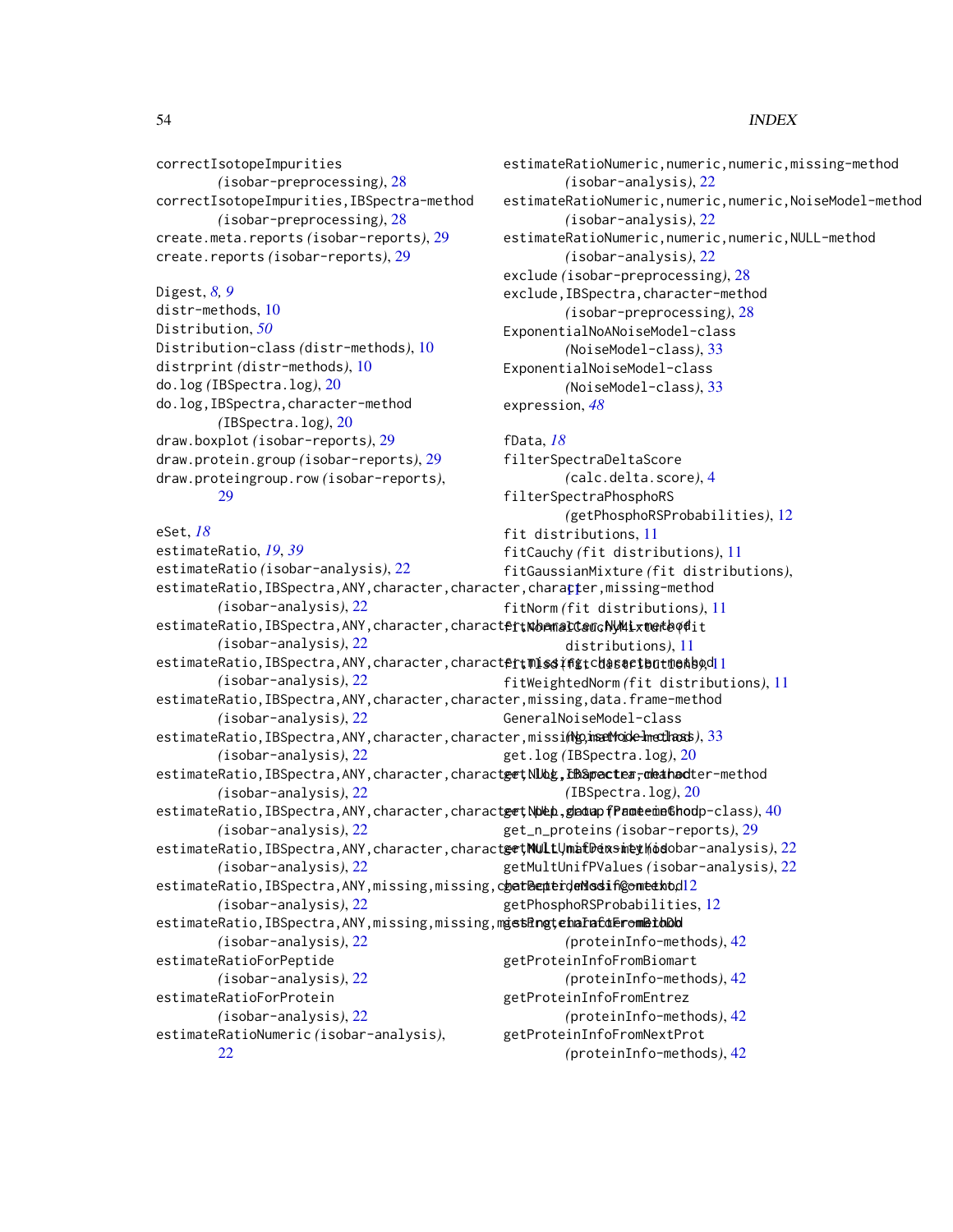correctIsotopeImpurities *(isobar-preprocessing)*, 28
correctIsotopeImpurities,IBSpectra-method *(isobar-preprocessing)*, 28
create.meta.reports *(isobar-reports)*, 29
create.reports *(isobar-reports)*, 29

Digest, *8*, *9*
distr-methods, 10
Distribution, *50*
Distribution-class *(distr-methods)*, 10
distrprint *(distr-methods)*, 10
do.log *(IBSpectra.log)*, 20
do.log,IBSpectra,character-method *(IBSpectra.log)*, 20
draw.boxplot *(isobar-reports)*, 29
draw.protein.group *(isobar-reports)*, 29
draw.proteingroup.row *(isobar-reports)*, 29

eSet, *18*
estimateRatio, *19*, *39*
estimateRatio *(isobar-analysis)*, 22
estimateRatio,IBSpectra,ANY,character,character,character,missing-method *(isobar-analysis)*, 22
estimateRatio,IBSpectra,ANY,character,character,character,NULL-method *(isobar-analysis)*, 22
estimateRatio,IBSpectra,ANY,character,character,missing,character-method *(isobar-analysis)*, 22
estimateRatio,IBSpectra,ANY,character,character,missing,data.frame-method *(isobar-analysis)*, 22
estimateRatio,IBSpectra,ANY,character,character,missing,matrix-method *(isobar-analysis)*, 22
estimateRatio,IBSpectra,ANY,character,character,NULL,character-method *(isobar-analysis)*, 22
estimateRatio,IBSpectra,ANY,character,character,NULL,data.frame-method *(isobar-analysis)*, 22
estimateRatio,IBSpectra,ANY,character,character,NULL,matrix-method *(isobar-analysis)*, 22
estimateRatio,IBSpectra,ANY,missing,missing,character,missing-method *(isobar-analysis)*, 22
estimateRatio,IBSpectra,ANY,missing,missing,missing,character-method *(isobar-analysis)*, 22
estimateRatioForPeptide *(isobar-analysis)*, 22
estimateRatioForProtein *(isobar-analysis)*, 22
estimateRatioNumeric *(isobar-analysis)*, 22
estimateRatioNumeric,numeric,numeric,missing-method *(isobar-analysis)*, 22
estimateRatioNumeric,numeric,numeric,NoiseModel-method *(isobar-analysis)*, 22
estimateRatioNumeric,numeric,numeric,NULL-method *(isobar-analysis)*, 22
exclude *(isobar-preprocessing)*, 28
exclude,IBSpectra,character-method *(isobar-preprocessing)*, 28
ExponentialNoANoiseModel-class *(NoiseModel-class)*, 33
ExponentialNoiseModel-class *(NoiseModel-class)*, 33
expression, *48*

fData, *18*
filterSpectraDeltaScore *(calc.delta.score)*, 4
filterSpectraPhosphoRS *(getPhosphoRSProbabilities)*, 12
fit distributions, 11
fitCauchy *(fit distributions)*, 11
fitGaussianMixture *(fit distributions)*, 11
fitNorm *(fit distributions)*, 11
fitNormalCauchyMixture *(fit distributions)*, 11
fitTlsd *(fit distributions)*, 11
fitWeightedNorm *(fit distributions)*, 11

GeneralNoiseModel-class *(NoiseModel-class)*, 33
get.log *(IBSpectra.log)*, 20
get.log,IBSpectra,character-method *(IBSpectra.log)*, 20
get_n_pep_group *(ProteinGroup-class)*, 40
get_n_proteins *(isobar-reports)*, 29
getMultUnifDensity *(isobar-analysis)*, 22
getMultUnifPValues *(isobar-analysis)*, 22
getPeptideModifContext, 12
getPhosphoRSProbabilities, 12
getProteinInfoFromBioDB *(proteinInfo-methods)*, 42
getProteinInfoFromBiomart *(proteinInfo-methods)*, 42
getProteinInfoFromEntrez *(proteinInfo-methods)*, 42
getProteinInfoFromNextProt *(proteinInfo-methods)*, 42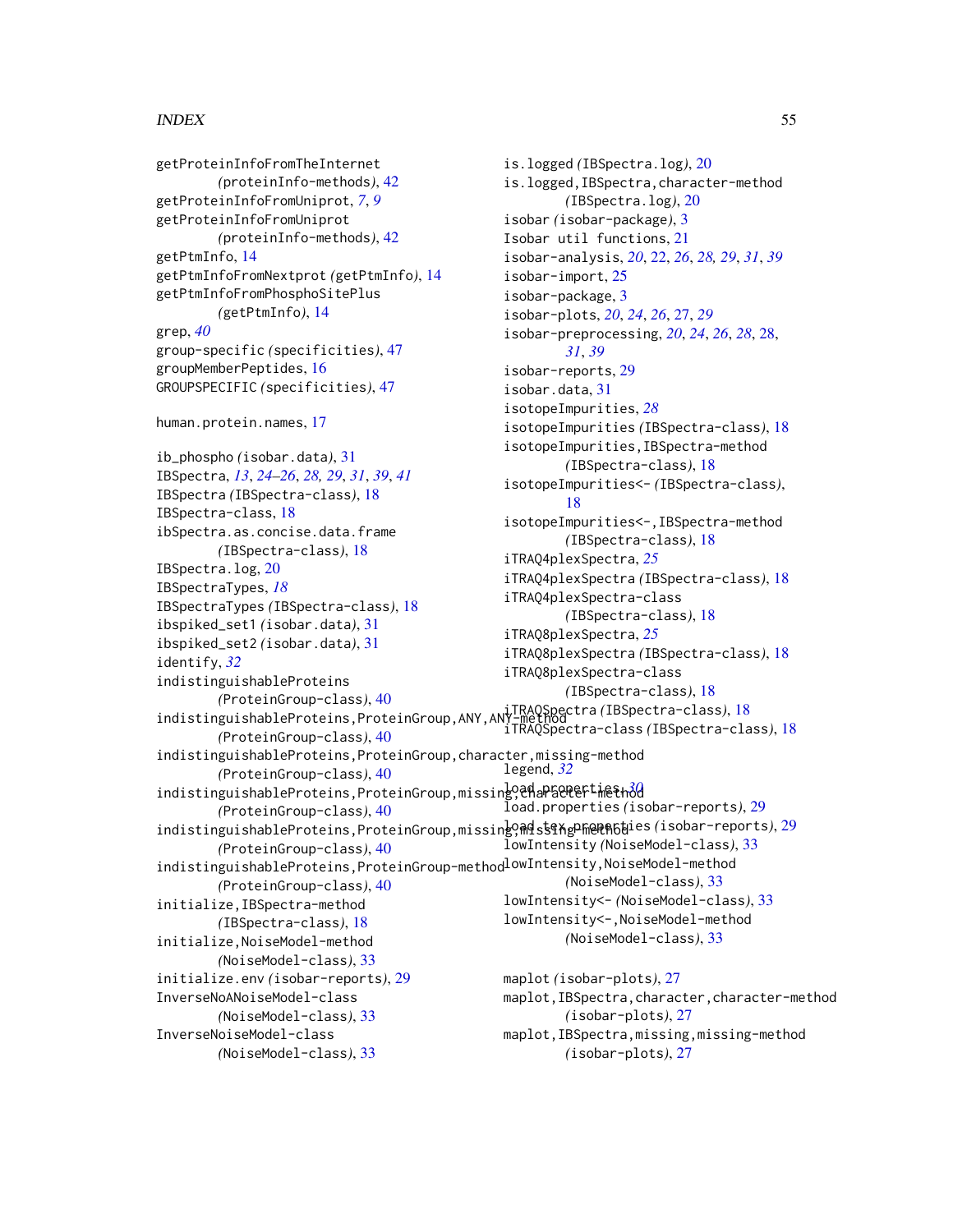getProteinInfoFromTheInternet
(proteinInfo-methods), 42
getProteinInfoFromUniprot, *7*, *9*
getProteinInfoFromUniprot
(proteinInfo-methods), 42
getPtmInfo, 14
getPtmInfoFromNextprot (getPtmInfo), 14
getPtmInfoFromPhosphoSitePlus
(getPtmInfo), 14
grep, *40*
group-specific (specificities), 47
groupMemberPeptides, 16
GROUPSPECIFIC (specificities), 47

human.protein.names, 17

ib_phospho (isobar.data), 31
IBSpectra, *13*, *24–26*, *28, 29*, *31*, *39*, *41*
IBSpectra (IBSpectra-class), 18
IBSpectra-class, 18
ibSpectra.as.concise.data.frame
(IBSpectra-class), 18
IBSpectra.log, 20
IBSpectraTypes, *18*
IBSpectraTypes (IBSpectra-class), 18
ibspiked_set1 (isobar.data), 31
ibspiked_set2 (isobar.data), 31
identify, *32*
indistinguishableProteins
(ProteinGroup-class), 40
indistinguishableProteins,ProteinGroup,ANY,ANY-method
(ProteinGroup-class), 40
indistinguishableProteins,ProteinGroup,character,missing-method
(ProteinGroup-class), 40
indistinguishableProteins,ProteinGroup,missing,character-method
(ProteinGroup-class), 40
indistinguishableProteins,ProteinGroup,missing,missing-method
(ProteinGroup-class), 40
indistinguishableProteins,ProteinGroup-method
(ProteinGroup-class), 40
initialize,IBSpectra-method
(IBSpectra-class), 18
initialize,NoiseModel-method
(NoiseModel-class), 33
initialize.env (isobar-reports), 29
InverseNoANoiseModel-class
(NoiseModel-class), 33
InverseNoiseModel-class
(NoiseModel-class), 33

is.logged (IBSpectra.log), 20
is.logged,IBSpectra,character-method
(IBSpectra.log), 20
isobar (isobar-package), 3
Isobar util functions, 21
isobar-analysis, *20*, 22, *26*, *28, 29*, *31*, *39*
isobar-import, 25
isobar-package, 3
isobar-plots, *20*, *24*, *26*, 27, *29*
isobar-preprocessing, *20*, *24*, *26*, *28*, 28, *31*, *39*
isobar-reports, 29
isobar.data, 31
isotopeImpurities, *28*
isotopeImpurities (IBSpectra-class), 18
isotopeImpurities,IBSpectra-method
(IBSpectra-class), 18
isotopeImpurities<- (IBSpectra-class), 18
isotopeImpurities<-,IBSpectra-method
(IBSpectra-class), 18
iTRAQ4plexSpectra, *25*
iTRAQ4plexSpectra (IBSpectra-class), 18
iTRAQ4plexSpectra-class
(IBSpectra-class), 18
iTRAQ8plexSpectra, *25*
iTRAQ8plexSpectra (IBSpectra-class), 18
iTRAQ8plexSpectra-class
(IBSpectra-class), 18
iTRAQSpectra (IBSpectra-class), 18
iTRAQSpectra-class (IBSpectra-class), 18

legend, *32*
load.properties, *30*
load.properties (isobar-reports), 29
load.tex.properties (isobar-reports), 29
lowIntensity (NoiseModel-class), 33
lowIntensity,NoiseModel-method
(NoiseModel-class), 33
lowIntensity<- (NoiseModel-class), 33
lowIntensity<-,NoiseModel-method
(NoiseModel-class), 33

maplot (isobar-plots), 27
maplot,IBSpectra,character,character-method
(isobar-plots), 27
maplot,IBSpectra,missing,missing-method
(isobar-plots), 27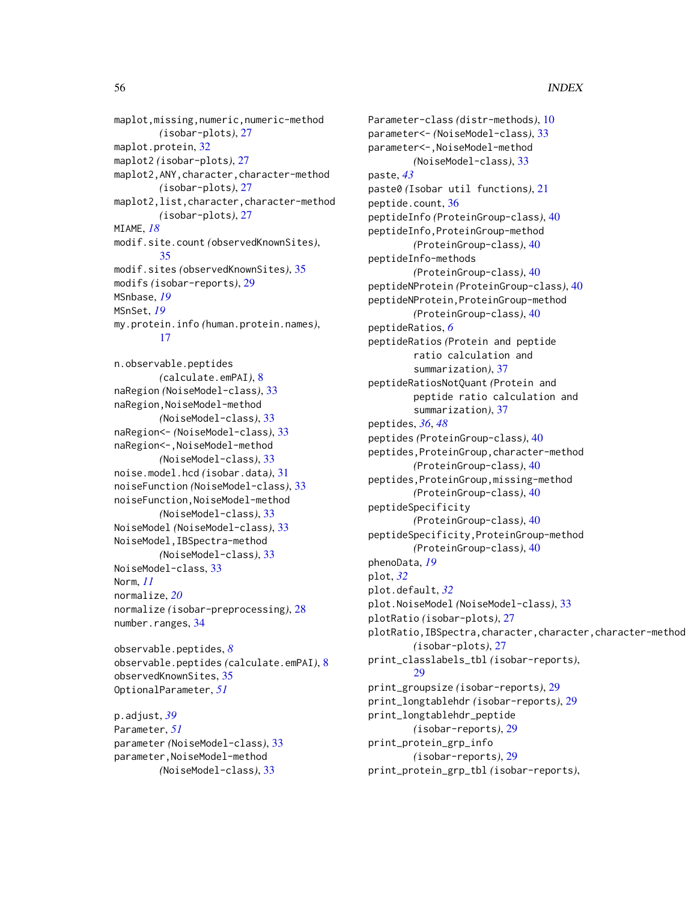maplot,missing,numeric,numeric-method *(*isobar-plots*)*, 27
maplot.protein, 32
maplot2 *(*isobar-plots*)*, 27
maplot2,ANY,character,character-method *(*isobar-plots*)*, 27
maplot2,list,character,character-method *(*isobar-plots*)*, 27
MIAME, *18*
modif.site.count *(*observedKnownSites*)*, 35
modif.sites *(*observedKnownSites*)*, 35
modifs *(*isobar-reports*)*, 29
MSnbase, *19*
MSnSet, *19*
my.protein.info *(*human.protein.names*)*, 17

n.observable.peptides *(*calculate.emPAI*)*, 8
naRegion *(*NoiseModel-class*)*, 33
naRegion,NoiseModel-method *(*NoiseModel-class*)*, 33
naRegion<- *(*NoiseModel-class*)*, 33
naRegion<-,NoiseModel-method *(*NoiseModel-class*)*, 33
noise.model.hcd *(*isobar.data*)*, 31
noiseFunction *(*NoiseModel-class*)*, 33
noiseFunction,NoiseModel-method *(*NoiseModel-class*)*, 33
NoiseModel *(*NoiseModel-class*)*, 33
NoiseModel,IBSpectra-method *(*NoiseModel-class*)*, 33
NoiseModel-class, 33
Norm, *11*
normalize, *20*
normalize *(*isobar-preprocessing*)*, 28
number.ranges, 34

observable.peptides, *8*
observable.peptides *(*calculate.emPAI*)*, 8
observedKnownSites, 35
OptionalParameter, *51*

p.adjust, *39*
Parameter, *51*
parameter *(*NoiseModel-class*)*, 33
parameter,NoiseModel-method *(*NoiseModel-class*)*, 33
Parameter-class *(*distr-methods*)*, 10
parameter<- *(*NoiseModel-class*)*, 33
parameter<-,NoiseModel-method *(*NoiseModel-class*)*, 33
paste, *43*
paste0 *(*Isobar util functions*)*, 21
peptide.count, 36
peptideInfo *(*ProteinGroup-class*)*, 40
peptideInfo,ProteinGroup-method *(*ProteinGroup-class*)*, 40
peptideInfo-methods *(*ProteinGroup-class*)*, 40
peptideNProtein *(*ProteinGroup-class*)*, 40
peptideNProtein,ProteinGroup-method *(*ProteinGroup-class*)*, 40
peptideRatios, *6*
peptideRatios *(*Protein and peptide ratio calculation and summarization*)*, 37
peptideRatiosNotQuant *(*Protein and peptide ratio calculation and summarization*)*, 37
peptides, *36*, *48*
peptides *(*ProteinGroup-class*)*, 40
peptides,ProteinGroup,character-method *(*ProteinGroup-class*)*, 40
peptides,ProteinGroup,missing-method *(*ProteinGroup-class*)*, 40
peptideSpecificity *(*ProteinGroup-class*)*, 40
peptideSpecificity,ProteinGroup-method *(*ProteinGroup-class*)*, 40
phenoData, *19*
plot, *32*
plot.default, *32*
plot.NoiseModel *(*NoiseModel-class*)*, 33
plotRatio *(*isobar-plots*)*, 27
plotRatio,IBSpectra,character,character,character-method *(*isobar-plots*)*, 27
print_classlabels_tbl *(*isobar-reports*)*, 29
print_groupsize *(*isobar-reports*)*, 29
print_longtablehdr *(*isobar-reports*)*, 29
print_longtablehdr_peptide *(*isobar-reports*)*, 29
print_protein_grp_info *(*isobar-reports*)*, 29
print_protein_grp_tbl *(*isobar-reports*)*,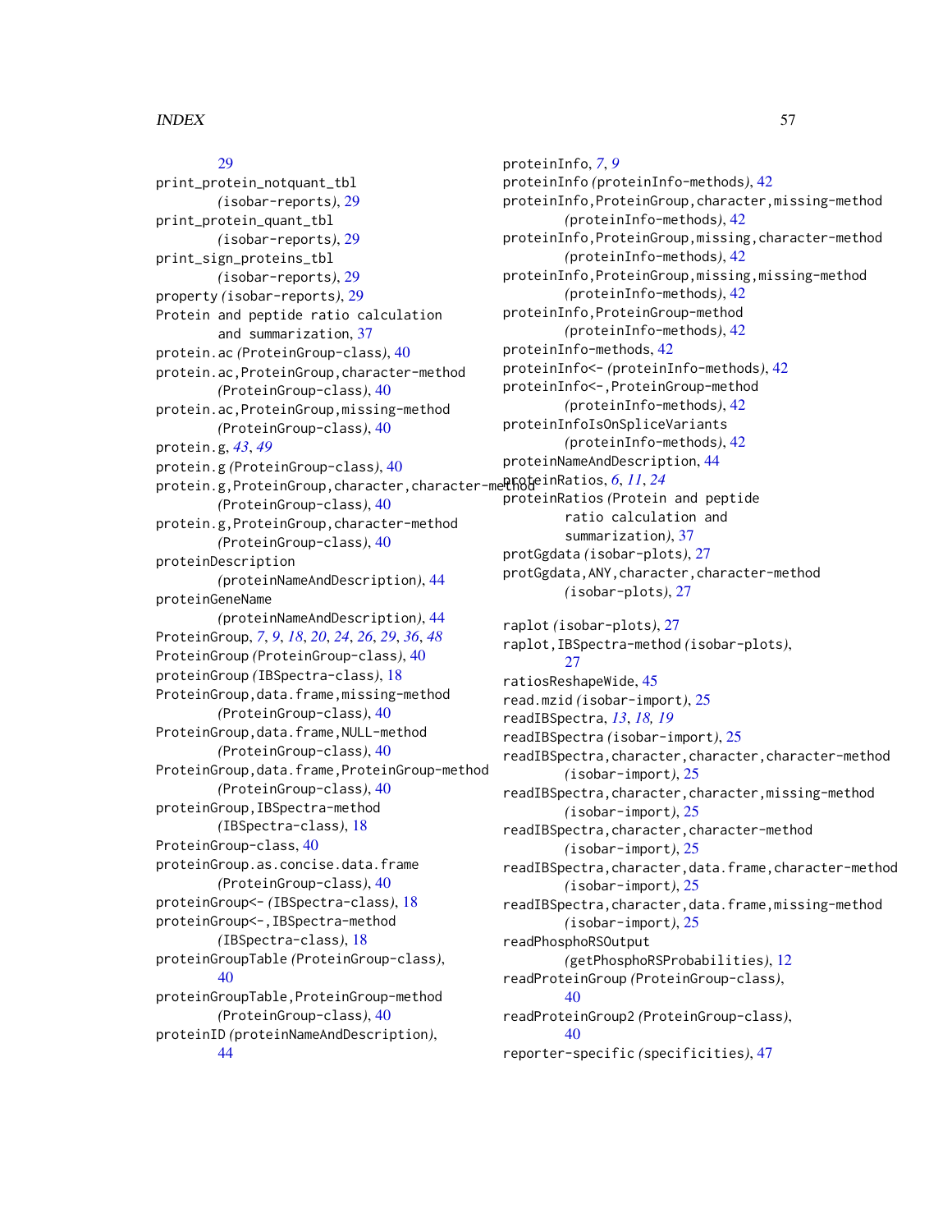29
print_protein_notquant_tbl
*(isobar-reports)*, 29
print_protein_quant_tbl
*(isobar-reports)*, 29
print_sign_proteins_tbl
*(isobar-reports)*, 29
property *(isobar-reports)*, 29
Protein and peptide ratio calculation and summarization, 37
protein.ac *(ProteinGroup-class)*, 40
protein.ac,ProteinGroup,character-method
*(ProteinGroup-class)*, 40
protein.ac,ProteinGroup,missing-method
*(ProteinGroup-class)*, 40
protein.g, *43*, *49*
protein.g *(ProteinGroup-class)*, 40
protein.g,ProteinGroup,character,character-method
*(ProteinGroup-class)*, 40
protein.g,ProteinGroup,character-method
*(ProteinGroup-class)*, 40
proteinDescription
*(proteinNameAndDescription)*, 44
proteinGeneName
*(proteinNameAndDescription)*, 44
ProteinGroup, *7*, *9*, *18*, *20*, *24*, *26*, *29*, *36*, *48*
ProteinGroup *(ProteinGroup-class)*, 40
proteinGroup *(IBSpectra-class)*, 18
ProteinGroup,data.frame,missing-method
*(ProteinGroup-class)*, 40
ProteinGroup,data.frame,NULL-method
*(ProteinGroup-class)*, 40
ProteinGroup,data.frame,ProteinGroup-method
*(ProteinGroup-class)*, 40
proteinGroup,IBSpectra-method
*(IBSpectra-class)*, 18
ProteinGroup-class, 40
proteinGroup.as.concise.data.frame
*(ProteinGroup-class)*, 40
proteinGroup<- *(IBSpectra-class)*, 18
proteinGroup<-,IBSpectra-method
*(IBSpectra-class)*, 18
proteinGroupTable *(ProteinGroup-class)*, 40
proteinGroupTable,ProteinGroup-method
*(ProteinGroup-class)*, 40
proteinID *(proteinNameAndDescription)*, 44
proteinInfo, *7*, *9*
proteinInfo *(proteinInfo-methods)*, 42
proteinInfo,ProteinGroup,character,missing-method
*(proteinInfo-methods)*, 42
proteinInfo,ProteinGroup,missing,character-method
*(proteinInfo-methods)*, 42
proteinInfo,ProteinGroup,missing,missing-method
*(proteinInfo-methods)*, 42
proteinInfo,ProteinGroup-method
*(proteinInfo-methods)*, 42
proteinInfo-methods, 42
proteinInfo<- *(proteinInfo-methods)*, 42
proteinInfo<-,ProteinGroup-method
*(proteinInfo-methods)*, 42
proteinInfoIsOnSpliceVariants
*(proteinInfo-methods)*, 42
proteinNameAndDescription, 44
proteinRatios, *6*, *11*, *24*
proteinRatios *(Protein and peptide ratio calculation and summarization)*, 37
protGgdata *(isobar-plots)*, 27
protGgdata,ANY,character,character-method
*(isobar-plots)*, 27

raplot *(isobar-plots)*, 27
raplot,IBSpectra-method *(isobar-plots)*, 27
ratiosReshapeWide, 45
read.mzid *(isobar-import)*, 25
readIBSpectra, *13*, *18, 19*
readIBSpectra *(isobar-import)*, 25
readIBSpectra,character,character,character-method
*(isobar-import)*, 25
readIBSpectra,character,character,missing-method
*(isobar-import)*, 25
readIBSpectra,character,character-method
*(isobar-import)*, 25
readIBSpectra,character,data.frame,character-method
*(isobar-import)*, 25
readIBSpectra,character,data.frame,missing-method
*(isobar-import)*, 25
readPhosphoRSOutput
*(getPhosphoRSProbabilities)*, 12
readProteinGroup *(ProteinGroup-class)*, 40
readProteinGroup2 *(ProteinGroup-class)*, 40
reporter-specific *(specificities)*, 47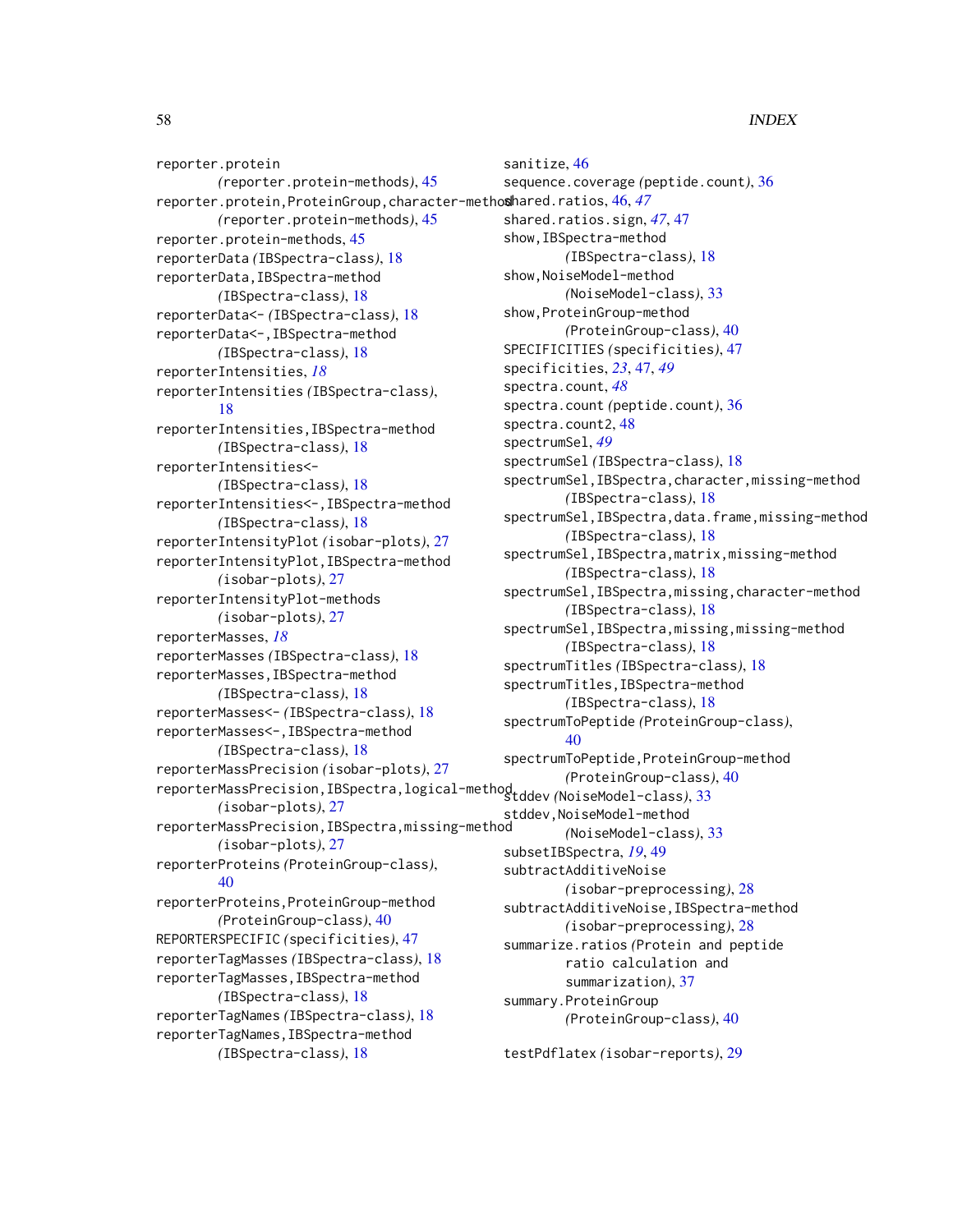reporter.protein (reporter.protein-methods), 45
reporter.protein,ProteinGroup,character-method (reporter.protein-methods), 45
reporter.protein-methods, 45
reporterData (IBSpectra-class), 18
reporterData,IBSpectra-method (IBSpectra-class), 18
reporterData<- (IBSpectra-class), 18
reporterData<-,IBSpectra-method (IBSpectra-class), 18
reporterIntensities, *18*
reporterIntensities (IBSpectra-class), 18
reporterIntensities,IBSpectra-method (IBSpectra-class), 18
reporterIntensities<- (IBSpectra-class), 18
reporterIntensities<-,IBSpectra-method (IBSpectra-class), 18
reporterIntensityPlot (isobar-plots), 27
reporterIntensityPlot,IBSpectra-method (isobar-plots), 27
reporterIntensityPlot-methods (isobar-plots), 27
reporterMasses, *18*
reporterMasses (IBSpectra-class), 18
reporterMasses,IBSpectra-method (IBSpectra-class), 18
reporterMasses<- (IBSpectra-class), 18
reporterMasses<-,IBSpectra-method (IBSpectra-class), 18
reporterMassPrecision (isobar-plots), 27
reporterMassPrecision,IBSpectra,logical-method (isobar-plots), 27
reporterMassPrecision,IBSpectra,missing-method (isobar-plots), 27
reporterProteins (ProteinGroup-class), 40
reporterProteins,ProteinGroup-method (ProteinGroup-class), 40
REPORTERSPECIFIC (specificities), 47
reporterTagMasses (IBSpectra-class), 18
reporterTagMasses,IBSpectra-method (IBSpectra-class), 18
reporterTagNames (IBSpectra-class), 18
reporterTagNames,IBSpectra-method (IBSpectra-class), 18

sanitize, 46
sequence.coverage (peptide.count), 36
shared.ratios, 46, *47*
shared.ratios.sign, *47*, 47
show,IBSpectra-method (IBSpectra-class), 18
show,NoiseModel-method (NoiseModel-class), 33
show,ProteinGroup-method (ProteinGroup-class), 40
SPECIFICITIES (specificities), 47
specificities, *23*, 47, *49*
spectra.count, *48*
spectra.count (peptide.count), 36
spectra.count2, 48
spectrumSel, *49*
spectrumSel (IBSpectra-class), 18
spectrumSel,IBSpectra,character,missing-method (IBSpectra-class), 18
spectrumSel,IBSpectra,data.frame,missing-method (IBSpectra-class), 18
spectrumSel,IBSpectra,matrix,missing-method (IBSpectra-class), 18
spectrumSel,IBSpectra,missing,character-method (IBSpectra-class), 18
spectrumSel,IBSpectra,missing,missing-method (IBSpectra-class), 18
spectrumTitles (IBSpectra-class), 18
spectrumTitles,IBSpectra-method (IBSpectra-class), 18
spectrumToPeptide (ProteinGroup-class), 40
spectrumToPeptide,ProteinGroup-method (ProteinGroup-class), 40
stddev (NoiseModel-class), 33
stddev,NoiseModel-method (NoiseModel-class), 33
subsetIBSpectra, *19*, 49
subtractAdditiveNoise (isobar-preprocessing), 28
subtractAdditiveNoise,IBSpectra-method (isobar-preprocessing), 28
summarize.ratios (Protein and peptide ratio calculation and summarization), 37
summary.ProteinGroup (ProteinGroup-class), 40

testPdflatex (isobar-reports), 29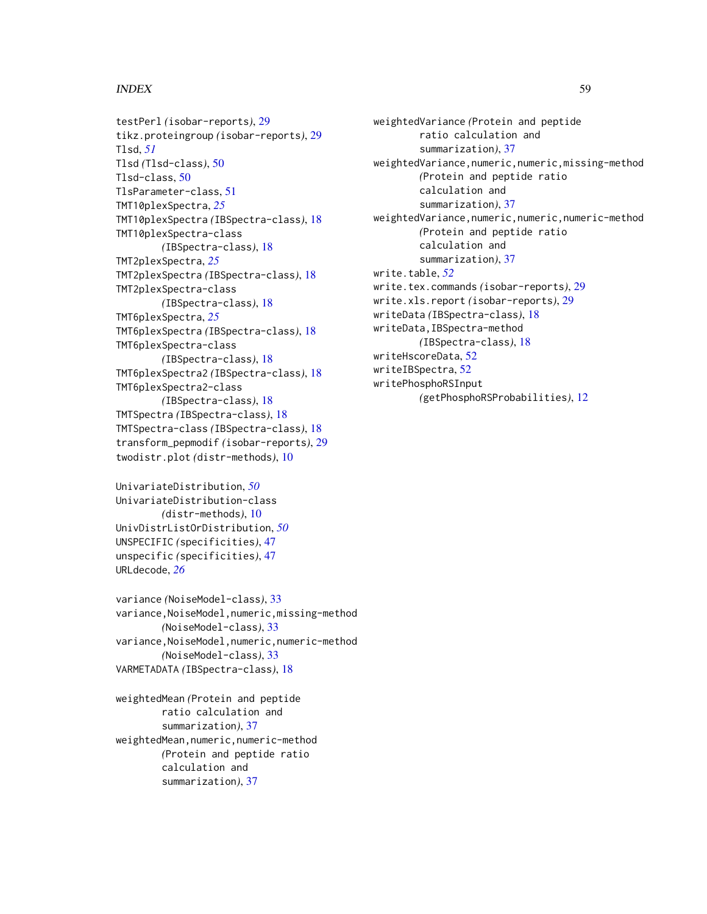testPerl *(isobar-reports)*, 29
tikz.proteingroup *(isobar-reports)*, 29
Tlsd, *51*
Tlsd *(Tlsd-class)*, 50
Tlsd-class, 50
TlsParameter-class, 51
TMT10plexSpectra, *25*
TMT10plexSpectra *(IBSpectra-class)*, 18
TMT10plexSpectra-class
    *(IBSpectra-class)*, 18
TMT2plexSpectra, *25*
TMT2plexSpectra *(IBSpectra-class)*, 18
TMT2plexSpectra-class
    *(IBSpectra-class)*, 18
TMT6plexSpectra, *25*
TMT6plexSpectra *(IBSpectra-class)*, 18
TMT6plexSpectra-class
    *(IBSpectra-class)*, 18
TMT6plexSpectra2 *(IBSpectra-class)*, 18
TMT6plexSpectra2-class
    *(IBSpectra-class)*, 18
TMTSpectra *(IBSpectra-class)*, 18
TMTSpectra-class *(IBSpectra-class)*, 18
transform_pepmodif *(isobar-reports)*, 29
twodistr.plot *(distr-methods)*, 10

UnivariateDistribution, *50*
UnivariateDistribution-class
    *(distr-methods)*, 10
UnivDistrListOrDistribution, *50*
UNSPECIFIC *(specificities)*, 47
unspecific *(specificities)*, 47
URLdecode, *26*

variance *(NoiseModel-class)*, 33
variance,NoiseModel,numeric,missing-method
    *(NoiseModel-class)*, 33
variance,NoiseModel,numeric,numeric-method
    *(NoiseModel-class)*, 33
VARMETADATA *(IBSpectra-class)*, 18

weightedMean *(Protein and peptide
    ratio calculation and
    summarization)*, 37
weightedMean,numeric,numeric-method
    *(Protein and peptide ratio
    calculation and
    summarization)*, 37
weightedVariance *(Protein and peptide
    ratio calculation and
    summarization)*, 37
weightedVariance,numeric,numeric,missing-method
    *(Protein and peptide ratio
    calculation and
    summarization)*, 37
weightedVariance,numeric,numeric,numeric-method
    *(Protein and peptide ratio
    calculation and
    summarization)*, 37
write.table, *52*
write.tex.commands *(isobar-reports)*, 29
write.xls.report *(isobar-reports)*, 29
writeData *(IBSpectra-class)*, 18
writeData,IBSpectra-method
    *(IBSpectra-class)*, 18
writeHscoreData, 52
writeIBSpectra, 52
writePhosphoRSInput
    *(getPhosphoRSProbabilities)*, 12